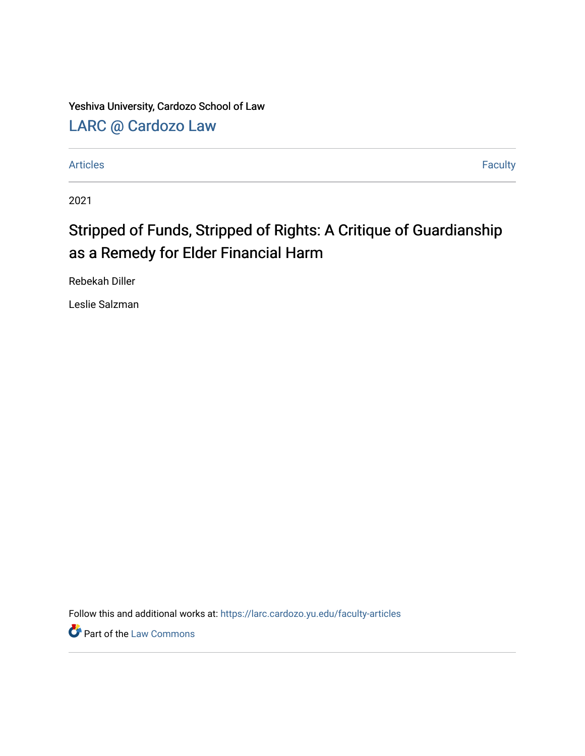Yeshiva University, Cardozo School of Law

[LARC @ Cardozo Law](https://larc.cardozo.yu.edu)

Articles | Faculty

2021

# Stripped of Funds, Stripped of Rights: A Critique of Guardianship as a Remedy for Elder Financial Harm

Rebekah Diller

Leslie Salzman

Follow this and additional works at: https://larc.cardozo.yu.edu/faculty-articles

Part of the Law Commons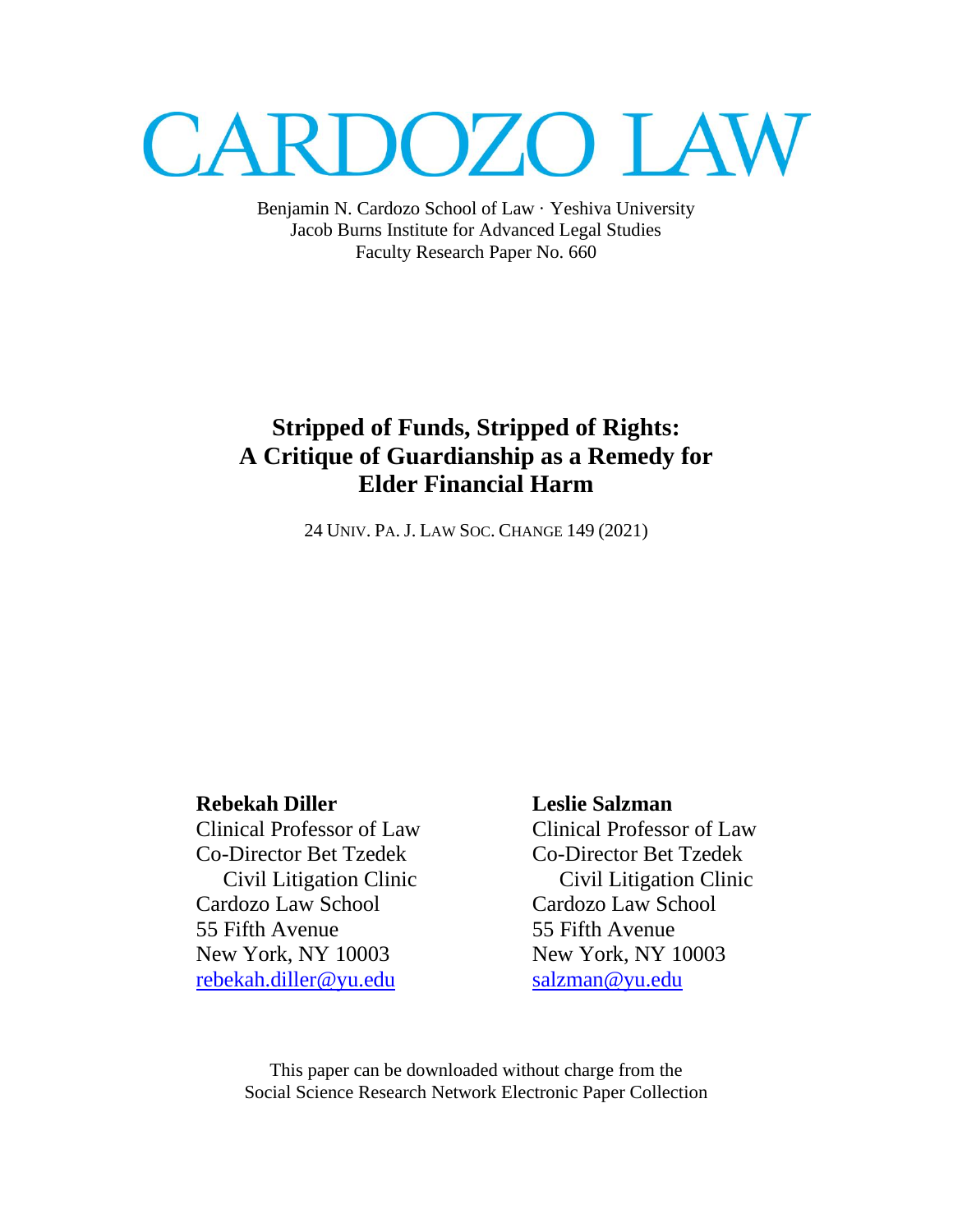# CARDOZO LAW

Benjamin N. Cardozo School of Law · Yeshiva University
Jacob Burns Institute for Advanced Legal Studies
Faculty Research Paper No. 660

## Stripped of Funds, Stripped of Rights: A Critique of Guardianship as a Remedy for Elder Financial Harm

24 UNIV. PA. J. LAW SOC. CHANGE 149 (2021)

**Rebekah Diller**
Clinical Professor of Law
Co-Director Bet Tzedek
Civil Litigation Clinic
Cardozo Law School
55 Fifth Avenue
New York, NY 10003
rebekah.diller@yu.edu

**Leslie Salzman**
Clinical Professor of Law
Co-Director Bet Tzedek
Civil Litigation Clinic
Cardozo Law School
55 Fifth Avenue
New York, NY 10003
salzman@yu.edu

This paper can be downloaded without charge from the
Social Science Research Network Electronic Paper Collection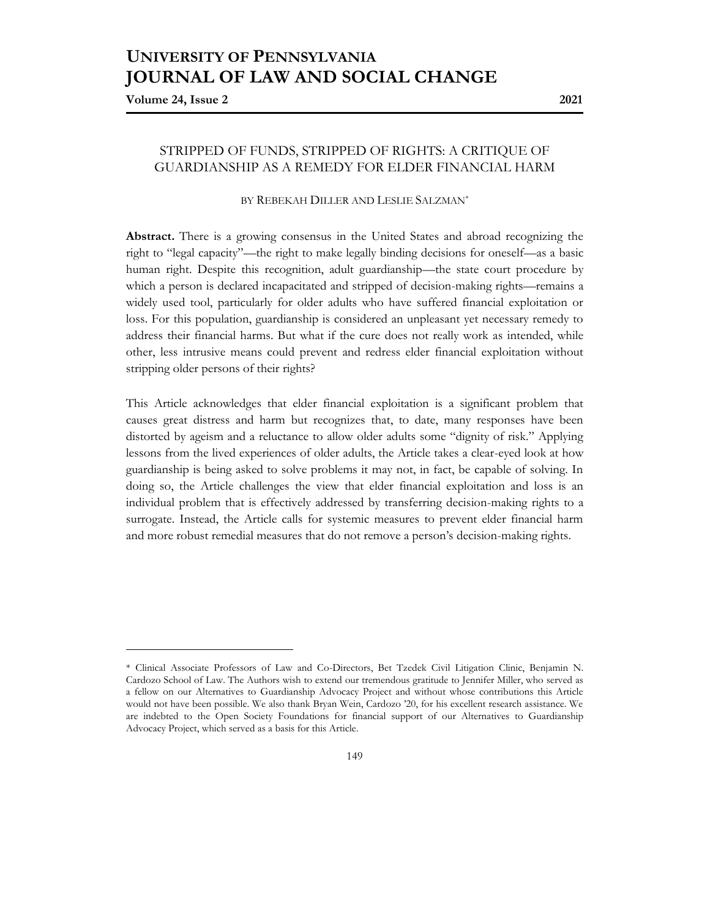# STRIPPED OF FUNDS, STRIPPED OF RIGHTS: A CRITIQUE OF GUARDIANSHIP AS A REMEDY FOR ELDER FINANCIAL HARM

BY REBEKAH DILLER AND LESLIE SALZMAN*

**Abstract.** There is a growing consensus in the United States and abroad recognizing the right to "legal capacity"—the right to make legally binding decisions for oneself—as a basic human right. Despite this recognition, adult guardianship—the state court procedure by which a person is declared incapacitated and stripped of decision-making rights—remains a widely used tool, particularly for older adults who have suffered financial exploitation or loss. For this population, guardianship is considered an unpleasant yet necessary remedy to address their financial harms. But what if the cure does not really work as intended, while other, less intrusive means could prevent and redress elder financial exploitation without stripping older persons of their rights?

This Article acknowledges that elder financial exploitation is a significant problem that causes great distress and harm but recognizes that, to date, many responses have been distorted by ageism and a reluctance to allow older adults some "dignity of risk." Applying lessons from the lived experiences of older adults, the Article takes a clear-eyed look at how guardianship is being asked to solve problems it may not, in fact, be capable of solving. In doing so, the Article challenges the view that elder financial exploitation and loss is an individual problem that is effectively addressed by transferring decision-making rights to a surrogate. Instead, the Article calls for systemic measures to prevent elder financial harm and more robust remedial measures that do not remove a person's decision-making rights.

---

\* Clinical Associate Professors of Law and Co-Directors, Bet Tzedek Civil Litigation Clinic, Benjamin N. Cardozo School of Law. The Authors wish to extend our tremendous gratitude to Jennifer Miller, who served as a fellow on our Alternatives to Guardianship Advocacy Project and without whose contributions this Article would not have been possible. We also thank Bryan Wein, Cardozo '20, for his excellent research assistance. We are indebted to the Open Society Foundations for financial support of our Alternatives to Guardianship Advocacy Project, which served as a basis for this Article.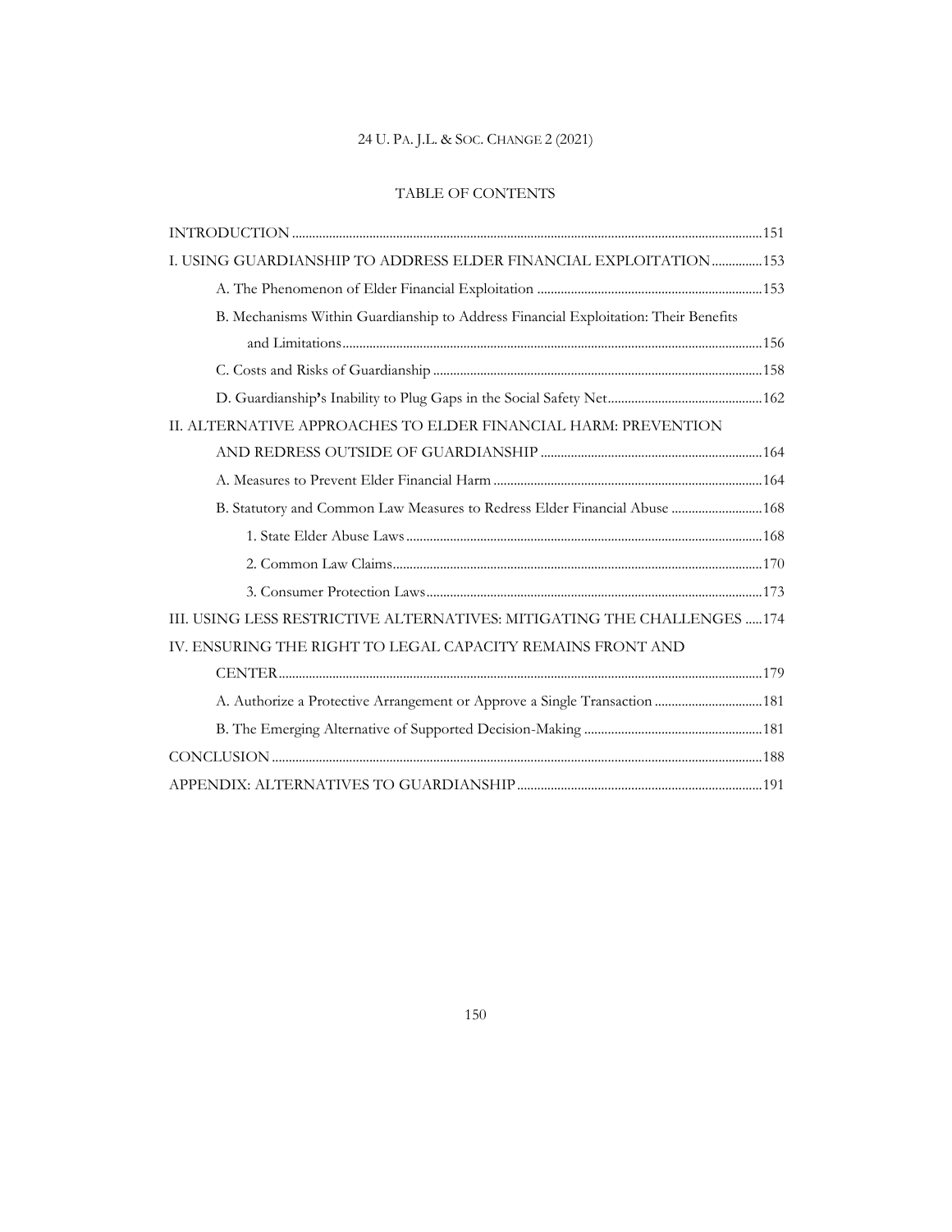## TABLE OF CONTENTS

INTRODUCTION ..... 151

I. USING GUARDIANSHIP TO ADDRESS ELDER FINANCIAL EXPLOITATION ..... 153

- A. The Phenomenon of Elder Financial Exploitation ..... 153
- B. Mechanisms Within Guardianship to Address Financial Exploitation: Their Benefits and Limitations ..... 156
- C. Costs and Risks of Guardianship ..... 158
- D. Guardianship's Inability to Plug Gaps in the Social Safety Net ..... 162

II. ALTERNATIVE APPROACHES TO ELDER FINANCIAL HARM: PREVENTION AND REDRESS OUTSIDE OF GUARDIANSHIP ..... 164

- A. Measures to Prevent Elder Financial Harm ..... 164
- B. Statutory and Common Law Measures to Redress Elder Financial Abuse ..... 168
  - 1. State Elder Abuse Laws ..... 168
  - 2. Common Law Claims ..... 170
  - 3. Consumer Protection Laws ..... 173

III. USING LESS RESTRICTIVE ALTERNATIVES: MITIGATING THE CHALLENGES ..... 174

IV. ENSURING THE RIGHT TO LEGAL CAPACITY REMAINS FRONT AND CENTER ..... 179

- A. Authorize a Protective Arrangement or Approve a Single Transaction ..... 181
- B. The Emerging Alternative of Supported Decision-Making ..... 181

CONCLUSION ..... 188

APPENDIX: ALTERNATIVES TO GUARDIANSHIP ..... 191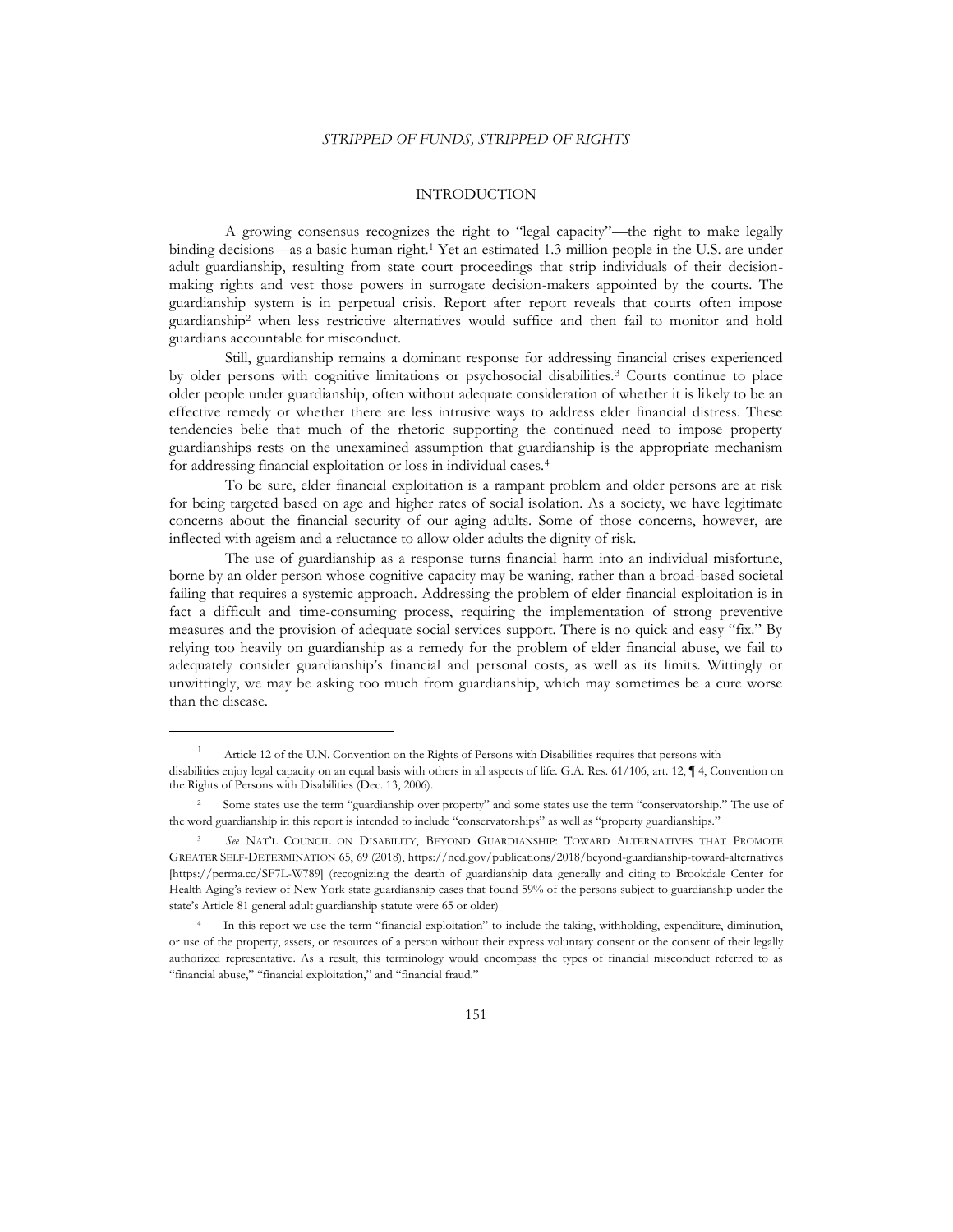## INTRODUCTION

A growing consensus recognizes the right to "legal capacity"—the right to make legally binding decisions—as a basic human right.[1] Yet an estimated 1.3 million people in the U.S. are under adult guardianship, resulting from state court proceedings that strip individuals of their decision-making rights and vest those powers in surrogate decision-makers appointed by the courts. The guardianship system is in perpetual crisis. Report after report reveals that courts often impose guardianship[2] when less restrictive alternatives would suffice and then fail to monitor and hold guardians accountable for misconduct.

Still, guardianship remains a dominant response for addressing financial crises experienced by older persons with cognitive limitations or psychosocial disabilities.[3] Courts continue to place older people under guardianship, often without adequate consideration of whether it is likely to be an effective remedy or whether there are less intrusive ways to address elder financial distress. These tendencies belie that much of the rhetoric supporting the continued need to impose property guardianships rests on the unexamined assumption that guardianship is the appropriate mechanism for addressing financial exploitation or loss in individual cases.[4]

To be sure, elder financial exploitation is a rampant problem and older persons are at risk for being targeted based on age and higher rates of social isolation. As a society, we have legitimate concerns about the financial security of our aging adults. Some of those concerns, however, are inflected with ageism and a reluctance to allow older adults the dignity of risk.

The use of guardianship as a response turns financial harm into an individual misfortune, borne by an older person whose cognitive capacity may be waning, rather than a broad-based societal failing that requires a systemic approach. Addressing the problem of elder financial exploitation is in fact a difficult and time-consuming process, requiring the implementation of strong preventive measures and the provision of adequate social services support. There is no quick and easy "fix." By relying too heavily on guardianship as a remedy for the problem of elder financial abuse, we fail to adequately consider guardianship's financial and personal costs, as well as its limits. Wittingly or unwittingly, we may be asking too much from guardianship, which may sometimes be a cure worse than the disease.

---

[1] Article 12 of the U.N. Convention on the Rights of Persons with Disabilities requires that persons with disabilities enjoy legal capacity on an equal basis with others in all aspects of life. G.A. Res. 61/106, art. 12, ¶ 4, Convention on the Rights of Persons with Disabilities (Dec. 13, 2006).

[2] Some states use the term "guardianship over property" and some states use the term "conservatorship." The use of the word guardianship in this report is intended to include "conservatorships" as well as "property guardianships."

[3] *See* NAT'L COUNCIL ON DISABILITY, BEYOND GUARDIANSHIP: TOWARD ALTERNATIVES THAT PROMOTE GREATER SELF-DETERMINATION 65, 69 (2018), https://ncd.gov/publications/2018/beyond-guardianship-toward-alternatives [https://perma.cc/SF7L-W789] (recognizing the dearth of guardianship data generally and citing to Brookdale Center for Health Aging's review of New York state guardianship cases that found 59% of the persons subject to guardianship under the state's Article 81 general adult guardianship statute were 65 or older)

[4] In this report we use the term "financial exploitation" to include the taking, withholding, expenditure, diminution, or use of the property, assets, or resources of a person without their express voluntary consent or the consent of their legally authorized representative. As a result, this terminology would encompass the types of financial misconduct referred to as "financial abuse," "financial exploitation," and "financial fraud."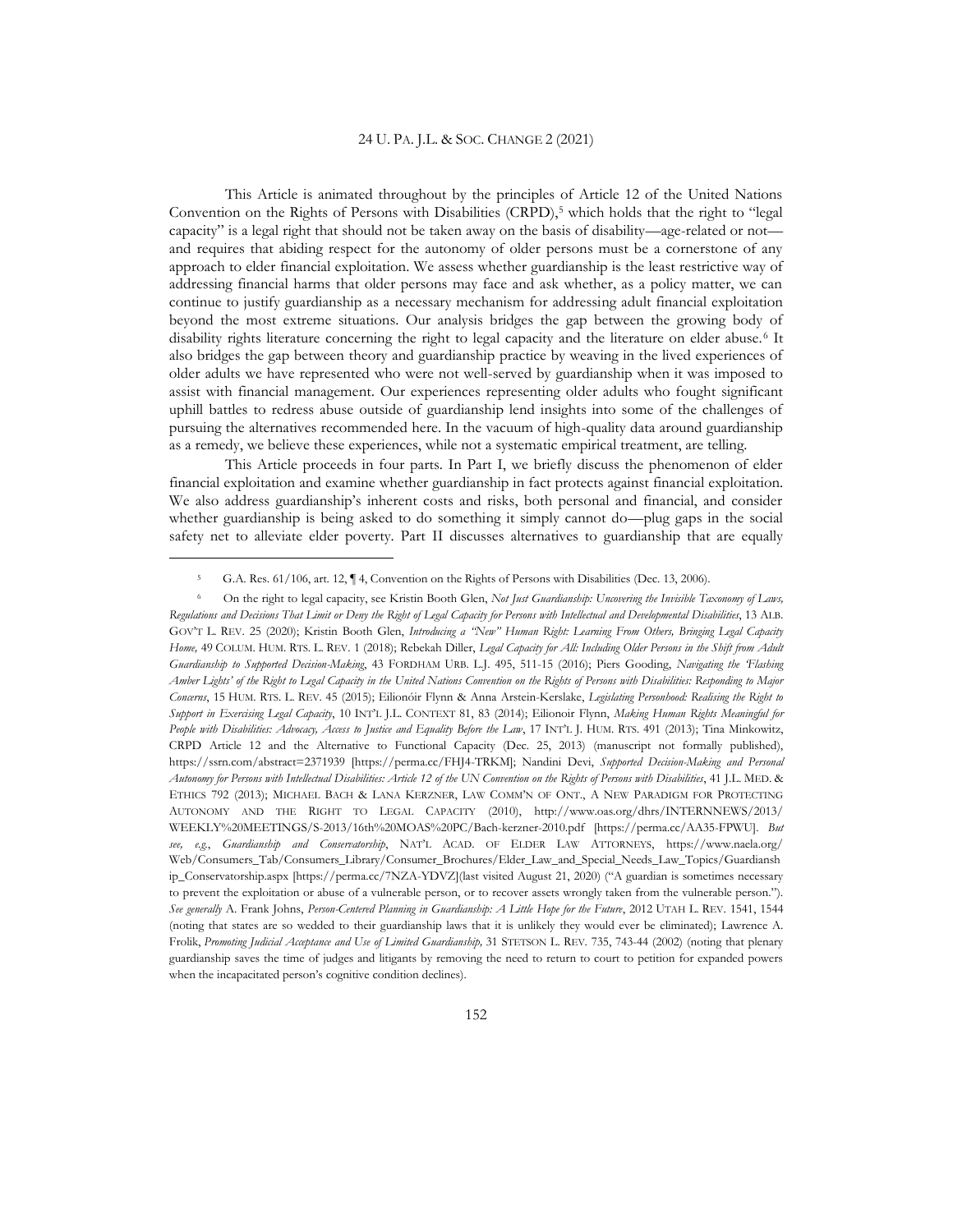This Article is animated throughout by the principles of Article 12 of the United Nations Convention on the Rights of Persons with Disabilities (CRPD),[5] which holds that the right to "legal capacity" is a legal right that should not be taken away on the basis of disability—age-related or not—and requires that abiding respect for the autonomy of older persons must be a cornerstone of any approach to elder financial exploitation. We assess whether guardianship is the least restrictive way of addressing financial harms that older persons may face and ask whether, as a policy matter, we can continue to justify guardianship as a necessary mechanism for addressing adult financial exploitation beyond the most extreme situations. Our analysis bridges the gap between the growing body of disability rights literature concerning the right to legal capacity and the literature on elder abuse.[6] It also bridges the gap between theory and guardianship practice by weaving in the lived experiences of older adults we have represented who were not well-served by guardianship when it was imposed to assist with financial management. Our experiences representing older adults who fought significant uphill battles to redress abuse outside of guardianship lend insights into some of the challenges of pursuing the alternatives recommended here. In the vacuum of high-quality data around guardianship as a remedy, we believe these experiences, while not a systematic empirical treatment, are telling.

This Article proceeds in four parts. In Part I, we briefly discuss the phenomenon of elder financial exploitation and examine whether guardianship in fact protects against financial exploitation. We also address guardianship's inherent costs and risks, both personal and financial, and consider whether guardianship is being asked to do something it simply cannot do—plug gaps in the social safety net to alleviate elder poverty. Part II discusses alternatives to guardianship that are equally

---

[5] G.A. Res. 61/106, art. 12, ¶ 4, Convention on the Rights of Persons with Disabilities (Dec. 13, 2006).

[6] On the right to legal capacity, see Kristin Booth Glen, *Not Just Guardianship: Uncovering the Invisible Taxonomy of Laws, Regulations and Decisions That Limit or Deny the Right of Legal Capacity for Persons with Intellectual and Developmental Disabilities*, 13 ALB. GOV'T L. REV. 25 (2020); Kristin Booth Glen, *Introducing a "New" Human Right: Learning From Others, Bringing Legal Capacity Home,* 49 COLUM. HUM. RTS. L. REV. 1 (2018); Rebekah Diller, *Legal Capacity for All: Including Older Persons in the Shift from Adult Guardianship to Supported Decision-Making*, 43 FORDHAM URB. L.J. 495, 511-15 (2016); Piers Gooding, *Navigating the 'Flashing Amber Lights' of the Right to Legal Capacity in the United Nations Convention on the Rights of Persons with Disabilities: Responding to Major Concerns*, 15 HUM. RTS. L. REV. 45 (2015); Eilionóir Flynn & Anna Arstein-Kerslake, *Legislating Personhood: Realising the Right to Support in Exercising Legal Capacity*, 10 INT'L J.L. CONTEXT 81, 83 (2014); Eilionoir Flynn, *Making Human Rights Meaningful for People with Disabilities: Advocacy, Access to Justice and Equality Before the Law*, 17 INT'L J. HUM. RTS. 491 (2013); Tina Minkowitz, CRPD Article 12 and the Alternative to Functional Capacity (Dec. 25, 2013) (manuscript not formally published), https://ssrn.com/abstract=2371939 [https://perma.cc/FHJ4-TRKM]; Nandini Devi, *Supported Decision-Making and Personal Autonomy for Persons with Intellectual Disabilities: Article 12 of the UN Convention on the Rights of Persons with Disabilities*, 41 J.L. MED. & ETHICS 792 (2013); MICHAEL BACH & LANA KERZNER, LAW COMM'N OF ONT., A NEW PARADIGM FOR PROTECTING AUTONOMY AND THE RIGHT TO LEGAL CAPACITY (2010), http://www.oas.org/dhrs/INTERNNEWS/2013/WEEKLY%20MEETINGS/S-2013/16th%20MOAS%20PC/Bach-kerzner-2010.pdf [https://perma.cc/AA35-FPWU]. *But see, e.g.*, *Guardianship and Conservatorship*, NAT'L ACAD. OF ELDER LAW ATTORNEYS, https://www.naela.org/Web/Consumers_Tab/Consumers_Library/Consumer_Brochures/Elder_Law_and_Special_Needs_Law_Topics/Guardianship_Conservatorship.aspx [https://perma.cc/7NZA-YDVZ](last visited August 21, 2020) ("A guardian is sometimes necessary to prevent the exploitation or abuse of a vulnerable person, or to recover assets wrongly taken from the vulnerable person."). *See generally* A. Frank Johns, *Person-Centered Planning in Guardianship: A Little Hope for the Future*, 2012 UTAH L. REV. 1541, 1544 (noting that states are so wedded to their guardianship laws that it is unlikely they would ever be eliminated); Lawrence A. Frolik, *Promoting Judicial Acceptance and Use of Limited Guardianship,* 31 STETSON L. REV. 735, 743-44 (2002) (noting that plenary guardianship saves the time of judges and litigants by removing the need to return to court to petition for expanded powers when the incapacitated person's cognitive condition declines).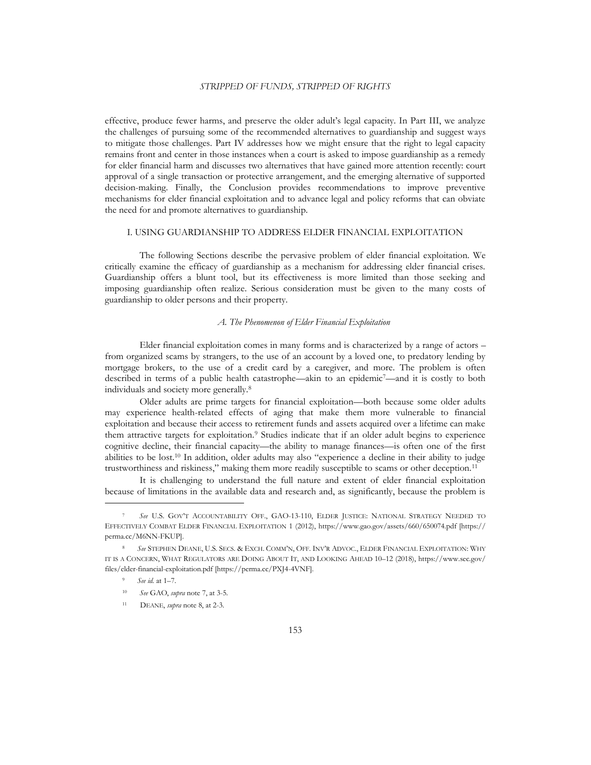effective, produce fewer harms, and preserve the older adult's legal capacity. In Part III, we analyze the challenges of pursuing some of the recommended alternatives to guardianship and suggest ways to mitigate those challenges. Part IV addresses how we might ensure that the right to legal capacity remains front and center in those instances when a court is asked to impose guardianship as a remedy for elder financial harm and discusses two alternatives that have gained more attention recently: court approval of a single transaction or protective arrangement, and the emerging alternative of supported decision-making. Finally, the Conclusion provides recommendations to improve preventive mechanisms for elder financial exploitation and to advance legal and policy reforms that can obviate the need for and promote alternatives to guardianship.

## I. USING GUARDIANSHIP TO ADDRESS ELDER FINANCIAL EXPLOITATION

The following Sections describe the pervasive problem of elder financial exploitation. We critically examine the efficacy of guardianship as a mechanism for addressing elder financial crises. Guardianship offers a blunt tool, but its effectiveness is more limited than those seeking and imposing guardianship often realize. Serious consideration must be given to the many costs of guardianship to older persons and their property.

### *A. The Phenomenon of Elder Financial Exploitation*

Elder financial exploitation comes in many forms and is characterized by a range of actors – from organized scams by strangers, to the use of an account by a loved one, to predatory lending by mortgage brokers, to the use of a credit card by a caregiver, and more. The problem is often described in terms of a public health catastrophe—akin to an epidemic[7]—and it is costly to both individuals and society more generally.[8]

Older adults are prime targets for financial exploitation—both because some older adults may experience health-related effects of aging that make them more vulnerable to financial exploitation and because their access to retirement funds and assets acquired over a lifetime can make them attractive targets for exploitation.[9] Studies indicate that if an older adult begins to experience cognitive decline, their financial capacity—the ability to manage finances—is often one of the first abilities to be lost.[10] In addition, older adults may also "experience a decline in their ability to judge trustworthiness and riskiness," making them more readily susceptible to scams or other deception.[11]

It is challenging to understand the full nature and extent of elder financial exploitation because of limitations in the available data and research and, as significantly, because the problem is

---

[7] *See* U.S. GOV'T ACCOUNTABILITY OFF., GAO-13-110, ELDER JUSTICE: NATIONAL STRATEGY NEEDED TO EFFECTIVELY COMBAT ELDER FINANCIAL EXPLOITATION 1 (2012), https://www.gao.gov/assets/660/650074.pdf [https://perma.cc/M6NN-FKUP].

[8] *See* STEPHEN DEANE, U.S. SECS. & EXCH. COMM'N, OFF. INV'R ADVOC., ELDER FINANCIAL EXPLOITATION: WHY IT IS A CONCERN, WHAT REGULATORS ARE DOING ABOUT IT, AND LOOKING AHEAD 10–12 (2018), https://www.sec.gov/files/elder-financial-exploitation.pdf [https://perma.cc/PXJ4-4VNF].

[9] *See id.* at 1–7.

[10] *See* GAO, *supra* note 7, at 3-5.

[11] DEANE, *supra* note 8, at 2-3.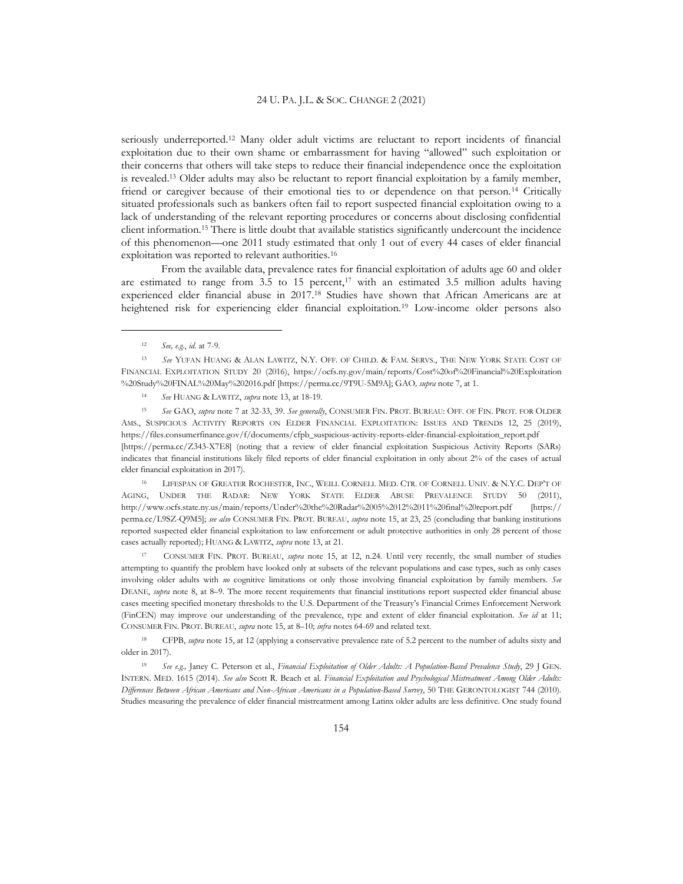seriously underreported.[12] Many older adult victims are reluctant to report incidents of financial exploitation due to their own shame or embarrassment for having "allowed" such exploitation or their concerns that others will take steps to reduce their financial independence once the exploitation is revealed.[13] Older adults may also be reluctant to report financial exploitation by a family member, friend or caregiver because of their emotional ties to or dependence on that person.[14] Critically situated professionals such as bankers often fail to report suspected financial exploitation owing to a lack of understanding of the relevant reporting procedures or concerns about disclosing confidential client information.[15] There is little doubt that available statistics significantly undercount the incidence of this phenomenon—one 2011 study estimated that only 1 out of every 44 cases of elder financial exploitation was reported to relevant authorities.[16]

From the available data, prevalence rates for financial exploitation of adults age 60 and older are estimated to range from 3.5 to 15 percent,[17] with an estimated 3.5 million adults having experienced elder financial abuse in 2017.[18] Studies have shown that African Americans are at heightened risk for experiencing elder financial exploitation.[19] Low-income older persons also

---

[12] *See, e.g.*, *id.* at 7-9.

[13] *See* YUFAN HUANG & ALAN LAWITZ, N.Y. OFF. OF CHILD. & FAM. SERVS., THE NEW YORK STATE COST OF FINANCIAL EXPLOITATION STUDY 20 (2016), https://ocfs.ny.gov/main/reports/Cost%20of%20Financial%20Exploitation%20Study%20FINAL%20May%202016.pdf [https://perma.cc/9T9U-5M9A]; GAO, *supra* note 7, at 1.

[14] *See* HUANG & LAWITZ, *supra* note 13, at 18-19.

[15] *See* GAO, *supra* note 7 at 32-33, 39. *See generally*, CONSUMER FIN. PROT. BUREAU: OFF. OF FIN. PROT. FOR OLDER AMS., SUSPICIOUS ACTIVITY REPORTS ON ELDER FINANCIAL EXPLOITATION: ISSUES AND TRENDS 12, 25 (2019), https://files.consumerfinance.gov/f/documents/cfpb_suspicious-activity-reports-elder-financial-exploitation_report.pdf [https://perma.cc/Z343-X7E8] (noting that a review of elder financial exploitation Suspicious Activity Reports (SARs) indicates that financial institutions likely filed reports of elder financial exploitation in only about 2% of the cases of actual elder financial exploitation in 2017).

[16] LIFESPAN OF GREATER ROCHESTER, INC., WEILL CORNELL MED. CTR. OF CORNELL UNIV. & N.Y.C. DEP'T OF AGING, UNDER THE RADAR: NEW YORK STATE ELDER ABUSE PREVALENCE STUDY 50 (2011), http://www.ocfs.state.ny.us/main/reports/Under%20the%20Radar%2005%2012%2011%20final%20report.pdf [https://perma.cc/L9SZ-Q9M5]; *see also* CONSUMER FIN. PROT. BUREAU, *supra* note 15, at 23, 25 (concluding that banking institutions reported suspected elder financial exploitation to law enforcement or adult protective authorities in only 28 percent of those cases actually reported); HUANG & LAWITZ, *supra* note 13, at 21.

[17] CONSUMER FIN. PROT. BUREAU, *supra* note 15, at 12, n.24. Until very recently, the small number of studies attempting to quantify the problem have looked only at subsets of the relevant populations and case types, such as only cases involving older adults with *no* cognitive limitations or only those involving financial exploitation by family members. *See* DEANE, *supra* note 8, at 8–9. The more recent requirements that financial institutions report suspected elder financial abuse cases meeting specified monetary thresholds to the U.S. Department of the Treasury's Financial Crimes Enforcement Network (FinCEN) may improve our understanding of the prevalence, type and extent of elder financial exploitation. *See id* at 11; CONSUMER FIN. PROT. BUREAU, *supra* note 15, at 8–10; *infra* notes 64-69 and related text.

[18] CFPB, *supra* note 15, at 12 (applying a conservative prevalence rate of 5.2 percent to the number of adults sixty and older in 2017).

[19] *See e.g.,* Janey C. Peterson et al., *Financial Exploitation of Older Adults: A Population-Based Prevalence Study*, 29 J GEN. INTERN. MED. 1615 (2014). *See also* Scott R. Beach et al. *Financial Exploitation and Psychological Mistreatment Among Older Adults: Differences Between African Americans and Non-African Americans in a Population-Based Survey*, 50 THE GERONTOLOGIST 744 (2010). Studies measuring the prevalence of elder financial mistreatment among Latinx older adults are less definitive. One study found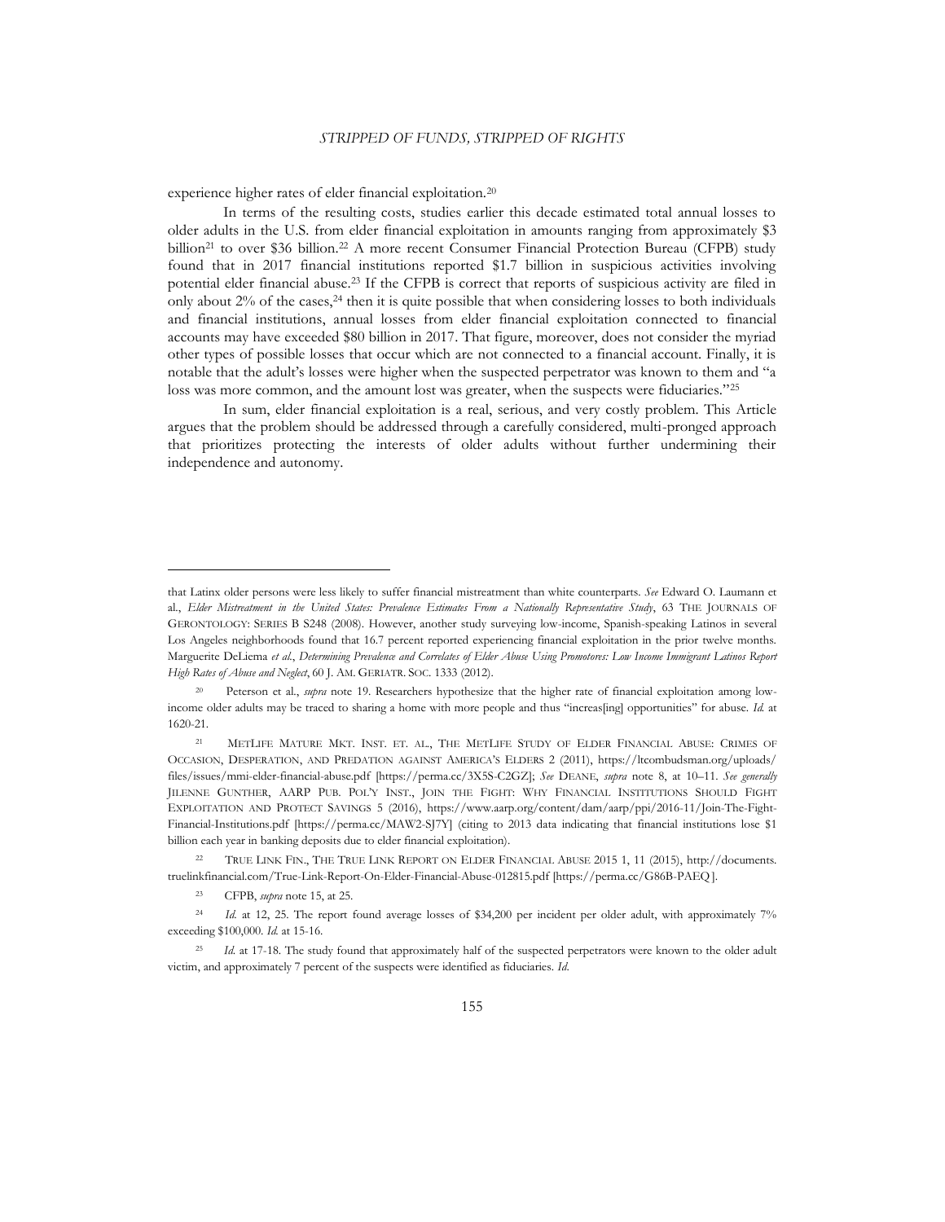experience higher rates of elder financial exploitation.[20]

In terms of the resulting costs, studies earlier this decade estimated total annual losses to older adults in the U.S. from elder financial exploitation in amounts ranging from approximately $3 billion[21] to over $36 billion.[22] A more recent Consumer Financial Protection Bureau (CFPB) study found that in 2017 financial institutions reported $1.7 billion in suspicious activities involving potential elder financial abuse.[23] If the CFPB is correct that reports of suspicious activity are filed in only about 2% of the cases,[24] then it is quite possible that when considering losses to both individuals and financial institutions, annual losses from elder financial exploitation connected to financial accounts may have exceeded $80 billion in 2017. That figure, moreover, does not consider the myriad other types of possible losses that occur which are not connected to a financial account. Finally, it is notable that the adult's losses were higher when the suspected perpetrator was known to them and "a loss was more common, and the amount lost was greater, when the suspects were fiduciaries."[25]

In sum, elder financial exploitation is a real, serious, and very costly problem. This Article argues that the problem should be addressed through a carefully considered, multi-pronged approach that prioritizes protecting the interests of older adults without further undermining their independence and autonomy.

---

that Latinx older persons were less likely to suffer financial mistreatment than white counterparts. *See* Edward O. Laumann et al., *Elder Mistreatment in the United States: Prevalence Estimates From a Nationally Representative Study*, 63 THE JOURNALS OF GERONTOLOGY: SERIES B S248 (2008). However, another study surveying low-income, Spanish-speaking Latinos in several Los Angeles neighborhoods found that 16.7 percent reported experiencing financial exploitation in the prior twelve months. Marguerite DeLiema *et al.*, *Determining Prevalence and Correlates of Elder Abuse Using Promotores: Low Income Immigrant Latinos Report High Rates of Abuse and Neglect*, 60 J. AM. GERIATR. SOC. 1333 (2012).

[20] Peterson et al., *supra* note 19. Researchers hypothesize that the higher rate of financial exploitation among low-income older adults may be traced to sharing a home with more people and thus "increas[ing] opportunities" for abuse. *Id.* at 1620-21.

[21] METLIFE MATURE MKT. INST. ET. AL., THE METLIFE STUDY OF ELDER FINANCIAL ABUSE: CRIMES OF OCCASION, DESPERATION, AND PREDATION AGAINST AMERICA'S ELDERS 2 (2011), https://ltcombudsman.org/uploads/files/issues/mmi-elder-financial-abuse.pdf [https://perma.cc/3X5S-C2GZ]; *See* DEANE, *supra* note 8, at 10–11. *See generally* JILENNE GUNTHER, AARP PUB. POL'Y INST., JOIN THE FIGHT: WHY FINANCIAL INSTITUTIONS SHOULD FIGHT EXPLOITATION AND PROTECT SAVINGS 5 (2016), https://www.aarp.org/content/dam/aarp/ppi/2016-11/Join-The-Fight-Financial-Institutions.pdf [https://perma.cc/MAW2-SJ7Y] (citing to 2013 data indicating that financial institutions lose $1 billion each year in banking deposits due to elder financial exploitation).

[22] TRUE LINK FIN., THE TRUE LINK REPORT ON ELDER FINANCIAL ABUSE 2015 1, 11 (2015), http://documents.truelinkfinancial.com/True-Link-Report-On-Elder-Financial-Abuse-012815.pdf [https://perma.cc/G86B-PAEQ].

[23] CFPB, *supra* note 15, at 25.

[24] *Id.* at 12, 25. The report found average losses of $34,200 per incident per older adult, with approximately 7% exceeding $100,000. *Id.* at 15-16.

[25] *Id.* at 17-18. The study found that approximately half of the suspected perpetrators were known to the older adult victim, and approximately 7 percent of the suspects were identified as fiduciaries. *Id.*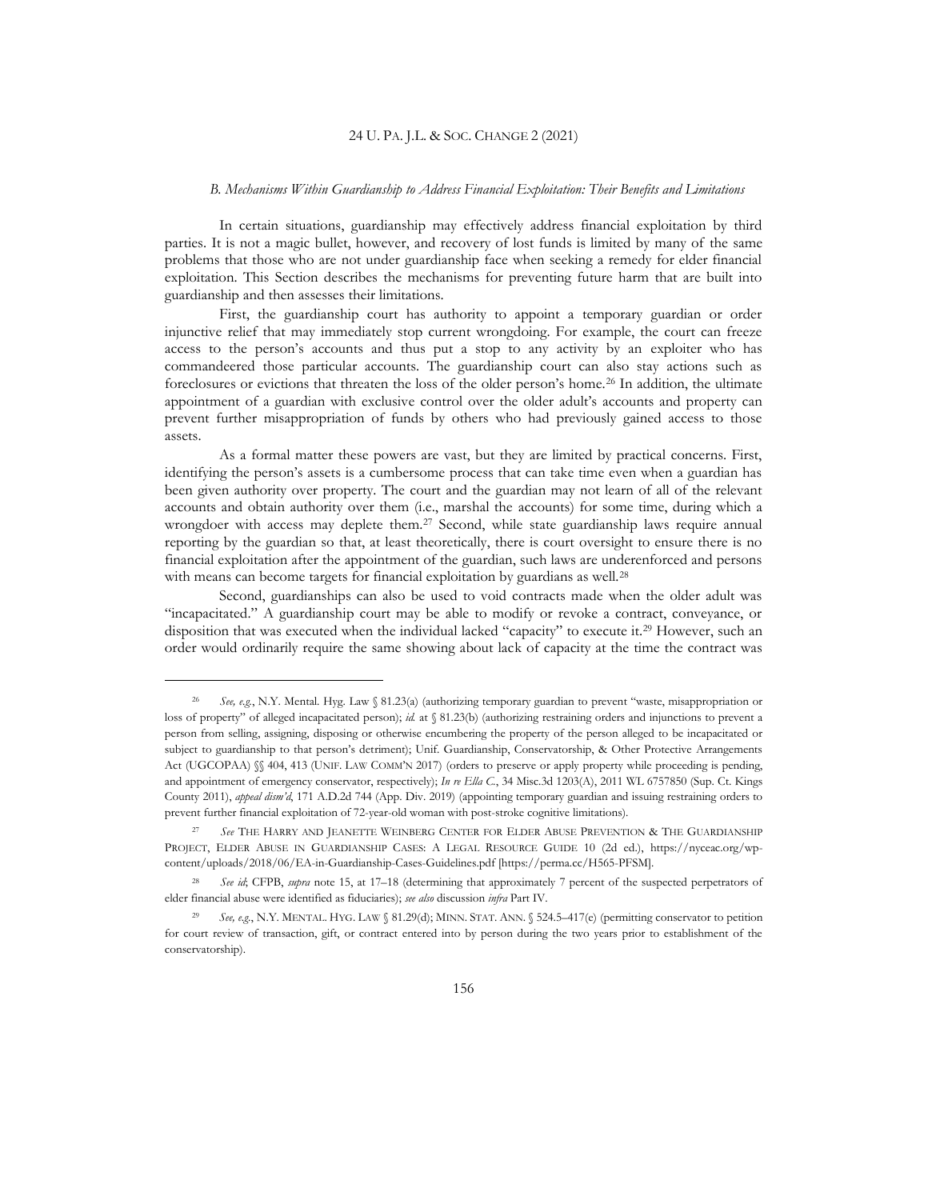### *B. Mechanisms Within Guardianship to Address Financial Exploitation: Their Benefits and Limitations*

In certain situations, guardianship may effectively address financial exploitation by third parties. It is not a magic bullet, however, and recovery of lost funds is limited by many of the same problems that those who are not under guardianship face when seeking a remedy for elder financial exploitation. This Section describes the mechanisms for preventing future harm that are built into guardianship and then assesses their limitations.

First, the guardianship court has authority to appoint a temporary guardian or order injunctive relief that may immediately stop current wrongdoing. For example, the court can freeze access to the person's accounts and thus put a stop to any activity by an exploiter who has commandeered those particular accounts. The guardianship court can also stay actions such as foreclosures or evictions that threaten the loss of the older person's home.[26] In addition, the ultimate appointment of a guardian with exclusive control over the older adult's accounts and property can prevent further misappropriation of funds by others who had previously gained access to those assets.

As a formal matter these powers are vast, but they are limited by practical concerns. First, identifying the person's assets is a cumbersome process that can take time even when a guardian has been given authority over property. The court and the guardian may not learn of all of the relevant accounts and obtain authority over them (i.e., marshal the accounts) for some time, during which a wrongdoer with access may deplete them.[27] Second, while state guardianship laws require annual reporting by the guardian so that, at least theoretically, there is court oversight to ensure there is no financial exploitation after the appointment of the guardian, such laws are underenforced and persons with means can become targets for financial exploitation by guardians as well.[28]

Second, guardianships can also be used to void contracts made when the older adult was "incapacitated." A guardianship court may be able to modify or revoke a contract, conveyance, or disposition that was executed when the individual lacked "capacity" to execute it.[29] However, such an order would ordinarily require the same showing about lack of capacity at the time the contract was

---

[26] *See, e.g.*, N.Y. Mental. Hyg. Law § 81.23(a) (authorizing temporary guardian to prevent "waste, misappropriation or loss of property" of alleged incapacitated person); *id.* at § 81.23(b) (authorizing restraining orders and injunctions to prevent a person from selling, assigning, disposing or otherwise encumbering the property of the person alleged to be incapacitated or subject to guardianship to that person's detriment); Unif. Guardianship, Conservatorship, & Other Protective Arrangements Act (UGCOPAA) §§ 404, 413 (UNIF. LAW COMM'N 2017) (orders to preserve or apply property while proceeding is pending, and appointment of emergency conservator, respectively); *In re Ella C.*, 34 Misc.3d 1203(A), 2011 WL 6757850 (Sup. Ct. Kings County 2011), *appeal dism'd*, 171 A.D.2d 744 (App. Div. 2019) (appointing temporary guardian and issuing restraining orders to prevent further financial exploitation of 72-year-old woman with post-stroke cognitive limitations).

[27] *See* THE HARRY AND JEANETTE WEINBERG CENTER FOR ELDER ABUSE PREVENTION & THE GUARDIANSHIP PROJECT, ELDER ABUSE IN GUARDIANSHIP CASES: A LEGAL RESOURCE GUIDE 10 (2d ed.), https://nyceac.org/wp-content/uploads/2018/06/EA-in-Guardianship-Cases-Guidelines.pdf [https://perma.cc/H565-PFSM].

[28] *See id*; CFPB, *supra* note 15, at 17–18 (determining that approximately 7 percent of the suspected perpetrators of elder financial abuse were identified as fiduciaries); *see also* discussion *infra* Part IV.

[29] *See, e.g.*, N.Y. MENTAL. HYG. LAW § 81.29(d); MINN. STAT. ANN. § 524.5–417(e) (permitting conservator to petition for court review of transaction, gift, or contract entered into by person during the two years prior to establishment of the conservatorship).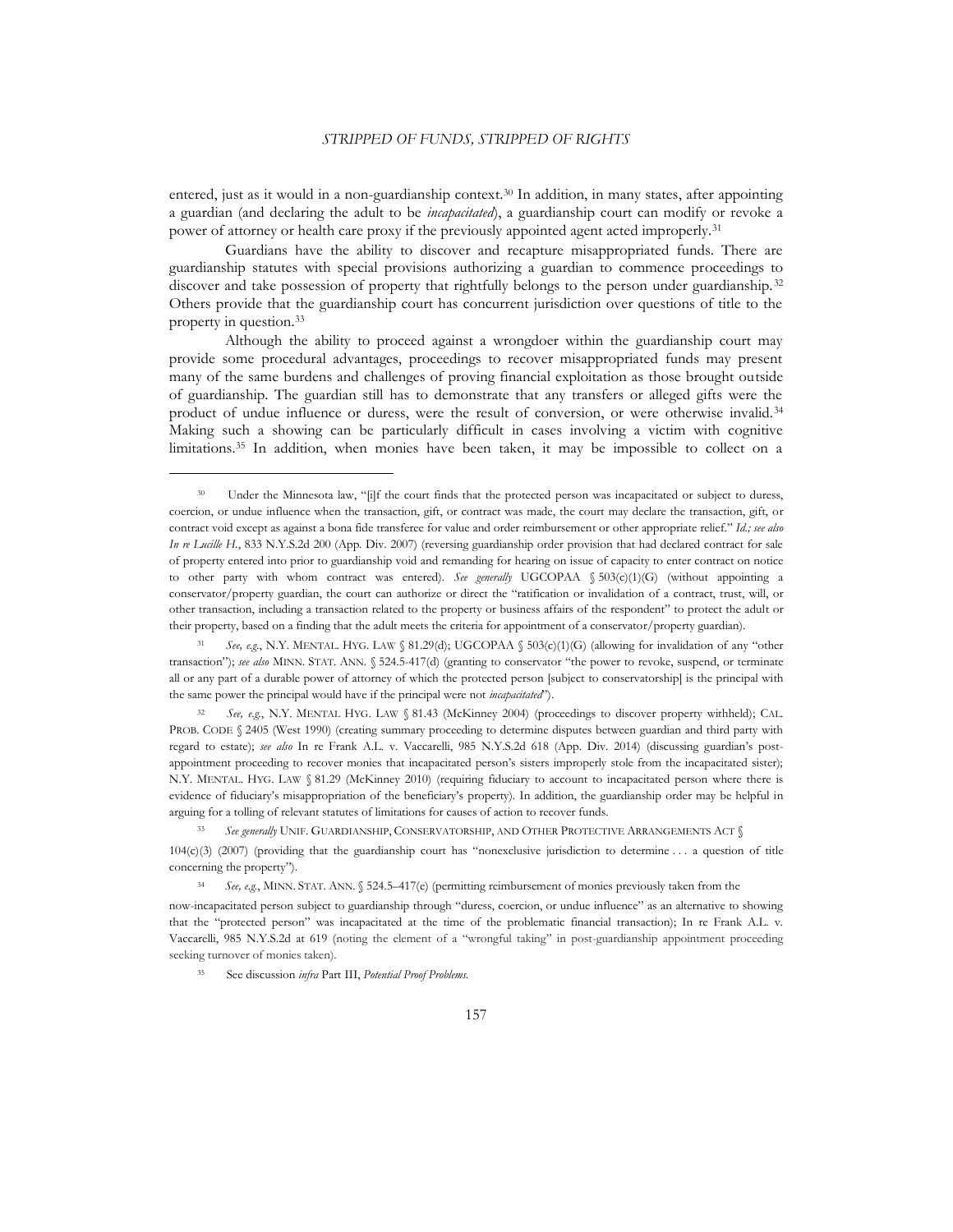entered, just as it would in a non-guardianship context.[30] In addition, in many states, after appointing a guardian (and declaring the adult to be *incapacitated*), a guardianship court can modify or revoke a power of attorney or health care proxy if the previously appointed agent acted improperly.[31]

Guardians have the ability to discover and recapture misappropriated funds. There are guardianship statutes with special provisions authorizing a guardian to commence proceedings to discover and take possession of property that rightfully belongs to the person under guardianship.[32] Others provide that the guardianship court has concurrent jurisdiction over questions of title to the property in question.[33]

Although the ability to proceed against a wrongdoer within the guardianship court may provide some procedural advantages, proceedings to recover misappropriated funds may present many of the same burdens and challenges of proving financial exploitation as those brought outside of guardianship. The guardian still has to demonstrate that any transfers or alleged gifts were the product of undue influence or duress, were the result of conversion, or were otherwise invalid.[34] Making such a showing can be particularly difficult in cases involving a victim with cognitive limitations.[35] In addition, when monies have been taken, it may be impossible to collect on a

---

[30] Under the Minnesota law, "[i]f the court finds that the protected person was incapacitated or subject to duress, coercion, or undue influence when the transaction, gift, or contract was made, the court may declare the transaction, gift, or contract void except as against a bona fide transferee for value and order reimbursement or other appropriate relief." *Id.; see also In re Lucille H.*, 833 N.Y.S.2d 200 (App. Div. 2007) (reversing guardianship order provision that had declared contract for sale of property entered into prior to guardianship void and remanding for hearing on issue of capacity to enter contract on notice to other party with whom contract was entered). *See generally* UGCOPAA § 503(c)(1)(G) (without appointing a conservator/property guardian, the court can authorize or direct the "ratification or invalidation of a contract, trust, will, or other transaction, including a transaction related to the property or business affairs of the respondent" to protect the adult or their property, based on a finding that the adult meets the criteria for appointment of a conservator/property guardian).

[31] *See, e.g.*, N.Y. MENTAL. HYG. LAW § 81.29(d); UGCOPAA § 503(c)(1)(G) (allowing for invalidation of any "other transaction"); *see also* MINN. STAT. ANN. § 524.5-417(d) (granting to conservator "the power to revoke, suspend, or terminate all or any part of a durable power of attorney of which the protected person [subject to conservatorship] is the principal with the same power the principal would have if the principal were not *incapacitated*").

[32] *See, e.g.*, N.Y. MENTAL HYG. LAW § 81.43 (McKinney 2004) (proceedings to discover property withheld); CAL. PROB. CODE § 2405 (West 1990) (creating summary proceeding to determine disputes between guardian and third party with regard to estate); *see also* In re Frank A.L. v. Vaccarelli, 985 N.Y.S.2d 618 (App. Div. 2014) (discussing guardian's post-appointment proceeding to recover monies that incapacitated person's sisters improperly stole from the incapacitated sister); N.Y. MENTAL. HYG. LAW § 81.29 (McKinney 2010) (requiring fiduciary to account to incapacitated person where there is evidence of fiduciary's misappropriation of the beneficiary's property). In addition, the guardianship order may be helpful in arguing for a tolling of relevant statutes of limitations for causes of action to recover funds.

[33] *See generally* UNIF. GUARDIANSHIP, CONSERVATORSHIP, AND OTHER PROTECTIVE ARRANGEMENTS ACT § 104(c)(3) (2007) (providing that the guardianship court has "nonexclusive jurisdiction to determine . . . a question of title concerning the property").

[34] *See, e.g.*, MINN. STAT. ANN. § 524.5–417(c) (permitting reimbursement of monies previously taken from the now-incapacitated person subject to guardianship through "duress, coercion, or undue influence" as an alternative to showing that the "protected person" was incapacitated at the time of the problematic financial transaction); In re Frank A.L. v. Vaccarelli, 985 N.Y.S.2d at 619 (noting the element of a "wrongful taking" in post-guardianship appointment proceeding seeking turnover of monies taken).

[35] See discussion *infra* Part III, *Potential Proof Problems.*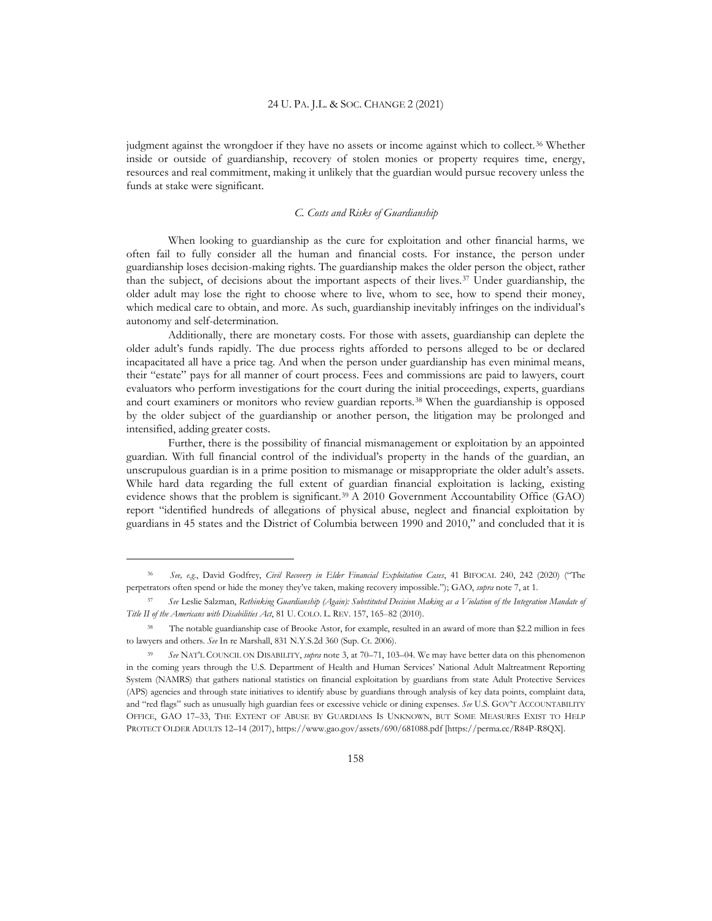judgment against the wrongdoer if they have no assets or income against which to collect.[36] Whether inside or outside of guardianship, recovery of stolen monies or property requires time, energy, resources and real commitment, making it unlikely that the guardian would pursue recovery unless the funds at stake were significant.

### *C. Costs and Risks of Guardianship*

When looking to guardianship as the cure for exploitation and other financial harms, we often fail to fully consider all the human and financial costs. For instance, the person under guardianship loses decision-making rights. The guardianship makes the older person the object, rather than the subject, of decisions about the important aspects of their lives.[37] Under guardianship, the older adult may lose the right to choose where to live, whom to see, how to spend their money, which medical care to obtain, and more. As such, guardianship inevitably infringes on the individual's autonomy and self-determination.

Additionally, there are monetary costs. For those with assets, guardianship can deplete the older adult's funds rapidly. The due process rights afforded to persons alleged to be or declared incapacitated all have a price tag. And when the person under guardianship has even minimal means, their "estate" pays for all manner of court process. Fees and commissions are paid to lawyers, court evaluators who perform investigations for the court during the initial proceedings, experts, guardians and court examiners or monitors who review guardian reports.[38] When the guardianship is opposed by the older subject of the guardianship or another person, the litigation may be prolonged and intensified, adding greater costs.

Further, there is the possibility of financial mismanagement or exploitation by an appointed guardian. With full financial control of the individual's property in the hands of the guardian, an unscrupulous guardian is in a prime position to mismanage or misappropriate the older adult's assets. While hard data regarding the full extent of guardian financial exploitation is lacking, existing evidence shows that the problem is significant.[39] A 2010 Government Accountability Office (GAO) report "identified hundreds of allegations of physical abuse, neglect and financial exploitation by guardians in 45 states and the District of Columbia between 1990 and 2010," and concluded that it is

---

[36] *See, e.g.*, David Godfrey, *Civil Recovery in Elder Financial Exploitation Cases*, 41 BIFOCAL 240, 242 (2020) ("The perpetrators often spend or hide the money they've taken, making recovery impossible."); GAO, *supra* note 7, at 1.

[37] *See* Leslie Salzman, *Rethinking Guardianship (Again): Substituted Decision Making as a Violation of the Integration Mandate of Title II of the Americans with Disabilities Act*, 81 U. COLO. L. REV. 157, 165–82 (2010).

[38] The notable guardianship case of Brooke Astor, for example, resulted in an award of more than $2.2 million in fees to lawyers and others. *See* In re Marshall, 831 N.Y.S.2d 360 (Sup. Ct. 2006).

[39] *See* NAT'L COUNCIL ON DISABILITY, *supra* note 3, at 70–71, 103–04. We may have better data on this phenomenon in the coming years through the U.S. Department of Health and Human Services' National Adult Maltreatment Reporting System (NAMRS) that gathers national statistics on financial exploitation by guardians from state Adult Protective Services (APS) agencies and through state initiatives to identify abuse by guardians through analysis of key data points, complaint data, and "red flags" such as unusually high guardian fees or excessive vehicle or dining expenses. *See* U.S. GOV'T ACCOUNTABILITY OFFICE, GAO 17–33, THE EXTENT OF ABUSE BY GUARDIANS IS UNKNOWN, BUT SOME MEASURES EXIST TO HELP PROTECT OLDER ADULTS 12–14 (2017), https://www.gao.gov/assets/690/681088.pdf [https://perma.cc/R84P-R8QX].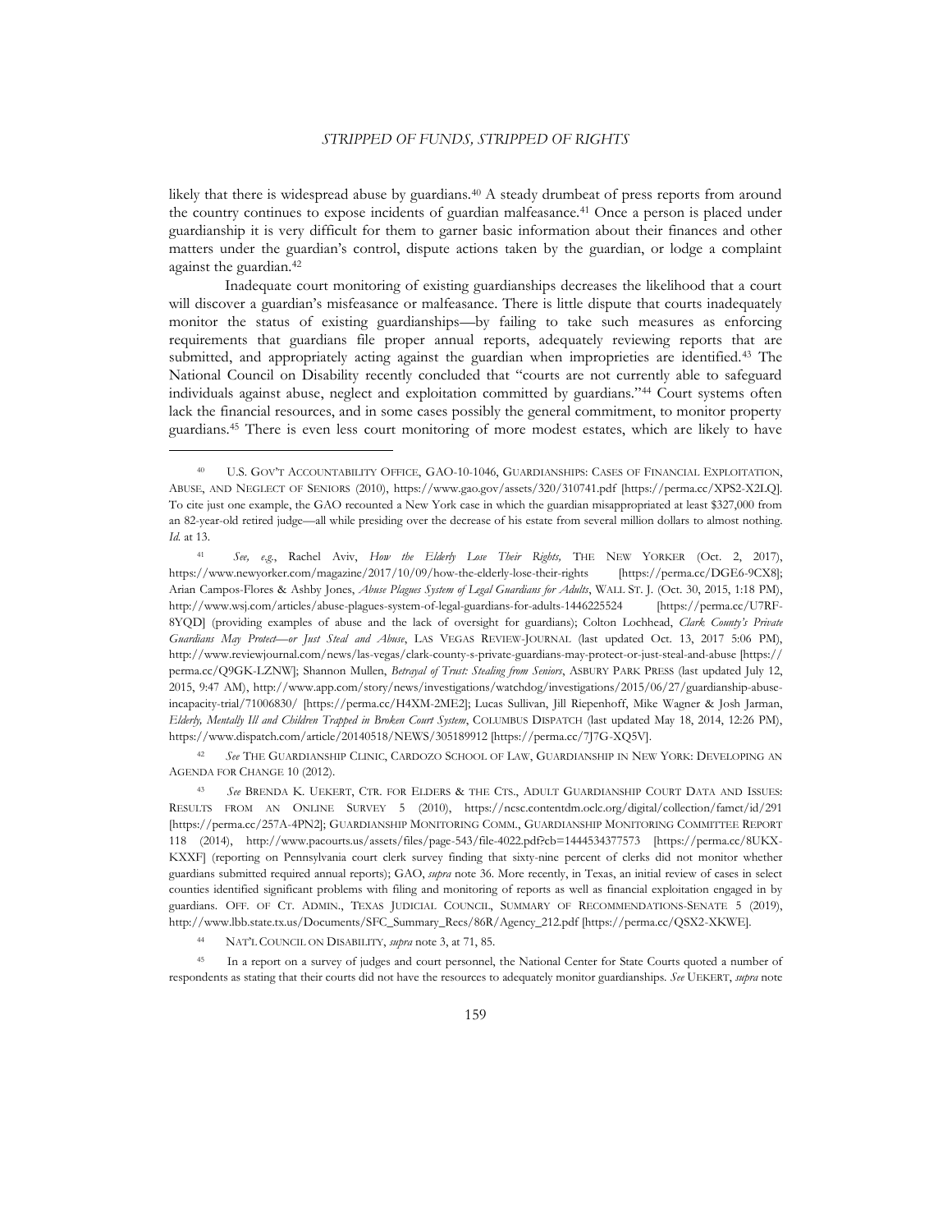likely that there is widespread abuse by guardians.[40] A steady drumbeat of press reports from around the country continues to expose incidents of guardian malfeasance.[41] Once a person is placed under guardianship it is very difficult for them to garner basic information about their finances and other matters under the guardian's control, dispute actions taken by the guardian, or lodge a complaint against the guardian.[42]

Inadequate court monitoring of existing guardianships decreases the likelihood that a court will discover a guardian's misfeasance or malfeasance. There is little dispute that courts inadequately monitor the status of existing guardianships—by failing to take such measures as enforcing requirements that guardians file proper annual reports, adequately reviewing reports that are submitted, and appropriately acting against the guardian when improprieties are identified.[43] The National Council on Disability recently concluded that "courts are not currently able to safeguard individuals against abuse, neglect and exploitation committed by guardians."[44] Court systems often lack the financial resources, and in some cases possibly the general commitment, to monitor property guardians.[45] There is even less court monitoring of more modest estates, which are likely to have

---

[40] U.S. GOV'T ACCOUNTABILITY OFFICE, GAO-10-1046, GUARDIANSHIPS: CASES OF FINANCIAL EXPLOITATION, ABUSE, AND NEGLECT OF SENIORS (2010), https://www.gao.gov/assets/320/310741.pdf [https://perma.cc/XPS2-X2LQ]. To cite just one example, the GAO recounted a New York case in which the guardian misappropriated at least $327,000 from an 82-year-old retired judge—all while presiding over the decrease of his estate from several million dollars to almost nothing. *Id.* at 13.

[41] *See, e.g.*, Rachel Aviv, *How the Elderly Lose Their Rights,* THE NEW YORKER (Oct. 2, 2017), https://www.newyorker.com/magazine/2017/10/09/how-the-elderly-lose-their-rights [https://perma.cc/DGE6-9CX8]; Arian Campos-Flores & Ashby Jones, *Abuse Plagues System of Legal Guardians for Adults*, WALL ST. J. (Oct. 30, 2015, 1:18 PM), http://www.wsj.com/articles/abuse-plagues-system-of-legal-guardians-for-adults-1446225524 [https://perma.cc/U7RF-8YQD] (providing examples of abuse and the lack of oversight for guardians); Colton Lochhead, *Clark County's Private Guardians May Protect—or Just Steal and Abuse*, LAS VEGAS REVIEW-JOURNAL (last updated Oct. 13, 2017 5:06 PM), http://www.reviewjournal.com/news/las-vegas/clark-county-s-private-guardians-may-protect-or-just-steal-and-abuse [https://perma.cc/Q9GK-LZNW]; Shannon Mullen, *Betrayal of Trust: Stealing from Seniors*, ASBURY PARK PRESS (last updated July 12, 2015, 9:47 AM), http://www.app.com/story/news/investigations/watchdog/investigations/2015/06/27/guardianship-abuse-incapacity-trial/71006830/ [https://perma.cc/H4XM-2ME2]; Lucas Sullivan, Jill Riepenhoff, Mike Wagner & Josh Jarman, *Elderly, Mentally Ill and Children Trapped in Broken Court System*, COLUMBUS DISPATCH (last updated May 18, 2014, 12:26 PM), https://www.dispatch.com/article/20140518/NEWS/305189912 [https://perma.cc/7J7G-XQ5V].

[42] *See* THE GUARDIANSHIP CLINIC, CARDOZO SCHOOL OF LAW, GUARDIANSHIP IN NEW YORK: DEVELOPING AN AGENDA FOR CHANGE 10 (2012).

[43] *See* BRENDA K. UEKERT, CTR. FOR ELDERS & THE CTS., ADULT GUARDIANSHIP COURT DATA AND ISSUES: RESULTS FROM AN ONLINE SURVEY 5 (2010), https://ncsc.contentdm.oclc.org/digital/collection/famct/id/291 [https://perma.cc/257A-4PN2]; GUARDIANSHIP MONITORING COMM., GUARDIANSHIP MONITORING COMMITTEE REPORT 118 (2014), http://www.pacourts.us/assets/files/page-543/file-4022.pdf?cb=1444534377573 [https://perma.cc/8UKX-KXXF] (reporting on Pennsylvania court clerk survey finding that sixty-nine percent of clerks did not monitor whether guardians submitted required annual reports); GAO, *supra* note 36. More recently, in Texas, an initial review of cases in select counties identified significant problems with filing and monitoring of reports as well as financial exploitation engaged in by guardians. OFF. OF CT. ADMIN., TEXAS JUDICIAL COUNCIL, SUMMARY OF RECOMMENDATIONS-SENATE 5 (2019), http://www.lbb.state.tx.us/Documents/SFC_Summary_Recs/86R/Agency_212.pdf [https://perma.cc/QSX2-XKWE].

[44] NAT'L COUNCIL ON DISABILITY, *supra* note 3, at 71, 85.

[45] In a report on a survey of judges and court personnel, the National Center for State Courts quoted a number of respondents as stating that their courts did not have the resources to adequately monitor guardianships. *See* UEKERT, *supra* note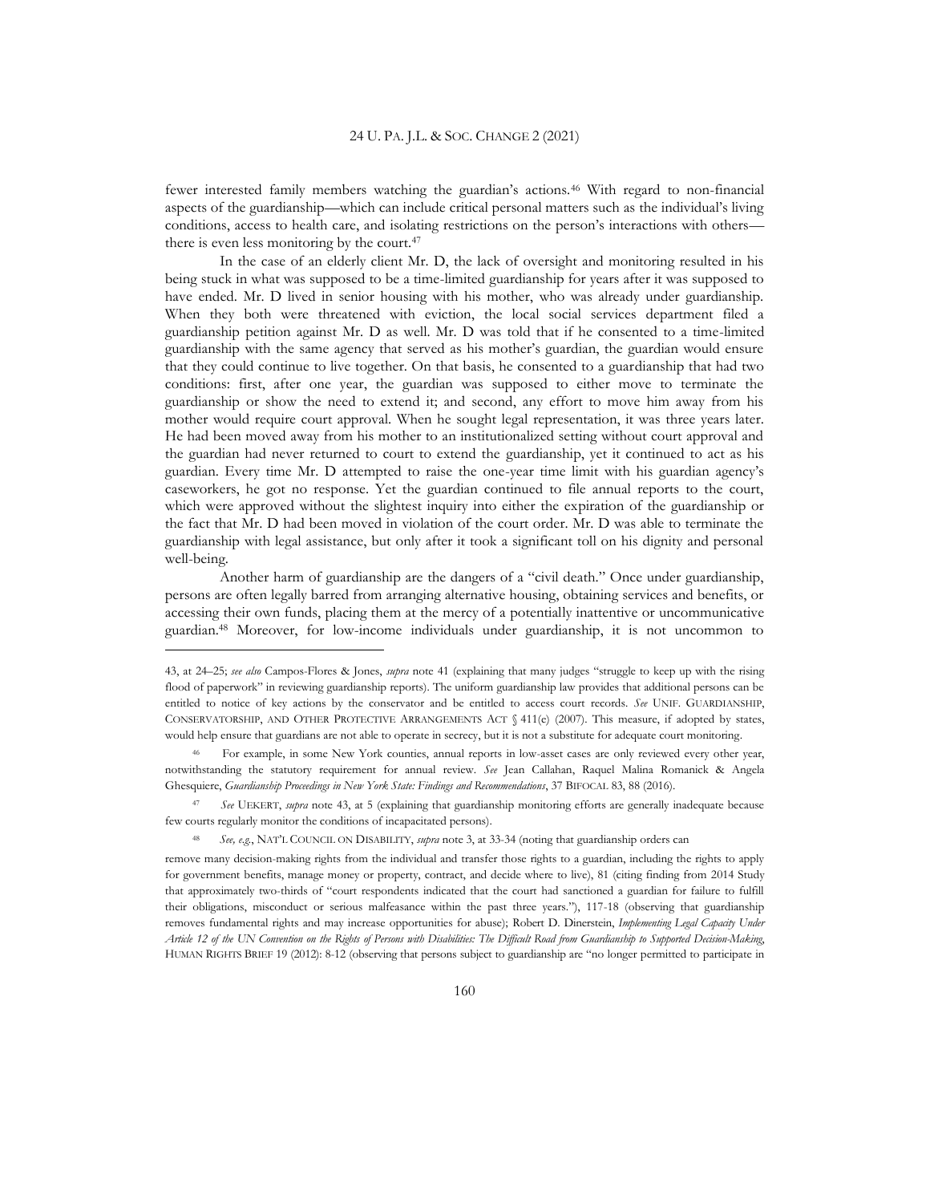fewer interested family members watching the guardian's actions.[46] With regard to non-financial aspects of the guardianship—which can include critical personal matters such as the individual's living conditions, access to health care, and isolating restrictions on the person's interactions with others—there is even less monitoring by the court.[47]

In the case of an elderly client Mr. D, the lack of oversight and monitoring resulted in his being stuck in what was supposed to be a time-limited guardianship for years after it was supposed to have ended. Mr. D lived in senior housing with his mother, who was already under guardianship. When they both were threatened with eviction, the local social services department filed a guardianship petition against Mr. D as well. Mr. D was told that if he consented to a time-limited guardianship with the same agency that served as his mother's guardian, the guardian would ensure that they could continue to live together. On that basis, he consented to a guardianship that had two conditions: first, after one year, the guardian was supposed to either move to terminate the guardianship or show the need to extend it; and second, any effort to move him away from his mother would require court approval. When he sought legal representation, it was three years later. He had been moved away from his mother to an institutionalized setting without court approval and the guardian had never returned to court to extend the guardianship, yet it continued to act as his guardian. Every time Mr. D attempted to raise the one-year time limit with his guardian agency's caseworkers, he got no response. Yet the guardian continued to file annual reports to the court, which were approved without the slightest inquiry into either the expiration of the guardianship or the fact that Mr. D had been moved in violation of the court order. Mr. D was able to terminate the guardianship with legal assistance, but only after it took a significant toll on his dignity and personal well-being.

Another harm of guardianship are the dangers of a "civil death." Once under guardianship, persons are often legally barred from arranging alternative housing, obtaining services and benefits, or accessing their own funds, placing them at the mercy of a potentially inattentive or uncommunicative guardian.[48] Moreover, for low-income individuals under guardianship, it is not uncommon to

---

43, at 24–25; *see also* Campos-Flores & Jones, *supra* note 41 (explaining that many judges "struggle to keep up with the rising flood of paperwork" in reviewing guardianship reports). The uniform guardianship law provides that additional persons can be entitled to notice of key actions by the conservator and be entitled to access court records. *See* UNIF. GUARDIANSHIP, CONSERVATORSHIP, AND OTHER PROTECTIVE ARRANGEMENTS ACT § 411(e) (2007). This measure, if adopted by states, would help ensure that guardians are not able to operate in secrecy, but it is not a substitute for adequate court monitoring.

[46] For example, in some New York counties, annual reports in low-asset cases are only reviewed every other year, notwithstanding the statutory requirement for annual review. *See* Jean Callahan, Raquel Malina Romanick & Angela Ghesquiere, *Guardianship Proceedings in New York State: Findings and Recommendations*, 37 BIFOCAL 83, 88 (2016).

[47] *See* UEKERT, *supra* note 43, at 5 (explaining that guardianship monitoring efforts are generally inadequate because few courts regularly monitor the conditions of incapacitated persons).

[48] *See, e.g.*, NAT'L COUNCIL ON DISABILITY, *supra* note 3, at 33-34 (noting that guardianship orders can remove many decision-making rights from the individual and transfer those rights to a guardian, including the rights to apply for government benefits, manage money or property, contract, and decide where to live), 81 (citing finding from 2014 Study that approximately two-thirds of "court respondents indicated that the court had sanctioned a guardian for failure to fulfill their obligations, misconduct or serious malfeasance within the past three years."), 117-18 (observing that guardianship removes fundamental rights and may increase opportunities for abuse); Robert D. Dinerstein, *Implementing Legal Capacity Under Article 12 of the UN Convention on the Rights of Persons with Disabilities: The Difficult Road from Guardianship to Supported Decision-Making*, HUMAN RIGHTS BRIEF 19 (2012): 8-12 (observing that persons subject to guardianship are "no longer permitted to participate in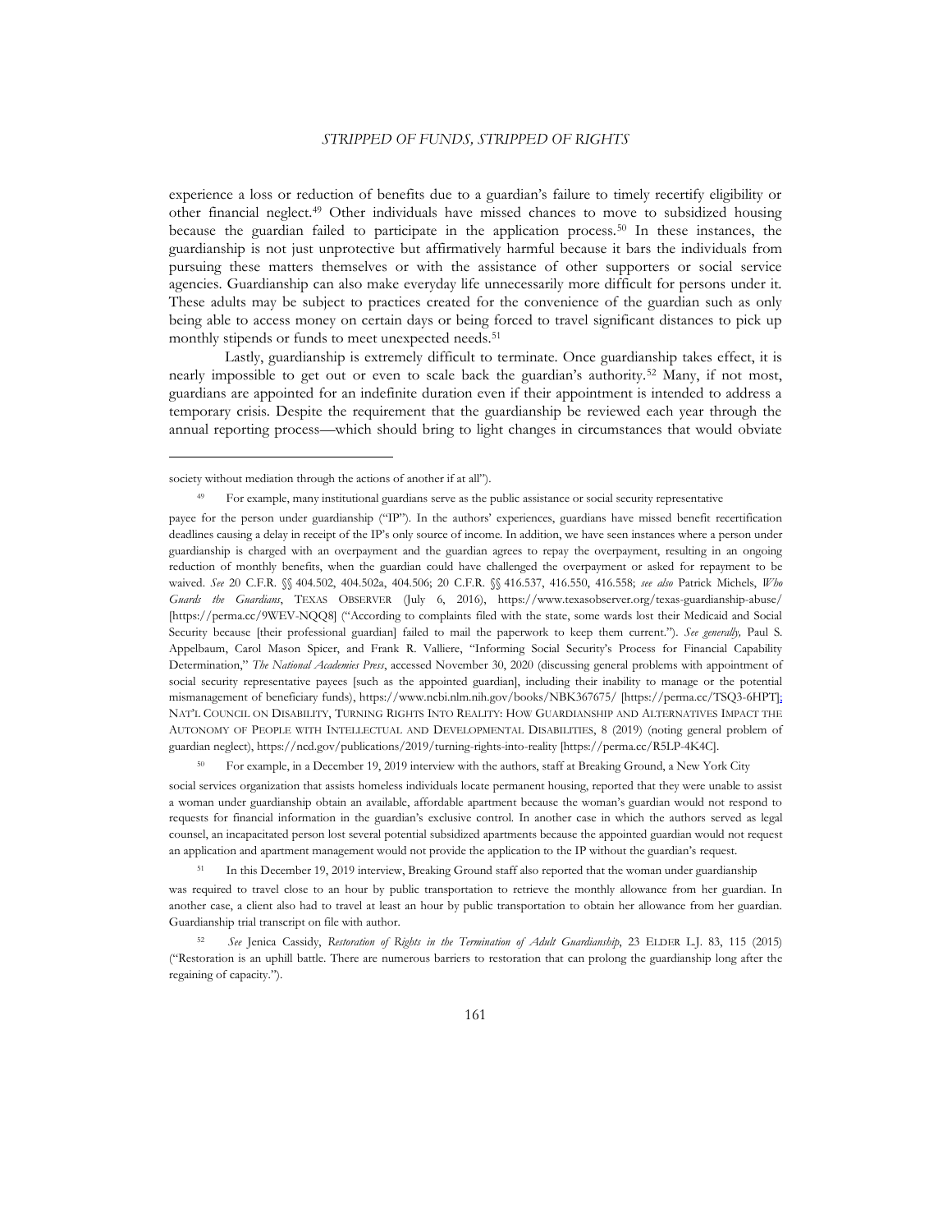experience a loss or reduction of benefits due to a guardian's failure to timely recertify eligibility or other financial neglect.[49] Other individuals have missed chances to move to subsidized housing because the guardian failed to participate in the application process.[50] In these instances, the guardianship is not just unprotective but affirmatively harmful because it bars the individuals from pursuing these matters themselves or with the assistance of other supporters or social service agencies. Guardianship can also make everyday life unnecessarily more difficult for persons under it. These adults may be subject to practices created for the convenience of the guardian such as only being able to access money on certain days or being forced to travel significant distances to pick up monthly stipends or funds to meet unexpected needs.[51]

Lastly, guardianship is extremely difficult to terminate. Once guardianship takes effect, it is nearly impossible to get out or even to scale back the guardian's authority.[52] Many, if not most, guardians are appointed for an indefinite duration even if their appointment is intended to address a temporary crisis. Despite the requirement that the guardianship be reviewed each year through the annual reporting process—which should bring to light changes in circumstances that would obviate

---

society without mediation through the actions of another if at all").

[49] For example, many institutional guardians serve as the public assistance or social security representative payee for the person under guardianship ("IP"). In the authors' experiences, guardians have missed benefit recertification deadlines causing a delay in receipt of the IP's only source of income. In addition, we have seen instances where a person under guardianship is charged with an overpayment and the guardian agrees to repay the overpayment, resulting in an ongoing reduction of monthly benefits, when the guardian could have challenged the overpayment or asked for repayment to be waived. *See* 20 C.F.R. §§ 404.502, 404.502a, 404.506; 20 C.F.R. §§ 416.537, 416.550, 416.558; *see also* Patrick Michels, *Who Guards the Guardians*, TEXAS OBSERVER (July 6, 2016), https://www.texasobserver.org/texas-guardianship-abuse/ [https://perma.cc/9WEV-NQQ8] ("According to complaints filed with the state, some wards lost their Medicaid and Social Security because [their professional guardian] failed to mail the paperwork to keep them current."). *See generally,* Paul S. Appelbaum, Carol Mason Spicer, and Frank R. Valliere, "Informing Social Security's Process for Financial Capability Determination," *The National Academies Press*, accessed November 30, 2020 (discussing general problems with appointment of social security representative payees [such as the appointed guardian], including their inability to manage or the potential mismanagement of beneficiary funds), https://www.ncbi.nlm.nih.gov/books/NBK367675/ [https://perma.cc/TSQ3-6HPT]; NAT'L COUNCIL ON DISABILITY, TURNING RIGHTS INTO REALITY: HOW GUARDIANSHIP AND ALTERNATIVES IMPACT THE AUTONOMY OF PEOPLE WITH INTELLECTUAL AND DEVELOPMENTAL DISABILITIES, 8 (2019) (noting general problem of guardian neglect), https://ncd.gov/publications/2019/turning-rights-into-reality [https://perma.cc/R5LP-4K4C].

[50] For example, in a December 19, 2019 interview with the authors, staff at Breaking Ground, a New York City social services organization that assists homeless individuals locate permanent housing, reported that they were unable to assist a woman under guardianship obtain an available, affordable apartment because the woman's guardian would not respond to requests for financial information in the guardian's exclusive control. In another case in which the authors served as legal counsel, an incapacitated person lost several potential subsidized apartments because the appointed guardian would not request an application and apartment management would not provide the application to the IP without the guardian's request.

[51] In this December 19, 2019 interview, Breaking Ground staff also reported that the woman under guardianship was required to travel close to an hour by public transportation to retrieve the monthly allowance from her guardian. In another case, a client also had to travel at least an hour by public transportation to obtain her allowance from her guardian. Guardianship trial transcript on file with author.

[52] *See* Jenica Cassidy, *Restoration of Rights in the Termination of Adult Guardianship*, 23 ELDER L.J. 83, 115 (2015) ("Restoration is an uphill battle. There are numerous barriers to restoration that can prolong the guardianship long after the regaining of capacity.").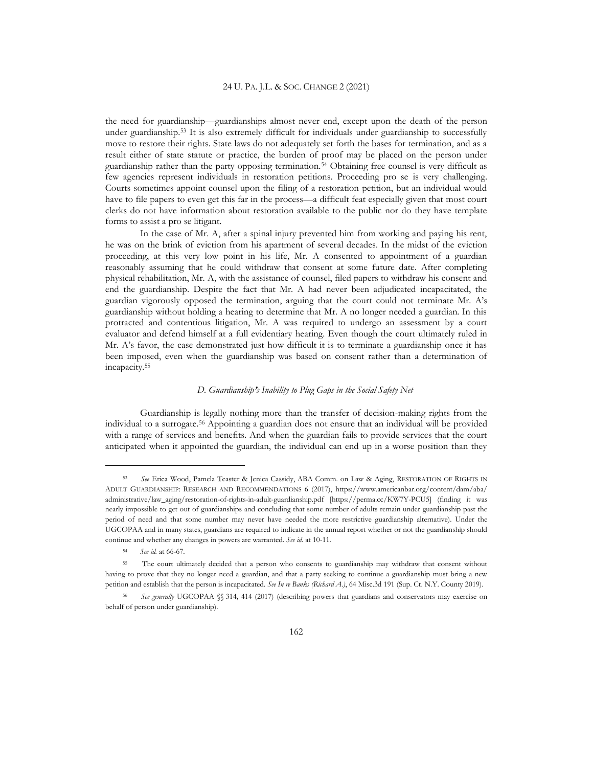the need for guardianship—guardianships almost never end, except upon the death of the person under guardianship.[53] It is also extremely difficult for individuals under guardianship to successfully move to restore their rights. State laws do not adequately set forth the bases for termination, and as a result either of state statute or practice, the burden of proof may be placed on the person under guardianship rather than the party opposing termination.[54] Obtaining free counsel is very difficult as few agencies represent individuals in restoration petitions. Proceeding pro se is very challenging. Courts sometimes appoint counsel upon the filing of a restoration petition, but an individual would have to file papers to even get this far in the process—a difficult feat especially given that most court clerks do not have information about restoration available to the public nor do they have template forms to assist a pro se litigant.

In the case of Mr. A, after a spinal injury prevented him from working and paying his rent, he was on the brink of eviction from his apartment of several decades. In the midst of the eviction proceeding, at this very low point in his life, Mr. A consented to appointment of a guardian reasonably assuming that he could withdraw that consent at some future date. After completing physical rehabilitation, Mr. A, with the assistance of counsel, filed papers to withdraw his consent and end the guardianship. Despite the fact that Mr. A had never been adjudicated incapacitated, the guardian vigorously opposed the termination, arguing that the court could not terminate Mr. A's guardianship without holding a hearing to determine that Mr. A no longer needed a guardian. In this protracted and contentious litigation, Mr. A was required to undergo an assessment by a court evaluator and defend himself at a full evidentiary hearing. Even though the court ultimately ruled in Mr. A's favor, the case demonstrated just how difficult it is to terminate a guardianship once it has been imposed, even when the guardianship was based on consent rather than a determination of incapacity.[55]

### *D. Guardianship's Inability to Plug Gaps in the Social Safety Net*

Guardianship is legally nothing more than the transfer of decision-making rights from the individual to a surrogate.[56] Appointing a guardian does not ensure that an individual will be provided with a range of services and benefits. And when the guardian fails to provide services that the court anticipated when it appointed the guardian, the individual can end up in a worse position than they

---

[53] *See* Erica Wood, Pamela Teaster & Jenica Cassidy, ABA Comm. on Law & Aging, RESTORATION OF RIGHTS IN ADULT GUARDIANSHIP: RESEARCH AND RECOMMENDATIONS 6 (2017), https://www.americanbar.org/content/dam/aba/administrative/law_aging/restoration-of-rights-in-adult-guardianship.pdf [https://perma.cc/KW7Y-PCU5] (finding it was nearly impossible to get out of guardianships and concluding that some number of adults remain under guardianship past the period of need and that some number may never have needed the more restrictive guardianship alternative). Under the UGCOPAA and in many states, guardians are required to indicate in the annual report whether or not the guardianship should continue and whether any changes in powers are warranted. *See id.* at 10-11.

[54] *See id.* at 66-67.

[55] The court ultimately decided that a person who consents to guardianship may withdraw that consent without having to prove that they no longer need a guardian, and that a party seeking to continue a guardianship must bring a new petition and establish that the person is incapacitated. *See In re Banks (Richard A.)*, 64 Misc.3d 191 (Sup. Ct. N.Y. County 2019).

[56] *See generally* UGCOPAA §§ 314, 414 (2017) (describing powers that guardians and conservators may exercise on behalf of person under guardianship).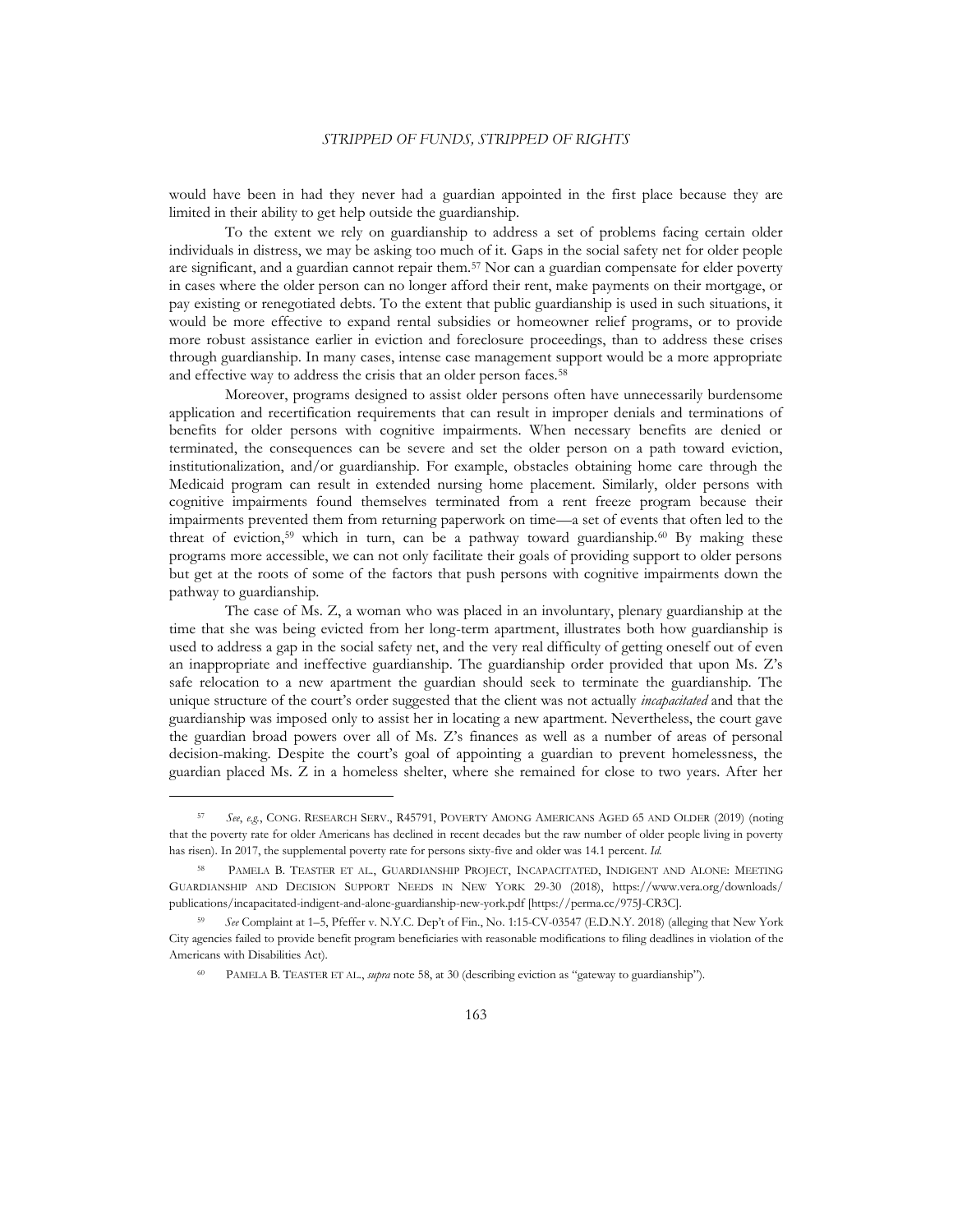would have been in had they never had a guardian appointed in the first place because they are limited in their ability to get help outside the guardianship.

To the extent we rely on guardianship to address a set of problems facing certain older individuals in distress, we may be asking too much of it. Gaps in the social safety net for older people are significant, and a guardian cannot repair them.[57] Nor can a guardian compensate for elder poverty in cases where the older person can no longer afford their rent, make payments on their mortgage, or pay existing or renegotiated debts. To the extent that public guardianship is used in such situations, it would be more effective to expand rental subsidies or homeowner relief programs, or to provide more robust assistance earlier in eviction and foreclosure proceedings, than to address these crises through guardianship. In many cases, intense case management support would be a more appropriate and effective way to address the crisis that an older person faces.[58]

Moreover, programs designed to assist older persons often have unnecessarily burdensome application and recertification requirements that can result in improper denials and terminations of benefits for older persons with cognitive impairments. When necessary benefits are denied or terminated, the consequences can be severe and set the older person on a path toward eviction, institutionalization, and/or guardianship. For example, obstacles obtaining home care through the Medicaid program can result in extended nursing home placement. Similarly, older persons with cognitive impairments found themselves terminated from a rent freeze program because their impairments prevented them from returning paperwork on time—a set of events that often led to the threat of eviction,[59] which in turn, can be a pathway toward guardianship.[60] By making these programs more accessible, we can not only facilitate their goals of providing support to older persons but get at the roots of some of the factors that push persons with cognitive impairments down the pathway to guardianship.

The case of Ms. Z, a woman who was placed in an involuntary, plenary guardianship at the time that she was being evicted from her long-term apartment, illustrates both how guardianship is used to address a gap in the social safety net, and the very real difficulty of getting oneself out of even an inappropriate and ineffective guardianship. The guardianship order provided that upon Ms. Z's safe relocation to a new apartment the guardian should seek to terminate the guardianship. The unique structure of the court's order suggested that the client was not actually *incapacitated* and that the guardianship was imposed only to assist her in locating a new apartment. Nevertheless, the court gave the guardian broad powers over all of Ms. Z's finances as well as a number of areas of personal decision-making. Despite the court's goal of appointing a guardian to prevent homelessness, the guardian placed Ms. Z in a homeless shelter, where she remained for close to two years. After her

---

[57] *See, e.g.*, CONG. RESEARCH SERV., R45791, POVERTY AMONG AMERICANS AGED 65 AND OLDER (2019) (noting that the poverty rate for older Americans has declined in recent decades but the raw number of older people living in poverty has risen). In 2017, the supplemental poverty rate for persons sixty-five and older was 14.1 percent. *Id.*

[58] PAMELA B. TEASTER ET AL., GUARDIANSHIP PROJECT, INCAPACITATED, INDIGENT AND ALONE: MEETING GUARDIANSHIP AND DECISION SUPPORT NEEDS IN NEW YORK 29-30 (2018), https://www.vera.org/downloads/publications/incapacitated-indigent-and-alone-guardianship-new-york.pdf [https://perma.cc/975J-CR3C].

[59] *See* Complaint at 1–5, Pfeffer v. N.Y.C. Dep't of Fin., No. 1:15-CV-03547 (E.D.N.Y. 2018) (alleging that New York City agencies failed to provide benefit program beneficiaries with reasonable modifications to filing deadlines in violation of the Americans with Disabilities Act).

[60] PAMELA B. TEASTER ET AL., *supra* note 58, at 30 (describing eviction as "gateway to guardianship").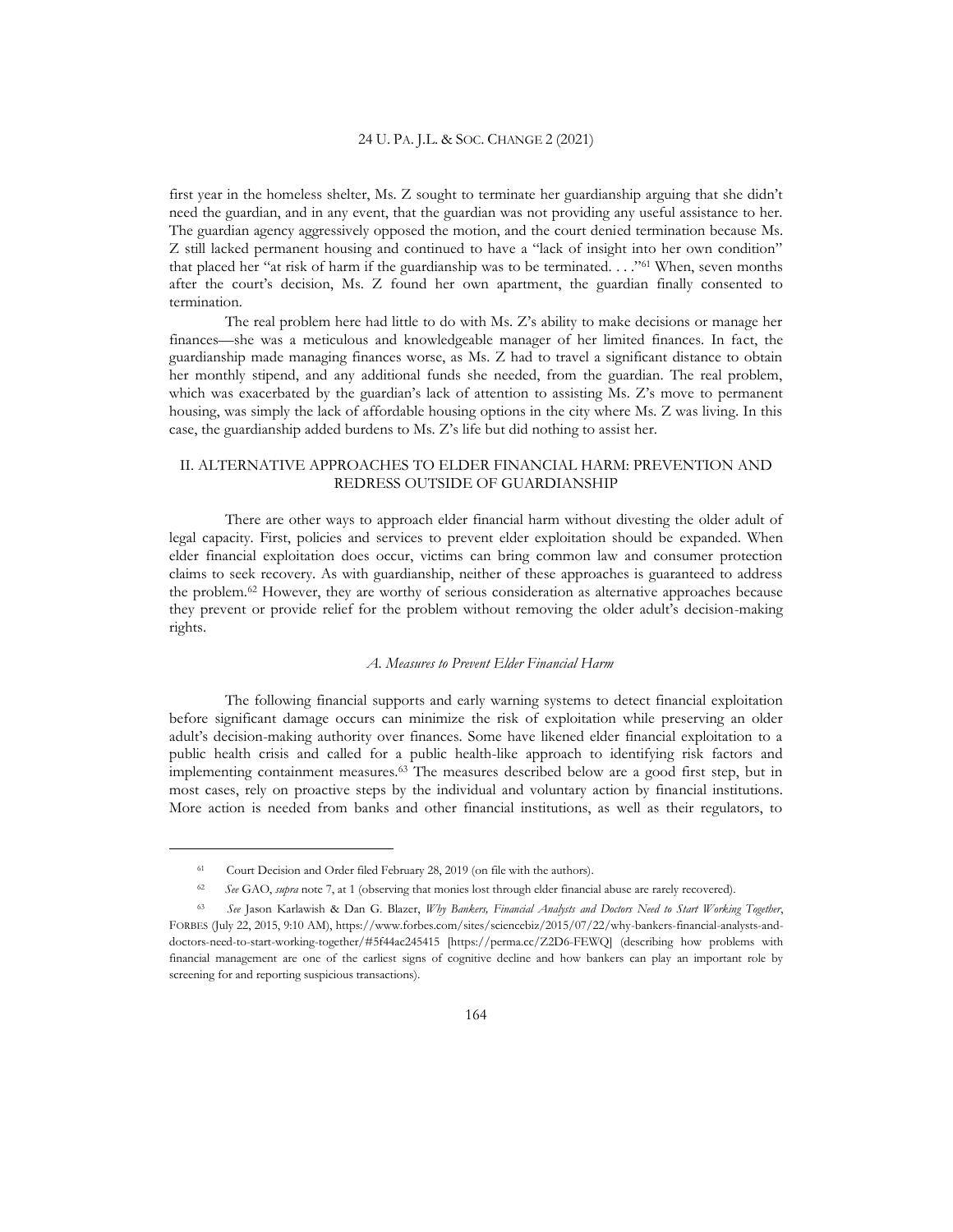first year in the homeless shelter, Ms. Z sought to terminate her guardianship arguing that she didn't need the guardian, and in any event, that the guardian was not providing any useful assistance to her. The guardian agency aggressively opposed the motion, and the court denied termination because Ms. Z still lacked permanent housing and continued to have a "lack of insight into her own condition" that placed her "at risk of harm if the guardianship was to be terminated. . . ."[61] When, seven months after the court's decision, Ms. Z found her own apartment, the guardian finally consented to termination.

The real problem here had little to do with Ms. Z's ability to make decisions or manage her finances—she was a meticulous and knowledgeable manager of her limited finances. In fact, the guardianship made managing finances worse, as Ms. Z had to travel a significant distance to obtain her monthly stipend, and any additional funds she needed, from the guardian. The real problem, which was exacerbated by the guardian's lack of attention to assisting Ms. Z's move to permanent housing, was simply the lack of affordable housing options in the city where Ms. Z was living. In this case, the guardianship added burdens to Ms. Z's life but did nothing to assist her.

## II. ALTERNATIVE APPROACHES TO ELDER FINANCIAL HARM: PREVENTION AND REDRESS OUTSIDE OF GUARDIANSHIP

There are other ways to approach elder financial harm without divesting the older adult of legal capacity. First, policies and services to prevent elder exploitation should be expanded. When elder financial exploitation does occur, victims can bring common law and consumer protection claims to seek recovery. As with guardianship, neither of these approaches is guaranteed to address the problem.[62] However, they are worthy of serious consideration as alternative approaches because they prevent or provide relief for the problem without removing the older adult's decision-making rights.

### *A. Measures to Prevent Elder Financial Harm*

The following financial supports and early warning systems to detect financial exploitation before significant damage occurs can minimize the risk of exploitation while preserving an older adult's decision-making authority over finances. Some have likened elder financial exploitation to a public health crisis and called for a public health-like approach to identifying risk factors and implementing containment measures.[63] The measures described below are a good first step, but in most cases, rely on proactive steps by the individual and voluntary action by financial institutions. More action is needed from banks and other financial institutions, as well as their regulators, to

---

[61] Court Decision and Order filed February 28, 2019 (on file with the authors).

[62] *See* GAO, *supra* note 7, at 1 (observing that monies lost through elder financial abuse are rarely recovered).

[63] *See* Jason Karlawish & Dan G. Blazer, *Why Bankers, Financial Analysts and Doctors Need to Start Working Together*, FORBES (July 22, 2015, 9:10 AM), https://www.forbes.com/sites/sciencebiz/2015/07/22/why-bankers-financial-analysts-and-doctors-need-to-start-working-together/#5f44ac245415 [https://perma.cc/Z2D6-FEWQ] (describing how problems with financial management are one of the earliest signs of cognitive decline and how bankers can play an important role by screening for and reporting suspicious transactions).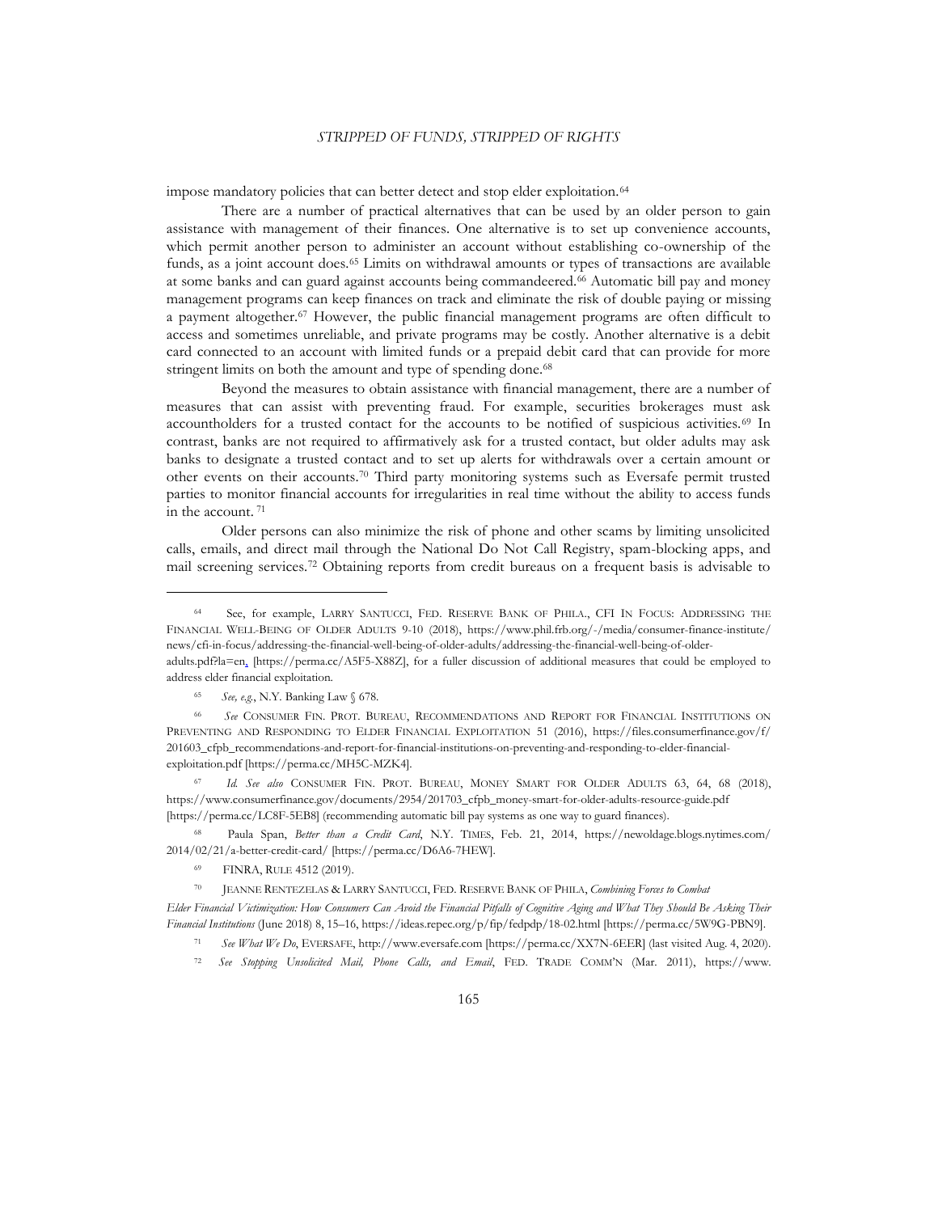impose mandatory policies that can better detect and stop elder exploitation.[64]

There are a number of practical alternatives that can be used by an older person to gain assistance with management of their finances. One alternative is to set up convenience accounts, which permit another person to administer an account without establishing co-ownership of the funds, as a joint account does.[65] Limits on withdrawal amounts or types of transactions are available at some banks and can guard against accounts being commandeered.[66] Automatic bill pay and money management programs can keep finances on track and eliminate the risk of double paying or missing a payment altogether.[67] However, the public financial management programs are often difficult to access and sometimes unreliable, and private programs may be costly. Another alternative is a debit card connected to an account with limited funds or a prepaid debit card that can provide for more stringent limits on both the amount and type of spending done.[68]

Beyond the measures to obtain assistance with financial management, there are a number of measures that can assist with preventing fraud. For example, securities brokerages must ask accountholders for a trusted contact for the accounts to be notified of suspicious activities.[69] In contrast, banks are not required to affirmatively ask for a trusted contact, but older adults may ask banks to designate a trusted contact and to set up alerts for withdrawals over a certain amount or other events on their accounts.[70] Third party monitoring systems such as Eversafe permit trusted parties to monitor financial accounts for irregularities in real time without the ability to access funds in the account.[71]

Older persons can also minimize the risk of phone and other scams by limiting unsolicited calls, emails, and direct mail through the National Do Not Call Registry, spam-blocking apps, and mail screening services.[72] Obtaining reports from credit bureaus on a frequent basis is advisable to

---

[64] See, for example, LARRY SANTUCCI, FED. RESERVE BANK OF PHILA., CFI IN FOCUS: ADDRESSING THE FINANCIAL WELL-BEING OF OLDER ADULTS 9-10 (2018), https://www.phil.frb.org/-/media/consumer-finance-institute/news/cfi-in-focus/addressing-the-financial-well-being-of-older-adults/addressing-the-financial-well-being-of-older-adults.pdf?la=en, [https://perma.cc/A5F5-X88Z], for a fuller discussion of additional measures that could be employed to address elder financial exploitation.

[65] *See, e.g.*, N.Y. Banking Law § 678.

[66] *See* CONSUMER FIN. PROT. BUREAU, RECOMMENDATIONS AND REPORT FOR FINANCIAL INSTITUTIONS ON PREVENTING AND RESPONDING TO ELDER FINANCIAL EXPLOITATION 51 (2016), https://files.consumerfinance.gov/f/201603_cfpb_recommendations-and-report-for-financial-institutions-on-preventing-and-responding-to-elder-financial-exploitation.pdf [https://perma.cc/MH5C-MZK4].

[67] *Id. See also* CONSUMER FIN. PROT. BUREAU, MONEY SMART FOR OLDER ADULTS 63, 64, 68 (2018), https://www.consumerfinance.gov/documents/2954/201703_cfpb_money-smart-for-older-adults-resource-guide.pdf [https://perma.cc/LC8F-5EB8] (recommending automatic bill pay systems as one way to guard finances).

[68] Paula Span, *Better than a Credit Card*, N.Y. TIMES, Feb. 21, 2014, https://newoldage.blogs.nytimes.com/2014/02/21/a-better-credit-card/ [https://perma.cc/D6A6-7HEW].

[69] FINRA, RULE 4512 (2019).

[70] JEANNE RENTEZELAS & LARRY SANTUCCI, FED. RESERVE BANK OF PHILA, *Combining Forces to Combat Elder Financial Victimization: How Consumers Can Avoid the Financial Pitfalls of Cognitive Aging and What They Should Be Asking Their Financial Institutions* (June 2018) 8, 15–16, https://ideas.repec.org/p/fip/fedpdp/18-02.html [https://perma.cc/5W9G-PBN9].

[71] *See What We Do*, EVERSAFE, http://www.eversafe.com [https://perma.cc/XX7N-6EER] (last visited Aug. 4, 2020).

[72] *See Stopping Unsolicited Mail, Phone Calls, and Email*, FED. TRADE COMM'N (Mar. 2011), https://www.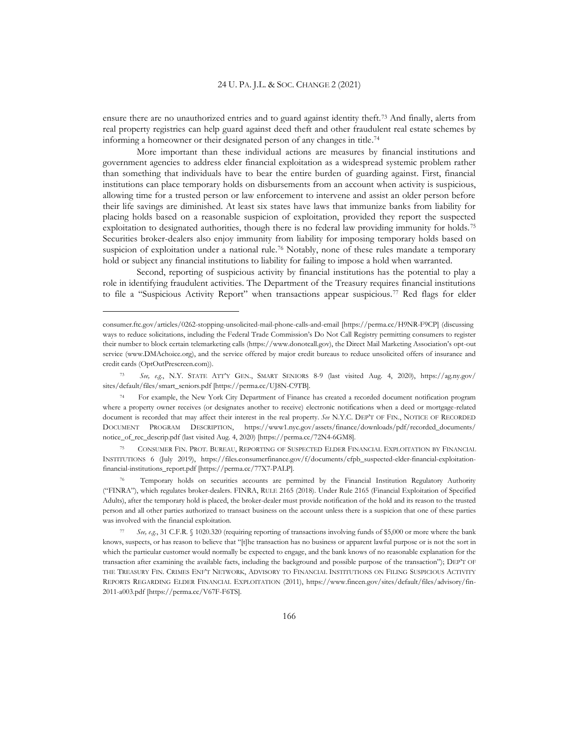ensure there are no unauthorized entries and to guard against identity theft.[73] And finally, alerts from real property registries can help guard against deed theft and other fraudulent real estate schemes by informing a homeowner or their designated person of any changes in title.[74]

More important than these individual actions are measures by financial institutions and government agencies to address elder financial exploitation as a widespread systemic problem rather than something that individuals have to bear the entire burden of guarding against. First, financial institutions can place temporary holds on disbursements from an account when activity is suspicious, allowing time for a trusted person or law enforcement to intervene and assist an older person before their life savings are diminished. At least six states have laws that immunize banks from liability for placing holds based on a reasonable suspicion of exploitation, provided they report the suspected exploitation to designated authorities, though there is no federal law providing immunity for holds.[75] Securities broker-dealers also enjoy immunity from liability for imposing temporary holds based on suspicion of exploitation under a national rule.[76] Notably, none of these rules mandate a temporary hold or subject any financial institutions to liability for failing to impose a hold when warranted.

Second, reporting of suspicious activity by financial institutions has the potential to play a role in identifying fraudulent activities. The Department of the Treasury requires financial institutions to file a "Suspicious Activity Report" when transactions appear suspicious.[77] Red flags for elder

---

consumer.ftc.gov/articles/0262-stopping-unsolicited-mail-phone-calls-and-email [https://perma.cc/H9NR-F9CP] (discussing ways to reduce solicitations, including the Federal Trade Commission's Do Not Call Registry permitting consumers to register their number to block certain telemarketing calls (https://www.donotcall.gov), the Direct Mail Marketing Association's opt-out service (www.DMAchoice.org), and the service offered by major credit bureaus to reduce unsolicited offers of insurance and credit cards (OptOutPrescreen.com)).

[73] *See, e.g.*, N.Y. STATE ATT'Y GEN., SMART SENIORS 8-9 (last visited Aug. 4, 2020), https://ag.ny.gov/sites/default/files/smart_seniors.pdf [https://perma.cc/UJ8N-C9TB].

[74] For example, the New York City Department of Finance has created a recorded document notification program where a property owner receives (or designates another to receive) electronic notifications when a deed or mortgage-related document is recorded that may affect their interest in the real property. *See* N.Y.C. DEP'T OF FIN., NOTICE OF RECORDED DOCUMENT PROGRAM DESCRIPTION, https://www1.nyc.gov/assets/finance/downloads/pdf/recorded_documents/notice_of_rec_descrip.pdf (last visited Aug. 4, 2020) [https://perma.cc/72N4-6GM8].

[75] CONSUMER FIN. PROT. BUREAU, REPORTING OF SUSPECTED ELDER FINANCIAL EXPLOITATION BY FINANCIAL INSTITUTIONS 6 (July 2019), https://files.consumerfinance.gov/f/documents/cfpb_suspected-elder-financial-exploitation-financial-institutions_report.pdf [https://perma.cc/77X7-PALP].

[76] Temporary holds on securities accounts are permitted by the Financial Institution Regulatory Authority ("FINRA"), which regulates broker-dealers. FINRA, RULE 2165 (2018). Under Rule 2165 (Financial Exploitation of Specified Adults), after the temporary hold is placed, the broker-dealer must provide notification of the hold and its reason to the trusted person and all other parties authorized to transact business on the account unless there is a suspicion that one of these parties was involved with the financial exploitation.

[77] *See, e.g.*, 31 C.F.R. § 1020.320 (requiring reporting of transactions involving funds of $5,000 or more where the bank knows, suspects, or has reason to believe that "[t]he transaction has no business or apparent lawful purpose or is not the sort in which the particular customer would normally be expected to engage, and the bank knows of no reasonable explanation for the transaction after examining the available facts, including the background and possible purpose of the transaction"); DEP'T OF THE TREASURY FIN. CRIMES ENF'T NETWORK, ADVISORY TO FINANCIAL INSTITUTIONS ON FILING SUSPICIOUS ACTIVITY REPORTS REGARDING ELDER FINANCIAL EXPLOITATION (2011), https://www.fincen.gov/sites/default/files/advisory/fin-2011-a003.pdf [https://perma.cc/V67F-F6TS].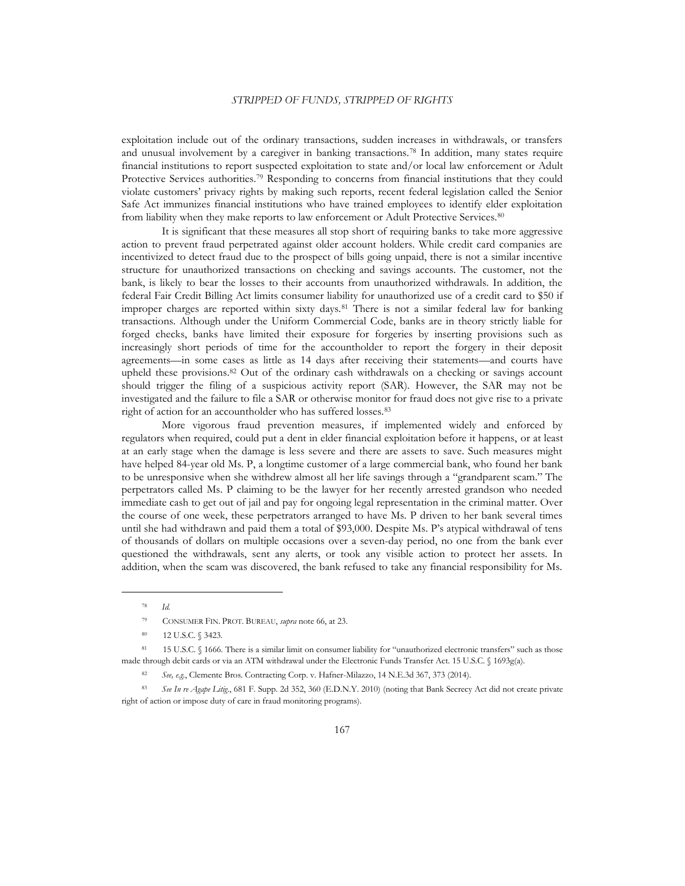exploitation include out of the ordinary transactions, sudden increases in withdrawals, or transfers and unusual involvement by a caregiver in banking transactions.[78] In addition, many states require financial institutions to report suspected exploitation to state and/or local law enforcement or Adult Protective Services authorities.[79] Responding to concerns from financial institutions that they could violate customers' privacy rights by making such reports, recent federal legislation called the Senior Safe Act immunizes financial institutions who have trained employees to identify elder exploitation from liability when they make reports to law enforcement or Adult Protective Services.[80]

It is significant that these measures all stop short of requiring banks to take more aggressive action to prevent fraud perpetrated against older account holders. While credit card companies are incentivized to detect fraud due to the prospect of bills going unpaid, there is not a similar incentive structure for unauthorized transactions on checking and savings accounts. The customer, not the bank, is likely to bear the losses to their accounts from unauthorized withdrawals. In addition, the federal Fair Credit Billing Act limits consumer liability for unauthorized use of a credit card to $50 if improper charges are reported within sixty days.[81] There is not a similar federal law for banking transactions. Although under the Uniform Commercial Code, banks are in theory strictly liable for forged checks, banks have limited their exposure for forgeries by inserting provisions such as increasingly short periods of time for the accountholder to report the forgery in their deposit agreements—in some cases as little as 14 days after receiving their statements—and courts have upheld these provisions.[82] Out of the ordinary cash withdrawals on a checking or savings account should trigger the filing of a suspicious activity report (SAR). However, the SAR may not be investigated and the failure to file a SAR or otherwise monitor for fraud does not give rise to a private right of action for an accountholder who has suffered losses.[83]

More vigorous fraud prevention measures, if implemented widely and enforced by regulators when required, could put a dent in elder financial exploitation before it happens, or at least at an early stage when the damage is less severe and there are assets to save. Such measures might have helped 84-year old Ms. P, a longtime customer of a large commercial bank, who found her bank to be unresponsive when she withdrew almost all her life savings through a "grandparent scam." The perpetrators called Ms. P claiming to be the lawyer for her recently arrested grandson who needed immediate cash to get out of jail and pay for ongoing legal representation in the criminal matter. Over the course of one week, these perpetrators arranged to have Ms. P driven to her bank several times until she had withdrawn and paid them a total of $93,000. Despite Ms. P's atypical withdrawal of tens of thousands of dollars on multiple occasions over a seven-day period, no one from the bank ever questioned the withdrawals, sent any alerts, or took any visible action to protect her assets. In addition, when the scam was discovered, the bank refused to take any financial responsibility for Ms.

---

[78] *Id.*

[79] CONSUMER FIN. PROT. BUREAU, *supra* note 66, at 23.

[80] 12 U.S.C. § 3423.

[81] 15 U.S.C. § 1666. There is a similar limit on consumer liability for "unauthorized electronic transfers" such as those made through debit cards or via an ATM withdrawal under the Electronic Funds Transfer Act. 15 U.S.C. § 1693g(a).

[82] *See, e.g.*, Clemente Bros. Contracting Corp. v. Hafner-Milazzo, 14 N.E.3d 367, 373 (2014).

[83] *See In re Agape Litig.*, 681 F. Supp. 2d 352, 360 (E.D.N.Y. 2010) (noting that Bank Secrecy Act did not create private right of action or impose duty of care in fraud monitoring programs).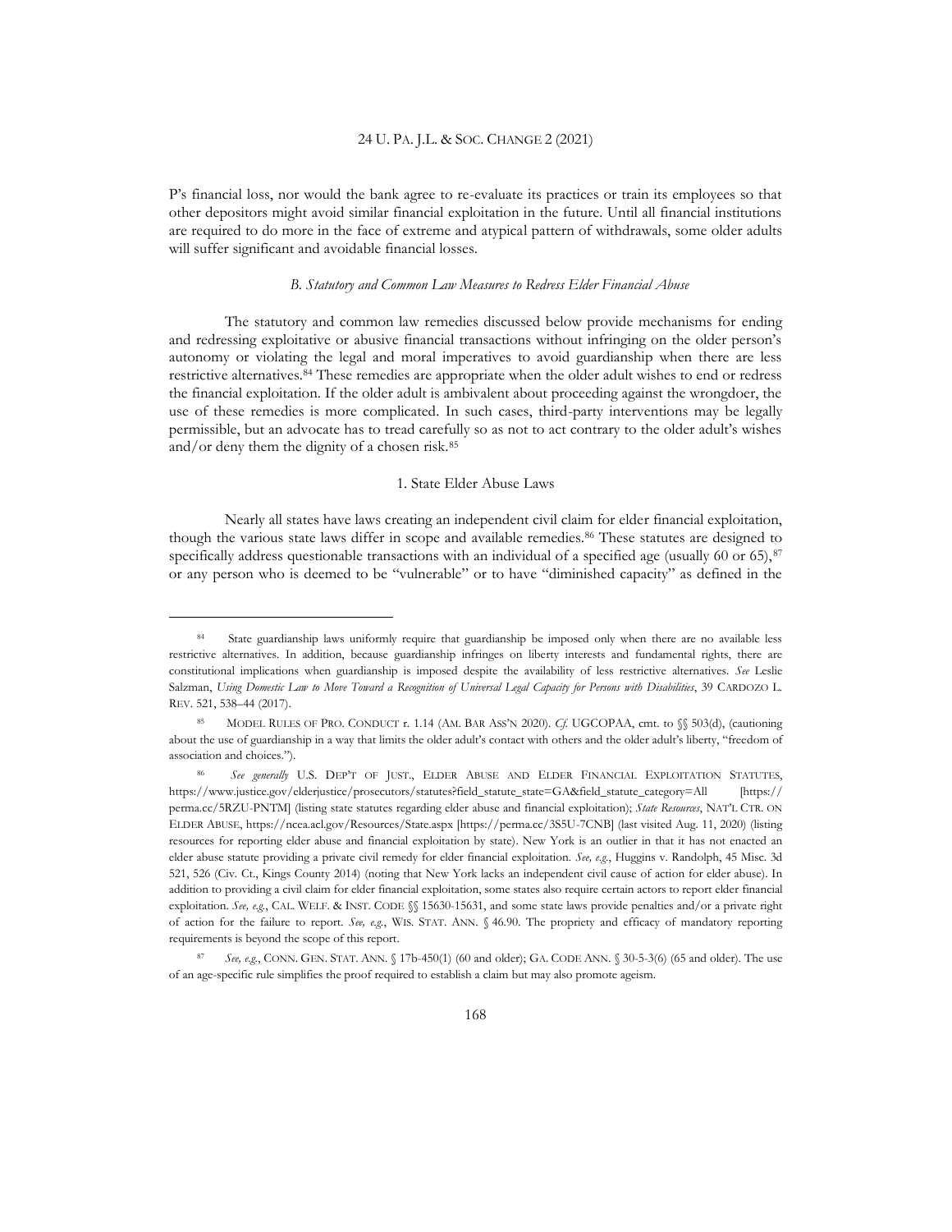P's financial loss, nor would the bank agree to re-evaluate its practices or train its employees so that other depositors might avoid similar financial exploitation in the future. Until all financial institutions are required to do more in the face of extreme and atypical pattern of withdrawals, some older adults will suffer significant and avoidable financial losses.

### *B. Statutory and Common Law Measures to Redress Elder Financial Abuse*

The statutory and common law remedies discussed below provide mechanisms for ending and redressing exploitative or abusive financial transactions without infringing on the older person's autonomy or violating the legal and moral imperatives to avoid guardianship when there are less restrictive alternatives.[84] These remedies are appropriate when the older adult wishes to end or redress the financial exploitation. If the older adult is ambivalent about proceeding against the wrongdoer, the use of these remedies is more complicated. In such cases, third-party interventions may be legally permissible, but an advocate has to tread carefully so as not to act contrary to the older adult's wishes and/or deny them the dignity of a chosen risk.[85]

#### 1. State Elder Abuse Laws

Nearly all states have laws creating an independent civil claim for elder financial exploitation, though the various state laws differ in scope and available remedies.[86] These statutes are designed to specifically address questionable transactions with an individual of a specified age (usually 60 or 65),[87] or any person who is deemed to be "vulnerable" or to have "diminished capacity" as defined in the

---

[84] State guardianship laws uniformly require that guardianship be imposed only when there are no available less restrictive alternatives. In addition, because guardianship infringes on liberty interests and fundamental rights, there are constitutional implications when guardianship is imposed despite the availability of less restrictive alternatives. *See* Leslie Salzman, *Using Domestic Law to Move Toward a Recognition of Universal Legal Capacity for Persons with Disabilities*, 39 CARDOZO L. REV. 521, 538–44 (2017).

[85] MODEL RULES OF PRO. CONDUCT r. 1.14 (AM. BAR ASS'N 2020). *Cf.* UGCOPAA, cmt. to §§ 503(d), (cautioning about the use of guardianship in a way that limits the older adult's contact with others and the older adult's liberty, "freedom of association and choices.").

[86] *See generally* U.S. DEP'T OF JUST., ELDER ABUSE AND ELDER FINANCIAL EXPLOITATION STATUTES, https://www.justice.gov/elderjustice/prosecutors/statutes?field_statute_state=GA&field_statute_category=All [https://perma.cc/5RZU-PNTM] (listing state statutes regarding elder abuse and financial exploitation); *State Resources*, NAT'L CTR. ON ELDER ABUSE, https://ncea.acl.gov/Resources/State.aspx [https://perma.cc/3S5U-7CNB] (last visited Aug. 11, 2020) (listing resources for reporting elder abuse and financial exploitation by state). New York is an outlier in that it has not enacted an elder abuse statute providing a private civil remedy for elder financial exploitation. *See, e.g.*, Huggins v. Randolph, 45 Misc. 3d 521, 526 (Civ. Ct., Kings County 2014) (noting that New York lacks an independent civil cause of action for elder abuse). In addition to providing a civil claim for elder financial exploitation, some states also require certain actors to report elder financial exploitation. *See, e.g.*, CAL. WELF. & INST. CODE §§ 15630-15631, and some state laws provide penalties and/or a private right of action for the failure to report. *See, e.g.*, WIS. STAT. ANN. § 46.90. The propriety and efficacy of mandatory reporting requirements is beyond the scope of this report.

[87] *See, e.g.*, CONN. GEN. STAT. ANN. § 17b-450(1) (60 and older); GA. CODE ANN. § 30-5-3(6) (65 and older). The use of an age-specific rule simplifies the proof required to establish a claim but may also promote ageism.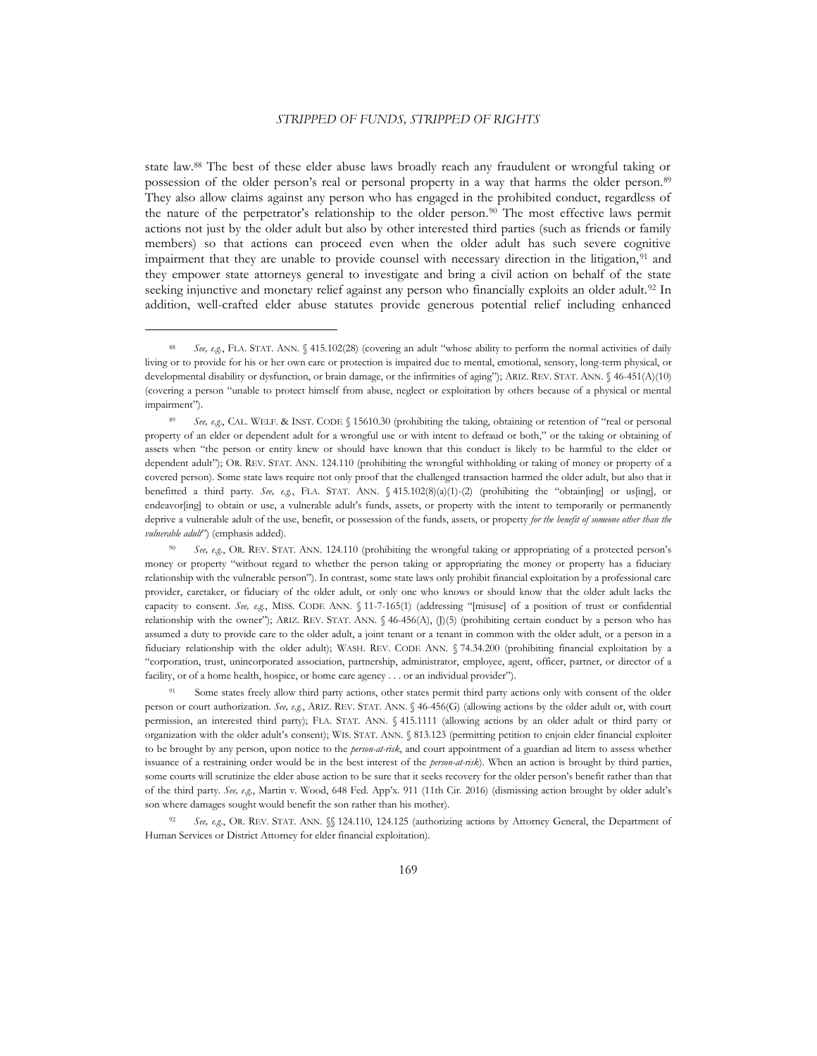state law.[88] The best of these elder abuse laws broadly reach any fraudulent or wrongful taking or possession of the older person's real or personal property in a way that harms the older person.[89] They also allow claims against any person who has engaged in the prohibited conduct, regardless of the nature of the perpetrator's relationship to the older person.[90] The most effective laws permit actions not just by the older adult but also by other interested third parties (such as friends or family members) so that actions can proceed even when the older adult has such severe cognitive impairment that they are unable to provide counsel with necessary direction in the litigation,[91] and they empower state attorneys general to investigate and bring a civil action on behalf of the state seeking injunctive and monetary relief against any person who financially exploits an older adult.[92] In addition, well-crafted elder abuse statutes provide generous potential relief including enhanced

---

[88] *See, e.g.*, FLA. STAT. ANN. § 415.102(28) (covering an adult "whose ability to perform the normal activities of daily living or to provide for his or her own care or protection is impaired due to mental, emotional, sensory, long-term physical, or developmental disability or dysfunction, or brain damage, or the infirmities of aging"); ARIZ. REV. STAT. ANN. § 46-451(A)(10) (covering a person "unable to protect himself from abuse, neglect or exploitation by others because of a physical or mental impairment").

[89] *See, e.g.*, CAL. WELF. & INST. CODE § 15610.30 (prohibiting the taking, obtaining or retention of "real or personal property of an elder or dependent adult for a wrongful use or with intent to defraud or both," or the taking or obtaining of assets when "the person or entity knew or should have known that this conduct is likely to be harmful to the elder or dependent adult"); OR. REV. STAT. ANN. 124.110 (prohibiting the wrongful withholding or taking of money or property of a covered person). Some state laws require not only proof that the challenged transaction harmed the older adult, but also that it benefitted a third party. *See, e.g.*, FLA. STAT. ANN. § 415.102(8)(a)(1)-(2) (prohibiting the "obtain[ing] or us[ing], or endeavor[ing] to obtain or use, a vulnerable adult's funds, assets, or property with the intent to temporarily or permanently deprive a vulnerable adult of the use, benefit, or possession of the funds, assets, or property *for the benefit of someone other than the vulnerable adult*") (emphasis added).

[90] *See, e.g.*, OR. REV. STAT. ANN. 124.110 (prohibiting the wrongful taking or appropriating of a protected person's money or property "without regard to whether the person taking or appropriating the money or property has a fiduciary relationship with the vulnerable person"). In contrast, some state laws only prohibit financial exploitation by a professional care provider, caretaker, or fiduciary of the older adult, or only one who knows or should know that the older adult lacks the capacity to consent. *See, e.g.*, MISS. CODE ANN. § 11-7-165(1) (addressing "[misuse] of a position of trust or confidential relationship with the owner"); ARIZ. REV. STAT. ANN. § 46-456(A), (J)(5) (prohibiting certain conduct by a person who has assumed a duty to provide care to the older adult, a joint tenant or a tenant in common with the older adult, or a person in a fiduciary relationship with the older adult); WASH. REV. CODE ANN. § 74.34.200 (prohibiting financial exploitation by a "corporation, trust, unincorporated association, partnership, administrator, employee, agent, officer, partner, or director of a facility, or of a home health, hospice, or home care agency . . . or an individual provider").

[91] Some states freely allow third party actions, other states permit third party actions only with consent of the older person or court authorization. *See, e.g.*, ARIZ. REV. STAT. ANN. § 46-456(G) (allowing actions by the older adult or, with court permission, an interested third party); FLA. STAT. ANN. § 415.1111 (allowing actions by an older adult or third party or organization with the older adult's consent); WIS. STAT. ANN. § 813.123 (permitting petition to enjoin elder financial exploiter to be brought by any person, upon notice to the *person-at-risk*, and court appointment of a guardian ad litem to assess whether issuance of a restraining order would be in the best interest of the *person-at-risk*). When an action is brought by third parties, some courts will scrutinize the elder abuse action to be sure that it seeks recovery for the older person's benefit rather than that of the third party. *See, e.g.*, Martin v. Wood, 648 Fed. App'x. 911 (11th Cir. 2016) (dismissing action brought by older adult's son where damages sought would benefit the son rather than his mother).

[92] *See, e.g.*, OR. REV. STAT. ANN. §§ 124.110, 124.125 (authorizing actions by Attorney General, the Department of Human Services or District Attorney for elder financial exploitation).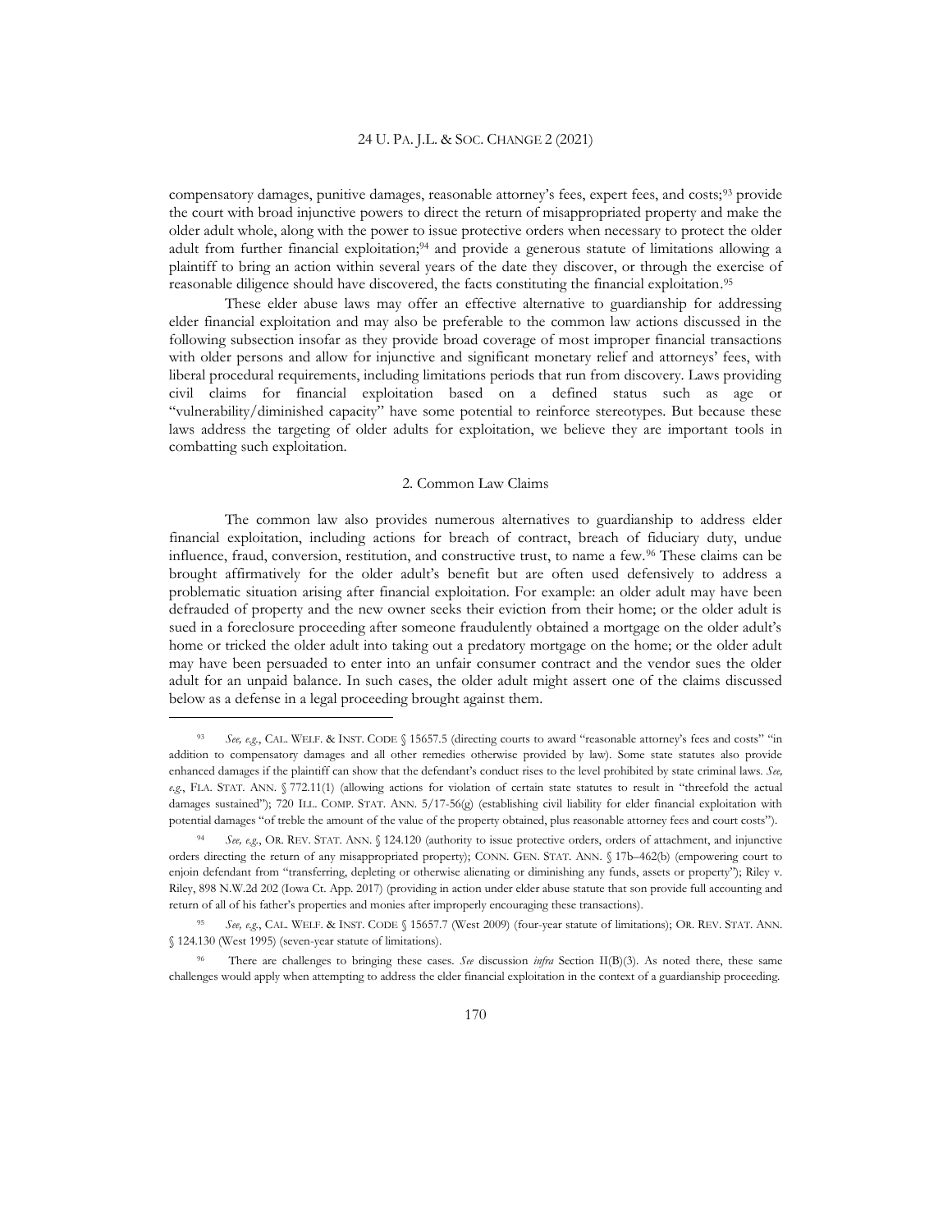compensatory damages, punitive damages, reasonable attorney's fees, expert fees, and costs;[93] provide the court with broad injunctive powers to direct the return of misappropriated property and make the older adult whole, along with the power to issue protective orders when necessary to protect the older adult from further financial exploitation;[94] and provide a generous statute of limitations allowing a plaintiff to bring an action within several years of the date they discover, or through the exercise of reasonable diligence should have discovered, the facts constituting the financial exploitation.[95]

These elder abuse laws may offer an effective alternative to guardianship for addressing elder financial exploitation and may also be preferable to the common law actions discussed in the following subsection insofar as they provide broad coverage of most improper financial transactions with older persons and allow for injunctive and significant monetary relief and attorneys' fees, with liberal procedural requirements, including limitations periods that run from discovery. Laws providing civil claims for financial exploitation based on a defined status such as age or "vulnerability/diminished capacity" have some potential to reinforce stereotypes. But because these laws address the targeting of older adults for exploitation, we believe they are important tools in combatting such exploitation.

### 2. Common Law Claims

The common law also provides numerous alternatives to guardianship to address elder financial exploitation, including actions for breach of contract, breach of fiduciary duty, undue influence, fraud, conversion, restitution, and constructive trust, to name a few.[96] These claims can be brought affirmatively for the older adult's benefit but are often used defensively to address a problematic situation arising after financial exploitation. For example: an older adult may have been defrauded of property and the new owner seeks their eviction from their home; or the older adult is sued in a foreclosure proceeding after someone fraudulently obtained a mortgage on the older adult's home or tricked the older adult into taking out a predatory mortgage on the home; or the older adult may have been persuaded to enter into an unfair consumer contract and the vendor sues the older adult for an unpaid balance. In such cases, the older adult might assert one of the claims discussed below as a defense in a legal proceeding brought against them.

---

[93] *See, e.g.*, CAL. WELF. & INST. CODE § 15657.5 (directing courts to award "reasonable attorney's fees and costs" "in addition to compensatory damages and all other remedies otherwise provided by law). Some state statutes also provide enhanced damages if the plaintiff can show that the defendant's conduct rises to the level prohibited by state criminal laws. *See, e.g.*, FLA. STAT. ANN. § 772.11(1) (allowing actions for violation of certain state statutes to result in "threefold the actual damages sustained"); 720 ILL. COMP. STAT. ANN. 5/17-56(g) (establishing civil liability for elder financial exploitation with potential damages "of treble the amount of the value of the property obtained, plus reasonable attorney fees and court costs").

[94] *See, e.g.*, OR. REV. STAT. ANN. § 124.120 (authority to issue protective orders, orders of attachment, and injunctive orders directing the return of any misappropriated property); CONN. GEN. STAT. ANN. § 17b–462(b) (empowering court to enjoin defendant from "transferring, depleting or otherwise alienating or diminishing any funds, assets or property"); Riley v. Riley, 898 N.W.2d 202 (Iowa Ct. App. 2017) (providing in action under elder abuse statute that son provide full accounting and return of all of his father's properties and monies after improperly encouraging these transactions).

[95] *See, e.g.*, CAL. WELF. & INST. CODE § 15657.7 (West 2009) (four-year statute of limitations); OR. REV. STAT. ANN. § 124.130 (West 1995) (seven-year statute of limitations).

[96] There are challenges to bringing these cases. *See* discussion *infra* Section II(B)(3). As noted there, these same challenges would apply when attempting to address the elder financial exploitation in the context of a guardianship proceeding.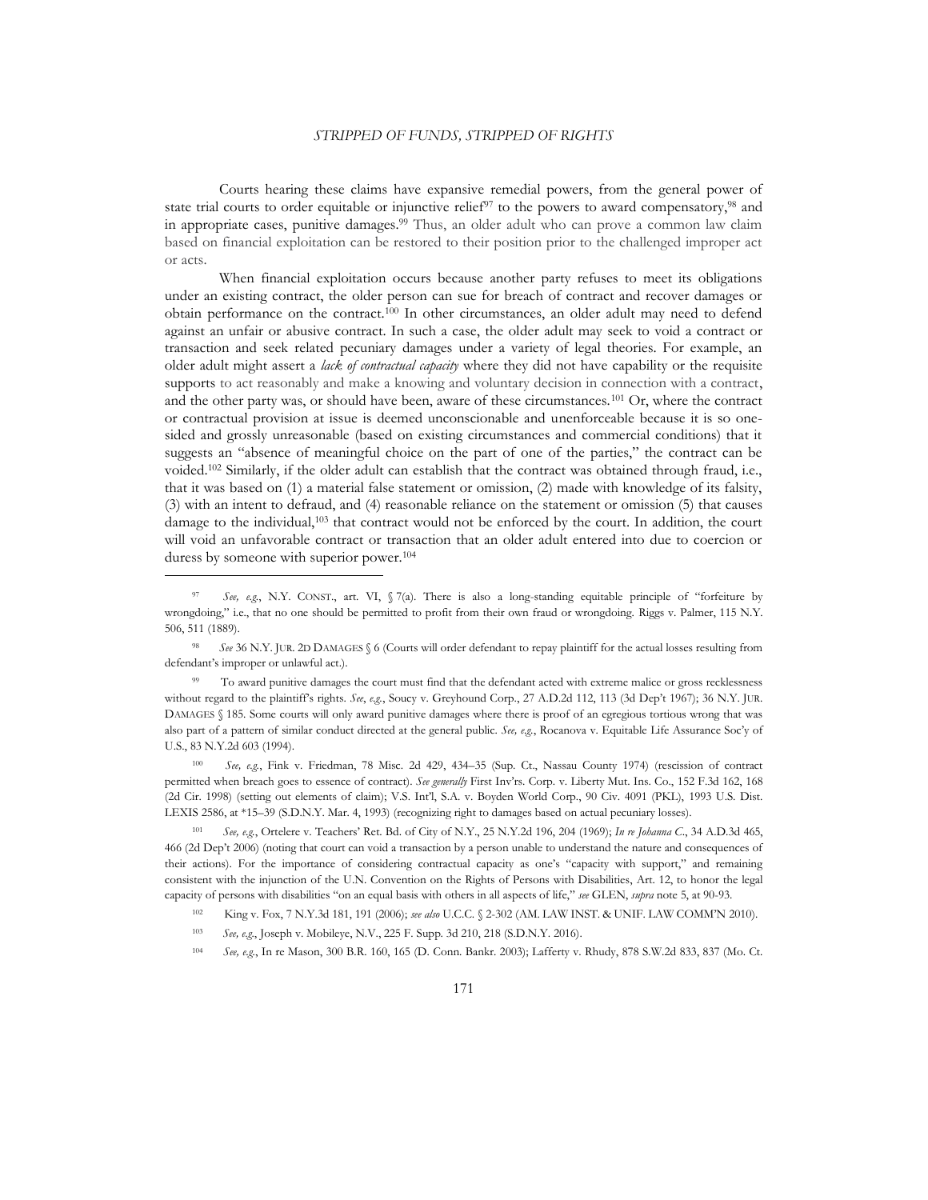Courts hearing these claims have expansive remedial powers, from the general power of state trial courts to order equitable or injunctive relief[97] to the powers to award compensatory,[98] and in appropriate cases, punitive damages.[99] Thus, an older adult who can prove a common law claim based on financial exploitation can be restored to their position prior to the challenged improper act or acts.

When financial exploitation occurs because another party refuses to meet its obligations under an existing contract, the older person can sue for breach of contract and recover damages or obtain performance on the contract.[100] In other circumstances, an older adult may need to defend against an unfair or abusive contract. In such a case, the older adult may seek to void a contract or transaction and seek related pecuniary damages under a variety of legal theories. For example, an older adult might assert a *lack of contractual capacity* where they did not have capability or the requisite supports to act reasonably and make a knowing and voluntary decision in connection with a contract, and the other party was, or should have been, aware of these circumstances.[101] Or, where the contract or contractual provision at issue is deemed unconscionable and unenforceable because it is so one-sided and grossly unreasonable (based on existing circumstances and commercial conditions) that it suggests an "absence of meaningful choice on the part of one of the parties," the contract can be voided.[102] Similarly, if the older adult can establish that the contract was obtained through fraud, i.e., that it was based on (1) a material false statement or omission, (2) made with knowledge of its falsity, (3) with an intent to defraud, and (4) reasonable reliance on the statement or omission (5) that causes damage to the individual,[103] that contract would not be enforced by the court. In addition, the court will void an unfavorable contract or transaction that an older adult entered into due to coercion or duress by someone with superior power.[104]

---

[97] *See, e.g.*, N.Y. CONST., art. VI, § 7(a). There is also a long-standing equitable principle of "forfeiture by wrongdoing," i.e., that no one should be permitted to profit from their own fraud or wrongdoing. Riggs v. Palmer, 115 N.Y. 506, 511 (1889).

[98] *See* 36 N.Y. JUR. 2D DAMAGES § 6 (Courts will order defendant to repay plaintiff for the actual losses resulting from defendant's improper or unlawful act.).

[99] To award punitive damages the court must find that the defendant acted with extreme malice or gross recklessness without regard to the plaintiff's rights. *See*, *e.g.*, Soucy v. Greyhound Corp., 27 A.D.2d 112, 113 (3d Dep't 1967); 36 N.Y. JUR. DAMAGES § 185. Some courts will only award punitive damages where there is proof of an egregious tortious wrong that was also part of a pattern of similar conduct directed at the general public. *See, e.g.*, Rocanova v. Equitable Life Assurance Soc'y of U.S., 83 N.Y.2d 603 (1994).

[100] *See, e.g.*, Fink v. Friedman, 78 Misc. 2d 429, 434–35 (Sup. Ct., Nassau County 1974) (rescission of contract permitted when breach goes to essence of contract). *See generally* First Inv'rs. Corp. v. Liberty Mut. Ins. Co., 152 F.3d 162, 168 (2d Cir. 1998) (setting out elements of claim); V.S. Int'l, S.A. v. Boyden World Corp., 90 Civ. 4091 (PKL), 1993 U.S. Dist. LEXIS 2586, at *15–39 (S.D.N.Y. Mar. 4, 1993) (recognizing right to damages based on actual pecuniary losses).

[101] *See, e.g.*, Ortelere v. Teachers' Ret. Bd. of City of N.Y., 25 N.Y.2d 196, 204 (1969); *In re Johanna C*., 34 A.D.3d 465, 466 (2d Dep't 2006) (noting that court can void a transaction by a person unable to understand the nature and consequences of their actions). For the importance of considering contractual capacity as one's "capacity with support," and remaining consistent with the injunction of the U.N. Convention on the Rights of Persons with Disabilities, Art. 12, to honor the legal capacity of persons with disabilities "on an equal basis with others in all aspects of life," *see* GLEN, *supra* note 5, at 90-93.

[102] King v. Fox, 7 N.Y.3d 181, 191 (2006); *see also* U.C.C. § 2-302 (AM. LAW INST. & UNIF. LAW COMM'N 2010).

[103] *See, e.g.*, Joseph v. Mobileye, N.V., 225 F. Supp. 3d 210, 218 (S.D.N.Y. 2016).

[104] *See, e.g.*, In re Mason, 300 B.R. 160, 165 (D. Conn. Bankr. 2003); Lafferty v. Rhudy, 878 S.W.2d 833, 837 (Mo. Ct.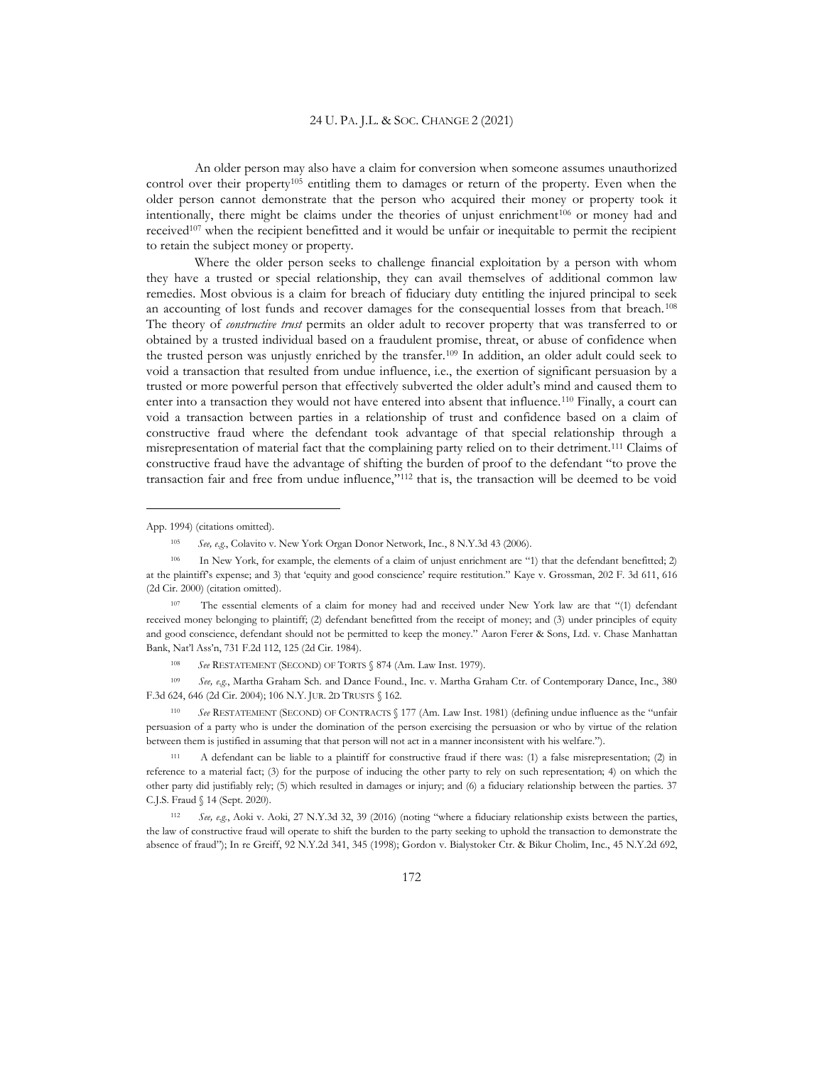An older person may also have a claim for conversion when someone assumes unauthorized control over their property[105] entitling them to damages or return of the property. Even when the older person cannot demonstrate that the person who acquired their money or property took it intentionally, there might be claims under the theories of unjust enrichment[106] or money had and received[107] when the recipient benefitted and it would be unfair or inequitable to permit the recipient to retain the subject money or property.

Where the older person seeks to challenge financial exploitation by a person with whom they have a trusted or special relationship, they can avail themselves of additional common law remedies. Most obvious is a claim for breach of fiduciary duty entitling the injured principal to seek an accounting of lost funds and recover damages for the consequential losses from that breach.[108] The theory of *constructive trust* permits an older adult to recover property that was transferred to or obtained by a trusted individual based on a fraudulent promise, threat, or abuse of confidence when the trusted person was unjustly enriched by the transfer.[109] In addition, an older adult could seek to void a transaction that resulted from undue influence, i.e., the exertion of significant persuasion by a trusted or more powerful person that effectively subverted the older adult's mind and caused them to enter into a transaction they would not have entered into absent that influence.[110] Finally, a court can void a transaction between parties in a relationship of trust and confidence based on a claim of constructive fraud where the defendant took advantage of that special relationship through a misrepresentation of material fact that the complaining party relied on to their detriment.[111] Claims of constructive fraud have the advantage of shifting the burden of proof to the defendant "to prove the transaction fair and free from undue influence,"[112] that is, the transaction will be deemed to be void

---

App. 1994) (citations omitted).

[105] *See, e.g.*, Colavito v. New York Organ Donor Network, Inc., 8 N.Y.3d 43 (2006).

[106] In New York, for example, the elements of a claim of unjust enrichment are "1) that the defendant benefitted; 2) at the plaintiff's expense; and 3) that 'equity and good conscience' require restitution." Kaye v. Grossman, 202 F. 3d 611, 616 (2d Cir. 2000) (citation omitted).

[107] The essential elements of a claim for money had and received under New York law are that "(1) defendant received money belonging to plaintiff; (2) defendant benefitted from the receipt of money; and (3) under principles of equity and good conscience, defendant should not be permitted to keep the money." Aaron Ferer & Sons, Ltd. v. Chase Manhattan Bank, Nat'l Ass'n, 731 F.2d 112, 125 (2d Cir. 1984).

[108] *See* RESTATEMENT (SECOND) OF TORTS § 874 (Am. Law Inst. 1979).

[109] *See, e.g.*, Martha Graham Sch. and Dance Found., Inc. v. Martha Graham Ctr. of Contemporary Dance, Inc., 380 F.3d 624, 646 (2d Cir. 2004); 106 N.Y. JUR. 2D TRUSTS § 162.

[110] *See* RESTATEMENT (SECOND) OF CONTRACTS § 177 (Am. Law Inst. 1981) (defining undue influence as the "unfair persuasion of a party who is under the domination of the person exercising the persuasion or who by virtue of the relation between them is justified in assuming that that person will not act in a manner inconsistent with his welfare.").

[111] A defendant can be liable to a plaintiff for constructive fraud if there was: (1) a false misrepresentation; (2) in reference to a material fact; (3) for the purpose of inducing the other party to rely on such representation; 4) on which the other party did justifiably rely; (5) which resulted in damages or injury; and (6) a fiduciary relationship between the parties. 37 C.J.S. Fraud § 14 (Sept. 2020).

[112] *See, e.g.*, Aoki v. Aoki, 27 N.Y.3d 32, 39 (2016) (noting "where a fiduciary relationship exists between the parties, the law of constructive fraud will operate to shift the burden to the party seeking to uphold the transaction to demonstrate the absence of fraud"); In re Greiff, 92 N.Y.2d 341, 345 (1998); Gordon v. Bialystoker Ctr. & Bikur Cholim, Inc., 45 N.Y.2d 692,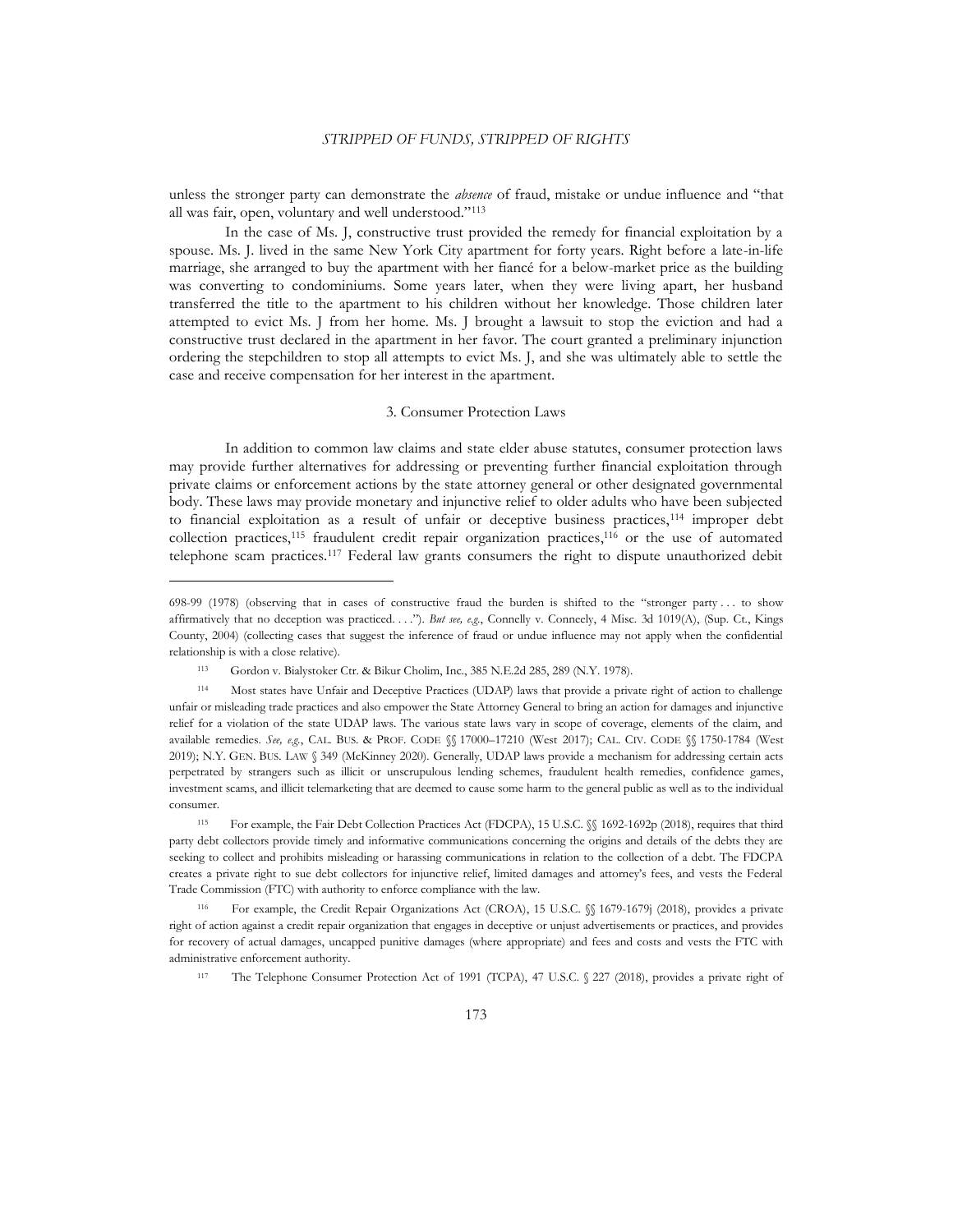unless the stronger party can demonstrate the *absence* of fraud, mistake or undue influence and "that all was fair, open, voluntary and well understood."[113]

In the case of Ms. J, constructive trust provided the remedy for financial exploitation by a spouse. Ms. J. lived in the same New York City apartment for forty years. Right before a late-in-life marriage, she arranged to buy the apartment with her fiancé for a below-market price as the building was converting to condominiums. Some years later, when they were living apart, her husband transferred the title to the apartment to his children without her knowledge. Those children later attempted to evict Ms. J from her home. Ms. J brought a lawsuit to stop the eviction and had a constructive trust declared in the apartment in her favor. The court granted a preliminary injunction ordering the stepchildren to stop all attempts to evict Ms. J, and she was ultimately able to settle the case and receive compensation for her interest in the apartment.

### 3. Consumer Protection Laws

In addition to common law claims and state elder abuse statutes, consumer protection laws may provide further alternatives for addressing or preventing further financial exploitation through private claims or enforcement actions by the state attorney general or other designated governmental body. These laws may provide monetary and injunctive relief to older adults who have been subjected to financial exploitation as a result of unfair or deceptive business practices,[114] improper debt collection practices,[115] fraudulent credit repair organization practices,[116] or the use of automated telephone scam practices.[117] Federal law grants consumers the right to dispute unauthorized debit

---

698-99 (1978) (observing that in cases of constructive fraud the burden is shifted to the "stronger party . . . to show affirmatively that no deception was practiced. . . ."). *But see, e.g.*, Connelly v. Conneely, 4 Misc. 3d 1019(A), (Sup. Ct., Kings County, 2004) (collecting cases that suggest the inference of fraud or undue influence may not apply when the confidential relationship is with a close relative).

[113] Gordon v. Bialystoker Ctr. & Bikur Cholim, Inc., 385 N.E.2d 285, 289 (N.Y. 1978).

[114] Most states have Unfair and Deceptive Practices (UDAP) laws that provide a private right of action to challenge unfair or misleading trade practices and also empower the State Attorney General to bring an action for damages and injunctive relief for a violation of the state UDAP laws. The various state laws vary in scope of coverage, elements of the claim, and available remedies. *See, e.g.*, CAL. BUS. & PROF. CODE §§ 17000–17210 (West 2017); CAL. CIV. CODE §§ 1750-1784 (West 2019); N.Y. GEN. BUS. LAW § 349 (McKinney 2020). Generally, UDAP laws provide a mechanism for addressing certain acts perpetrated by strangers such as illicit or unscrupulous lending schemes, fraudulent health remedies, confidence games, investment scams, and illicit telemarketing that are deemed to cause some harm to the general public as well as to the individual consumer.

[115] For example, the Fair Debt Collection Practices Act (FDCPA), 15 U.S.C. §§ 1692-1692p (2018), requires that third party debt collectors provide timely and informative communications concerning the origins and details of the debts they are seeking to collect and prohibits misleading or harassing communications in relation to the collection of a debt. The FDCPA creates a private right to sue debt collectors for injunctive relief, limited damages and attorney's fees, and vests the Federal Trade Commission (FTC) with authority to enforce compliance with the law.

[116] For example, the Credit Repair Organizations Act (CROA), 15 U.S.C. §§ 1679-1679j (2018), provides a private right of action against a credit repair organization that engages in deceptive or unjust advertisements or practices, and provides for recovery of actual damages, uncapped punitive damages (where appropriate) and fees and costs and vests the FTC with administrative enforcement authority.

[117] The Telephone Consumer Protection Act of 1991 (TCPA), 47 U.S.C. § 227 (2018), provides a private right of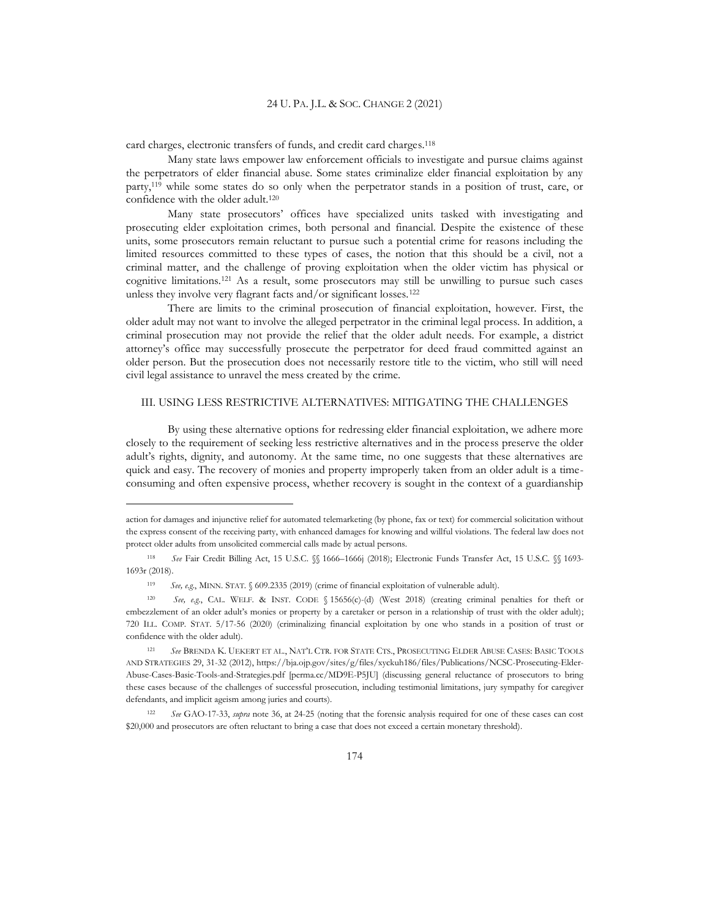card charges, electronic transfers of funds, and credit card charges.[118]

Many state laws empower law enforcement officials to investigate and pursue claims against the perpetrators of elder financial abuse. Some states criminalize elder financial exploitation by any party,[119] while some states do so only when the perpetrator stands in a position of trust, care, or confidence with the older adult.[120]

Many state prosecutors' offices have specialized units tasked with investigating and prosecuting elder exploitation crimes, both personal and financial. Despite the existence of these units, some prosecutors remain reluctant to pursue such a potential crime for reasons including the limited resources committed to these types of cases, the notion that this should be a civil, not a criminal matter, and the challenge of proving exploitation when the older victim has physical or cognitive limitations.[121] As a result, some prosecutors may still be unwilling to pursue such cases unless they involve very flagrant facts and/or significant losses.[122]

There are limits to the criminal prosecution of financial exploitation, however. First, the older adult may not want to involve the alleged perpetrator in the criminal legal process. In addition, a criminal prosecution may not provide the relief that the older adult needs. For example, a district attorney's office may successfully prosecute the perpetrator for deed fraud committed against an older person. But the prosecution does not necessarily restore title to the victim, who still will need civil legal assistance to unravel the mess created by the crime.

## III. USING LESS RESTRICTIVE ALTERNATIVES: MITIGATING THE CHALLENGES

By using these alternative options for redressing elder financial exploitation, we adhere more closely to the requirement of seeking less restrictive alternatives and in the process preserve the older adult's rights, dignity, and autonomy. At the same time, no one suggests that these alternatives are quick and easy. The recovery of monies and property improperly taken from an older adult is a time-consuming and often expensive process, whether recovery is sought in the context of a guardianship

---

action for damages and injunctive relief for automated telemarketing (by phone, fax or text) for commercial solicitation without the express consent of the receiving party, with enhanced damages for knowing and willful violations. The federal law does not protect older adults from unsolicited commercial calls made by actual persons.

[118] *See* Fair Credit Billing Act, 15 U.S.C. §§ 1666–1666j (2018); Electronic Funds Transfer Act, 15 U.S.C. §§ 1693-1693r (2018).

[119] *See, e.g.*, MINN. STAT. § 609.2335 (2019) (crime of financial exploitation of vulnerable adult).

[120] *See, e.g.*, CAL. WELF. & INST. CODE § 15656(c)-(d) (West 2018) (creating criminal penalties for theft or embezzlement of an older adult's monies or property by a caretaker or person in a relationship of trust with the older adult); 720 ILL. COMP. STAT. 5/17-56 (2020) (criminalizing financial exploitation by one who stands in a position of trust or confidence with the older adult).

[121] *See* BRENDA K. UEKERT ET AL., NAT'L CTR. FOR STATE CTS., PROSECUTING ELDER ABUSE CASES: BASIC TOOLS AND STRATEGIES 29, 31-32 (2012), https://bja.ojp.gov/sites/g/files/xyckuh186/files/Publications/NCSC-Prosecuting-Elder-Abuse-Cases-Basic-Tools-and-Strategies.pdf [perma.cc/MD9E-P5JU] (discussing general reluctance of prosecutors to bring these cases because of the challenges of successful prosecution, including testimonial limitations, jury sympathy for caregiver defendants, and implicit ageism among juries and courts).

[122] *See* GAO-17-33, *supra* note 36, at 24-25 (noting that the forensic analysis required for one of these cases can cost $20,000 and prosecutors are often reluctant to bring a case that does not exceed a certain monetary threshold).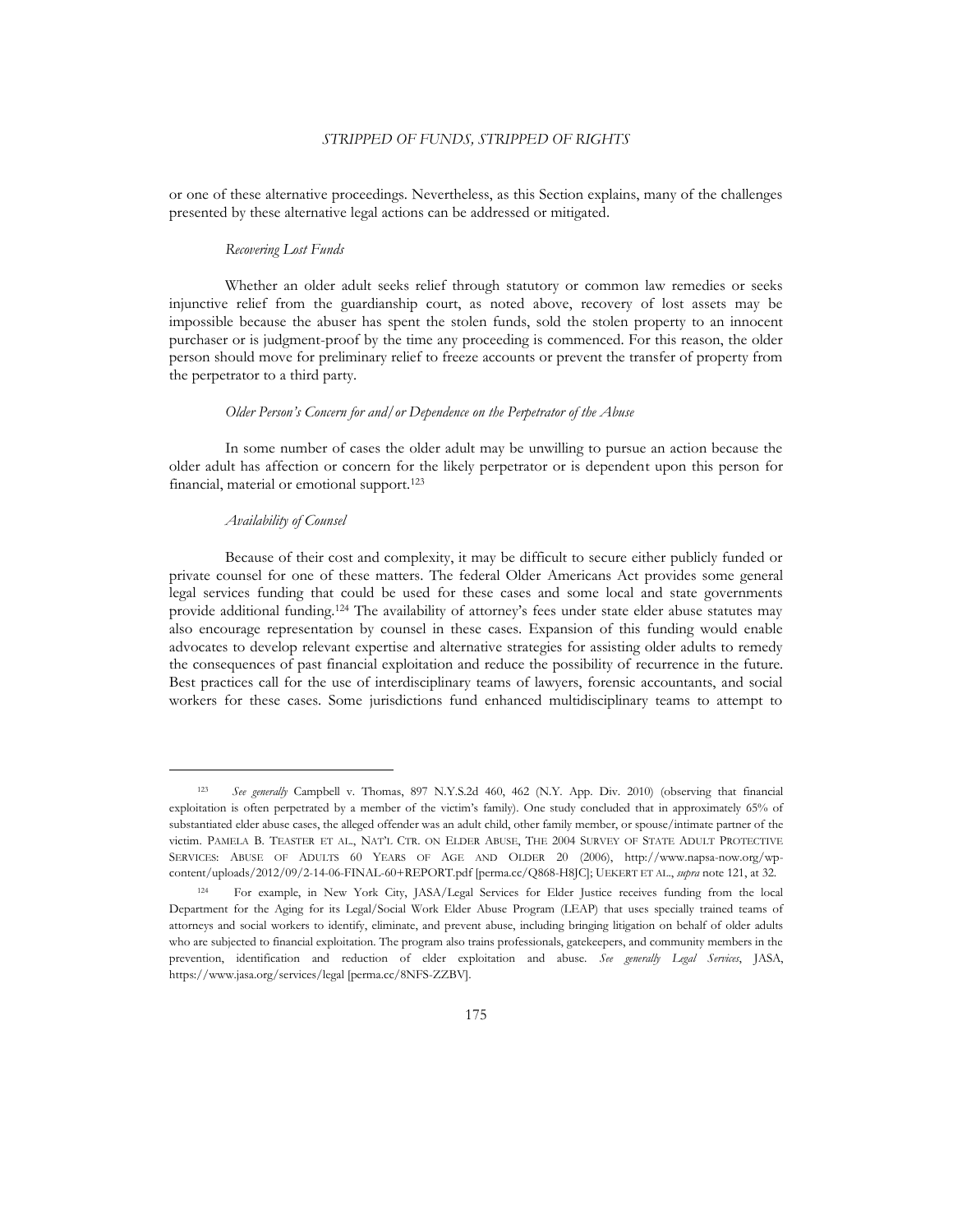or one of these alternative proceedings. Nevertheless, as this Section explains, many of the challenges presented by these alternative legal actions can be addressed or mitigated.

*Recovering Lost Funds*

Whether an older adult seeks relief through statutory or common law remedies or seeks injunctive relief from the guardianship court, as noted above, recovery of lost assets may be impossible because the abuser has spent the stolen funds, sold the stolen property to an innocent purchaser or is judgment-proof by the time any proceeding is commenced. For this reason, the older person should move for preliminary relief to freeze accounts or prevent the transfer of property from the perpetrator to a third party.

*Older Person's Concern for and/or Dependence on the Perpetrator of the Abuse*

In some number of cases the older adult may be unwilling to pursue an action because the older adult has affection or concern for the likely perpetrator or is dependent upon this person for financial, material or emotional support.[123]

*Availability of Counsel*

Because of their cost and complexity, it may be difficult to secure either publicly funded or private counsel for one of these matters. The federal Older Americans Act provides some general legal services funding that could be used for these cases and some local and state governments provide additional funding.[124] The availability of attorney's fees under state elder abuse statutes may also encourage representation by counsel in these cases. Expansion of this funding would enable advocates to develop relevant expertise and alternative strategies for assisting older adults to remedy the consequences of past financial exploitation and reduce the possibility of recurrence in the future. Best practices call for the use of interdisciplinary teams of lawyers, forensic accountants, and social workers for these cases. Some jurisdictions fund enhanced multidisciplinary teams to attempt to

---

[123] *See generally* Campbell v. Thomas, 897 N.Y.S.2d 460, 462 (N.Y. App. Div. 2010) (observing that financial exploitation is often perpetrated by a member of the victim's family). One study concluded that in approximately 65% of substantiated elder abuse cases, the alleged offender was an adult child, other family member, or spouse/intimate partner of the victim. PAMELA B. TEASTER ET AL., NAT'L CTR. ON ELDER ABUSE, THE 2004 SURVEY OF STATE ADULT PROTECTIVE SERVICES: ABUSE OF ADULTS 60 YEARS OF AGE AND OLDER 20 (2006), http://www.napsa-now.org/wp-content/uploads/2012/09/2-14-06-FINAL-60+REPORT.pdf [perma.cc/Q868-H8JC]; UEKERT ET AL., *supra* note 121, at 32.

[124] For example, in New York City, JASA/Legal Services for Elder Justice receives funding from the local Department for the Aging for its Legal/Social Work Elder Abuse Program (LEAP) that uses specially trained teams of attorneys and social workers to identify, eliminate, and prevent abuse, including bringing litigation on behalf of older adults who are subjected to financial exploitation. The program also trains professionals, gatekeepers, and community members in the prevention, identification and reduction of elder exploitation and abuse. *See generally Legal Services*, JASA, https://www.jasa.org/services/legal [perma.cc/8NFS-ZZBV].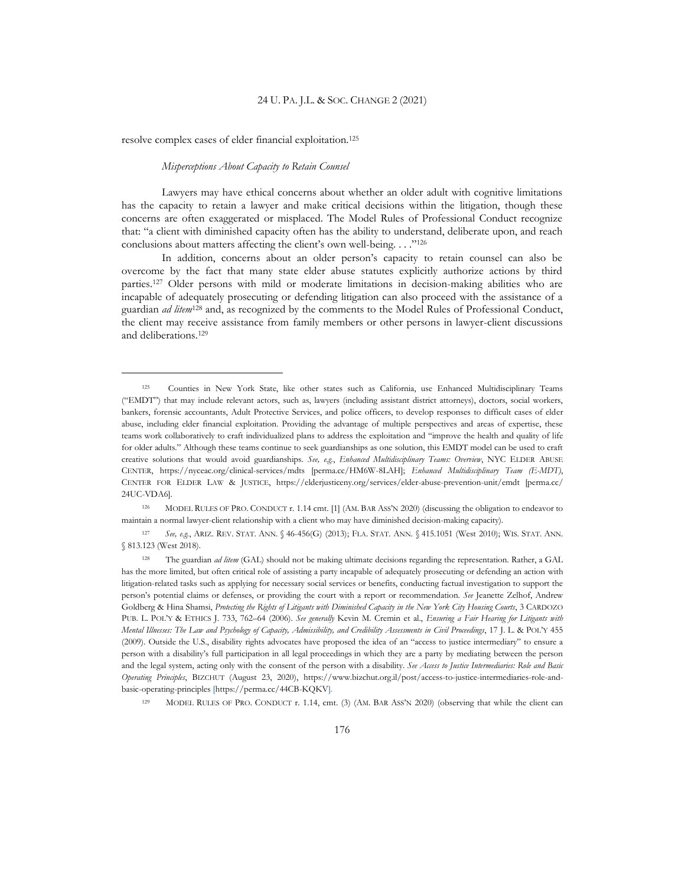resolve complex cases of elder financial exploitation.[125]

### *Misperceptions About Capacity to Retain Counsel*

Lawyers may have ethical concerns about whether an older adult with cognitive limitations has the capacity to retain a lawyer and make critical decisions within the litigation, though these concerns are often exaggerated or misplaced. The Model Rules of Professional Conduct recognize that: "a client with diminished capacity often has the ability to understand, deliberate upon, and reach conclusions about matters affecting the client's own well-being. . . ."[126]

In addition, concerns about an older person's capacity to retain counsel can also be overcome by the fact that many state elder abuse statutes explicitly authorize actions by third parties.[127] Older persons with mild or moderate limitations in decision-making abilities who are incapable of adequately prosecuting or defending litigation can also proceed with the assistance of a guardian *ad litem*[128] and, as recognized by the comments to the Model Rules of Professional Conduct, the client may receive assistance from family members or other persons in lawyer-client discussions and deliberations.[129]

---

[125] Counties in New York State, like other states such as California, use Enhanced Multidisciplinary Teams ("EMDT") that may include relevant actors, such as, lawyers (including assistant district attorneys), doctors, social workers, bankers, forensic accountants, Adult Protective Services, and police officers, to develop responses to difficult cases of elder abuse, including elder financial exploitation. Providing the advantage of multiple perspectives and areas of expertise, these teams work collaboratively to craft individualized plans to address the exploitation and "improve the health and quality of life for older adults." Although these teams continue to seek guardianships as one solution, this EMDT model can be used to craft creative solutions that would avoid guardianships. *See, e.g.*, *Enhanced Multidisciplinary Teams: Overview*, NYC ELDER ABUSE CENTER, https://nyceac.org/clinical-services/mdts [perma.cc/HM6W-8LAH]; *Enhanced Multidisciplinary Team (E-MDT)*, CENTER FOR ELDER LAW & JUSTICE, https://elderjusticeny.org/services/elder-abuse-prevention-unit/emdt [perma.cc/24UC-VDA6].

[126] MODEL RULES OF PRO. CONDUCT r. 1.14 cmt. [1] (AM. BAR ASS'N 2020) (discussing the obligation to endeavor to maintain a normal lawyer-client relationship with a client who may have diminished decision-making capacity).

[127] *See, e.g.*, ARIZ. REV. STAT. ANN. § 46-456(G) (2013); FLA. STAT. ANN. § 415.1051 (West 2010); WIS. STAT. ANN. § 813.123 (West 2018).

[128] The guardian *ad litem* (GAL) should not be making ultimate decisions regarding the representation. Rather, a GAL has the more limited, but often critical role of assisting a party incapable of adequately prosecuting or defending an action with litigation-related tasks such as applying for necessary social services or benefits, conducting factual investigation to support the person's potential claims or defenses, or providing the court with a report or recommendation. *See* Jeanette Zelhof, Andrew Goldberg & Hina Shamsi, *Protecting the Rights of Litigants with Diminished Capacity in the New York City Housing Courts*, 3 CARDOZO PUB. L. POL'Y & ETHICS J. 733, 762–64 (2006). *See generally* Kevin M. Cremin et al., *Ensuring a Fair Hearing for Litigants with Mental Illnesses: The Law and Psychology of Capacity, Admissibility, and Credibility Assessments in Civil Proceedings*, 17 J. L. & POL'Y 455 (2009). Outside the U.S., disability rights advocates have proposed the idea of an "access to justice intermediary" to ensure a person with a disability's full participation in all legal proceedings in which they are a party by mediating between the person and the legal system, acting only with the consent of the person with a disability. *See Access to Justice Intermediaries: Role and Basic Operating Principles*, BIZCHUT (August 23, 2020), https://www.bizchut.org.il/post/access-to-justice-intermediaries-role-and-basic-operating-principles [https://perma.cc/44CB-KQKV].

[129] MODEL RULES OF PRO. CONDUCT r. 1.14, cmt. (3) (AM. BAR ASS'N 2020) (observing that while the client can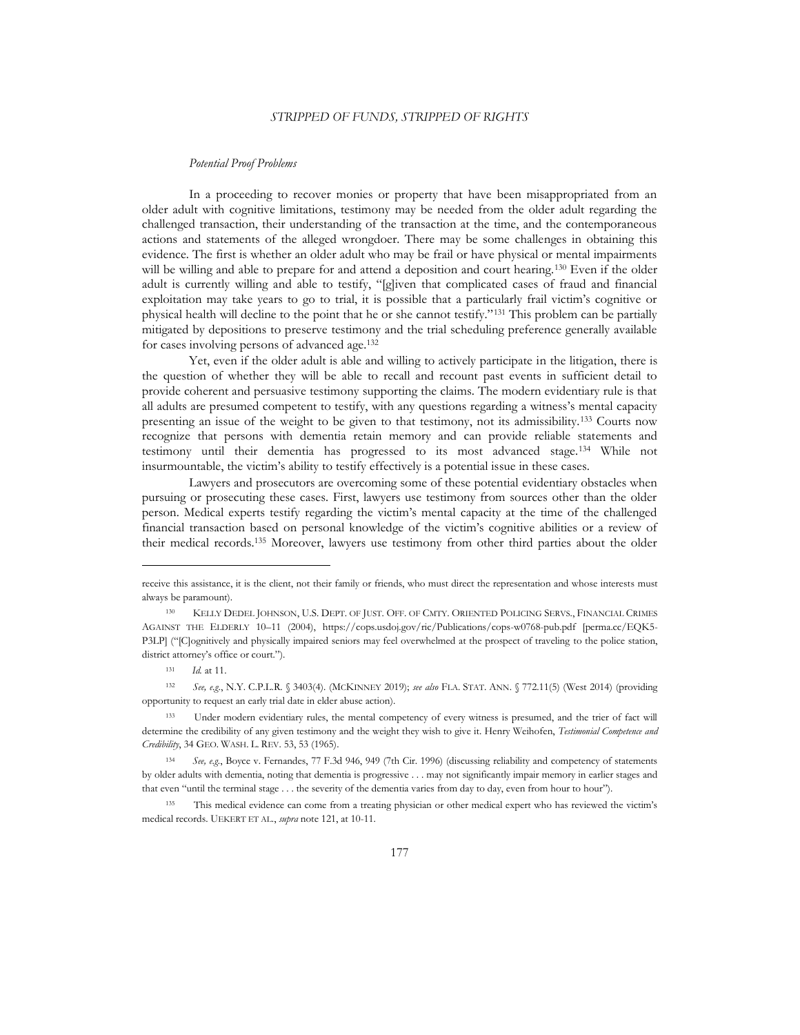*Potential Proof Problems*

In a proceeding to recover monies or property that have been misappropriated from an older adult with cognitive limitations, testimony may be needed from the older adult regarding the challenged transaction, their understanding of the transaction at the time, and the contemporaneous actions and statements of the alleged wrongdoer. There may be some challenges in obtaining this evidence. The first is whether an older adult who may be frail or have physical or mental impairments will be willing and able to prepare for and attend a deposition and court hearing.[130] Even if the older adult is currently willing and able to testify, "[g]iven that complicated cases of fraud and financial exploitation may take years to go to trial, it is possible that a particularly frail victim's cognitive or physical health will decline to the point that he or she cannot testify."[131] This problem can be partially mitigated by depositions to preserve testimony and the trial scheduling preference generally available for cases involving persons of advanced age.[132]

Yet, even if the older adult is able and willing to actively participate in the litigation, there is the question of whether they will be able to recall and recount past events in sufficient detail to provide coherent and persuasive testimony supporting the claims. The modern evidentiary rule is that all adults are presumed competent to testify, with any questions regarding a witness's mental capacity presenting an issue of the weight to be given to that testimony, not its admissibility.[133] Courts now recognize that persons with dementia retain memory and can provide reliable statements and testimony until their dementia has progressed to its most advanced stage.[134] While not insurmountable, the victim's ability to testify effectively is a potential issue in these cases.

Lawyers and prosecutors are overcoming some of these potential evidentiary obstacles when pursuing or prosecuting these cases. First, lawyers use testimony from sources other than the older person. Medical experts testify regarding the victim's mental capacity at the time of the challenged financial transaction based on personal knowledge of the victim's cognitive abilities or a review of their medical records.[135] Moreover, lawyers use testimony from other third parties about the older

---

receive this assistance, it is the client, not their family or friends, who must direct the representation and whose interests must always be paramount).

[130] KELLY DEDEL JOHNSON, U.S. DEPT. OF JUST. OFF. OF CMTY. ORIENTED POLICING SERVS., FINANCIAL CRIMES AGAINST THE ELDERLY 10–11 (2004), https://cops.usdoj.gov/ric/Publications/cops-w0768-pub.pdf [perma.cc/EQK5-P3LP] ("[C]ognitively and physically impaired seniors may feel overwhelmed at the prospect of traveling to the police station, district attorney's office or court.").

[131] *Id.* at 11.

[132] *See, e.g.*, N.Y. C.P.L.R. § 3403(4). (MCKINNEY 2019); *see also* FLA. STAT. ANN. § 772.11(5) (West 2014) (providing opportunity to request an early trial date in elder abuse action).

[133] Under modern evidentiary rules, the mental competency of every witness is presumed, and the trier of fact will determine the credibility of any given testimony and the weight they wish to give it. Henry Weihofen, *Testimonial Competence and Credibility*, 34 GEO. WASH. L. REV. 53, 53 (1965).

[134] *See, e.g.*, Boyce v. Fernandes, 77 F.3d 946, 949 (7th Cir. 1996) (discussing reliability and competency of statements by older adults with dementia, noting that dementia is progressive . . . may not significantly impair memory in earlier stages and that even "until the terminal stage . . . the severity of the dementia varies from day to day, even from hour to hour").

[135] This medical evidence can come from a treating physician or other medical expert who has reviewed the victim's medical records. UEKERT ET AL., *supra* note 121, at 10-11.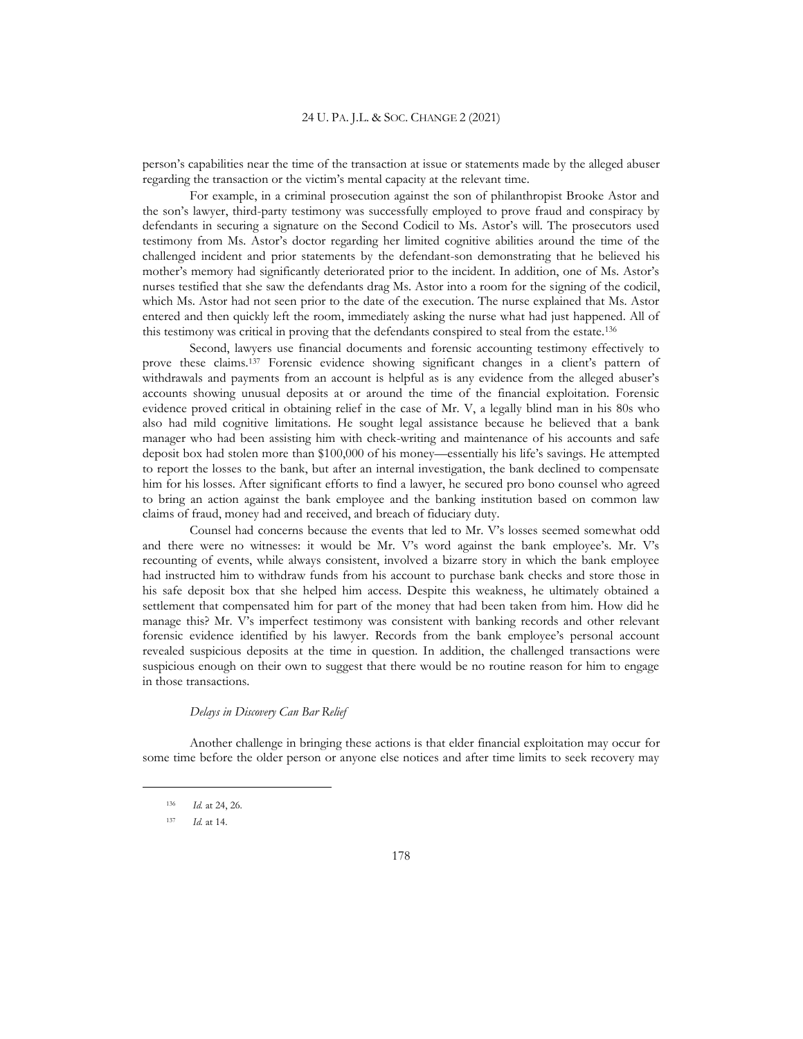person's capabilities near the time of the transaction at issue or statements made by the alleged abuser regarding the transaction or the victim's mental capacity at the relevant time.

For example, in a criminal prosecution against the son of philanthropist Brooke Astor and the son's lawyer, third-party testimony was successfully employed to prove fraud and conspiracy by defendants in securing a signature on the Second Codicil to Ms. Astor's will. The prosecutors used testimony from Ms. Astor's doctor regarding her limited cognitive abilities around the time of the challenged incident and prior statements by the defendant-son demonstrating that he believed his mother's memory had significantly deteriorated prior to the incident. In addition, one of Ms. Astor's nurses testified that she saw the defendants drag Ms. Astor into a room for the signing of the codicil, which Ms. Astor had not seen prior to the date of the execution. The nurse explained that Ms. Astor entered and then quickly left the room, immediately asking the nurse what had just happened. All of this testimony was critical in proving that the defendants conspired to steal from the estate.[136]

Second, lawyers use financial documents and forensic accounting testimony effectively to prove these claims.[137] Forensic evidence showing significant changes in a client's pattern of withdrawals and payments from an account is helpful as is any evidence from the alleged abuser's accounts showing unusual deposits at or around the time of the financial exploitation. Forensic evidence proved critical in obtaining relief in the case of Mr. V, a legally blind man in his 80s who also had mild cognitive limitations. He sought legal assistance because he believed that a bank manager who had been assisting him with check-writing and maintenance of his accounts and safe deposit box had stolen more than $100,000 of his money—essentially his life's savings. He attempted to report the losses to the bank, but after an internal investigation, the bank declined to compensate him for his losses. After significant efforts to find a lawyer, he secured pro bono counsel who agreed to bring an action against the bank employee and the banking institution based on common law claims of fraud, money had and received, and breach of fiduciary duty.

Counsel had concerns because the events that led to Mr. V's losses seemed somewhat odd and there were no witnesses: it would be Mr. V's word against the bank employee's. Mr. V's recounting of events, while always consistent, involved a bizarre story in which the bank employee had instructed him to withdraw funds from his account to purchase bank checks and store those in his safe deposit box that she helped him access. Despite this weakness, he ultimately obtained a settlement that compensated him for part of the money that had been taken from him. How did he manage this? Mr. V's imperfect testimony was consistent with banking records and other relevant forensic evidence identified by his lawyer. Records from the bank employee's personal account revealed suspicious deposits at the time in question. In addition, the challenged transactions were suspicious enough on their own to suggest that there would be no routine reason for him to engage in those transactions.

*Delays in Discovery Can Bar Relief*

Another challenge in bringing these actions is that elder financial exploitation may occur for some time before the older person or anyone else notices and after time limits to seek recovery may

---

[136] *Id.* at 24, 26.

[137] *Id.* at 14.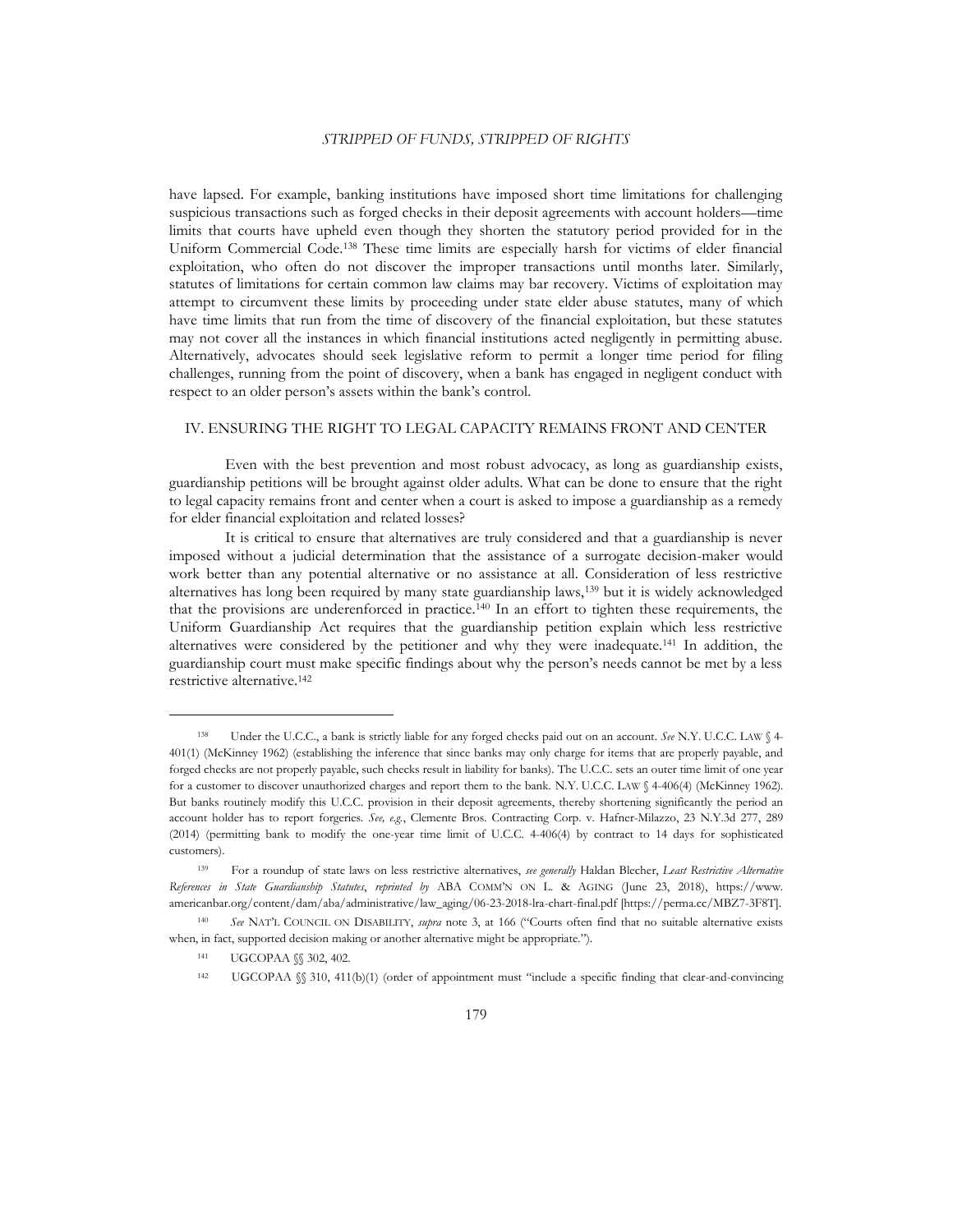have lapsed. For example, banking institutions have imposed short time limitations for challenging suspicious transactions such as forged checks in their deposit agreements with account holders—time limits that courts have upheld even though they shorten the statutory period provided for in the Uniform Commercial Code.[138] These time limits are especially harsh for victims of elder financial exploitation, who often do not discover the improper transactions until months later. Similarly, statutes of limitations for certain common law claims may bar recovery. Victims of exploitation may attempt to circumvent these limits by proceeding under state elder abuse statutes, many of which have time limits that run from the time of discovery of the financial exploitation, but these statutes may not cover all the instances in which financial institutions acted negligently in permitting abuse. Alternatively, advocates should seek legislative reform to permit a longer time period for filing challenges, running from the point of discovery, when a bank has engaged in negligent conduct with respect to an older person's assets within the bank's control.

## IV. ENSURING THE RIGHT TO LEGAL CAPACITY REMAINS FRONT AND CENTER

Even with the best prevention and most robust advocacy, as long as guardianship exists, guardianship petitions will be brought against older adults. What can be done to ensure that the right to legal capacity remains front and center when a court is asked to impose a guardianship as a remedy for elder financial exploitation and related losses?

It is critical to ensure that alternatives are truly considered and that a guardianship is never imposed without a judicial determination that the assistance of a surrogate decision-maker would work better than any potential alternative or no assistance at all. Consideration of less restrictive alternatives has long been required by many state guardianship laws,[139] but it is widely acknowledged that the provisions are underenforced in practice.[140] In an effort to tighten these requirements, the Uniform Guardianship Act requires that the guardianship petition explain which less restrictive alternatives were considered by the petitioner and why they were inadequate.[141] In addition, the guardianship court must make specific findings about why the person's needs cannot be met by a less restrictive alternative.[142]

---

[138] Under the U.C.C., a bank is strictly liable for any forged checks paid out on an account. *See* N.Y. U.C.C. LAW § 4-401(1) (McKinney 1962) (establishing the inference that since banks may only charge for items that are properly payable, and forged checks are not properly payable, such checks result in liability for banks). The U.C.C. sets an outer time limit of one year for a customer to discover unauthorized charges and report them to the bank. N.Y. U.C.C. LAW § 4-406(4) (McKinney 1962). But banks routinely modify this U.C.C. provision in their deposit agreements, thereby shortening significantly the period an account holder has to report forgeries. *See, e.g.*, Clemente Bros. Contracting Corp. v. Hafner-Milazzo, 23 N.Y.3d 277, 289 (2014) (permitting bank to modify the one-year time limit of U.C.C. 4-406(4) by contract to 14 days for sophisticated customers).

[139] For a roundup of state laws on less restrictive alternatives, *see generally* Haldan Blecher, *Least Restrictive Alternative References in State Guardianship Statutes*, *reprinted by* ABA COMM'N ON L. & AGING (June 23, 2018), https://www.americanbar.org/content/dam/aba/administrative/law_aging/06-23-2018-lra-chart-final.pdf [https://perma.cc/MBZ7-3F8T].

[140] *See* NAT'L COUNCIL ON DISABILITY, *supra* note 3, at 166 ("Courts often find that no suitable alternative exists when, in fact, supported decision making or another alternative might be appropriate.").

[141] UGCOPAA §§ 302, 402.

[142] UGCOPAA §§ 310, 411(b)(1) (order of appointment must "include a specific finding that clear-and-convincing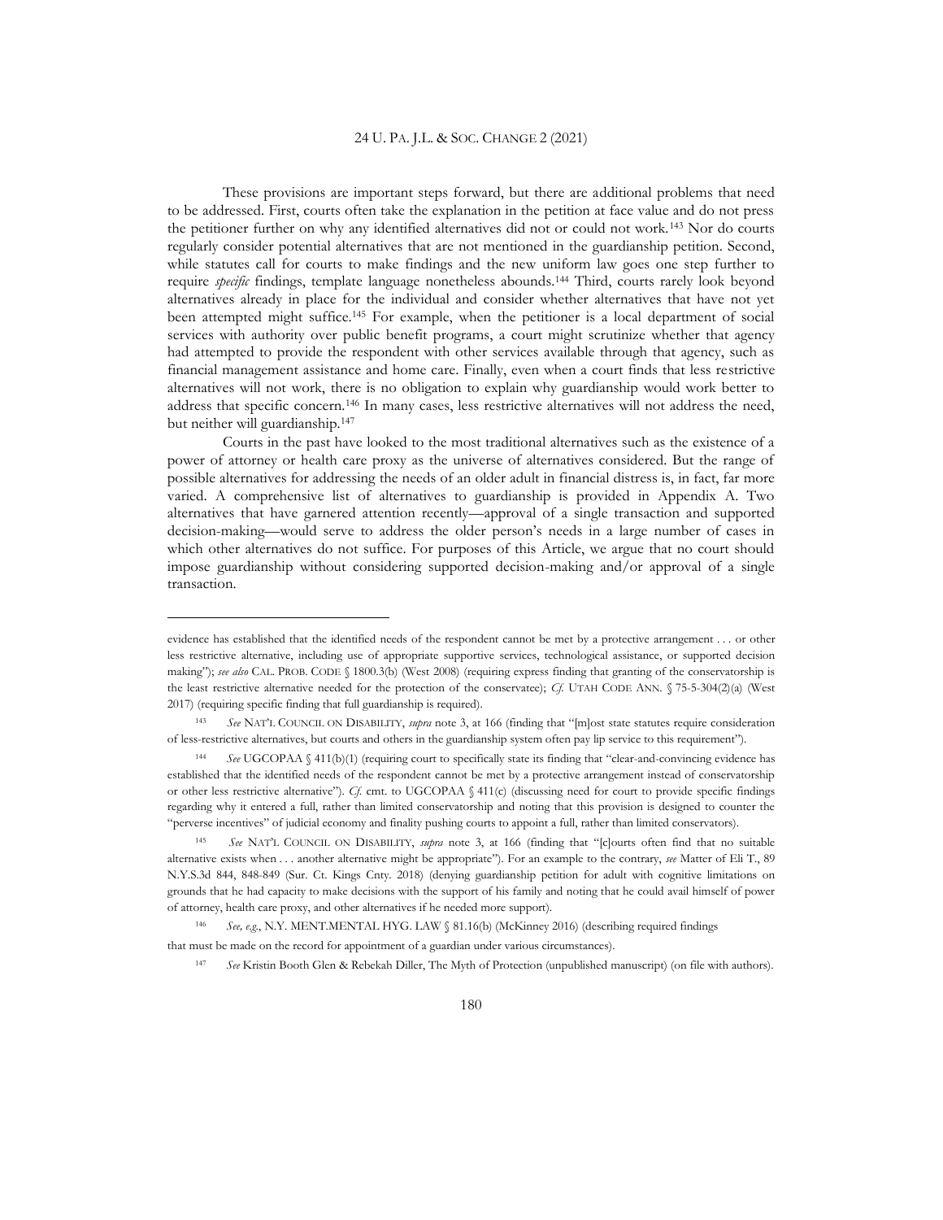These provisions are important steps forward, but there are additional problems that need to be addressed. First, courts often take the explanation in the petition at face value and do not press the petitioner further on why any identified alternatives did not or could not work.[143] Nor do courts regularly consider potential alternatives that are not mentioned in the guardianship petition. Second, while statutes call for courts to make findings and the new uniform law goes one step further to require *specific* findings, template language nonetheless abounds.[144] Third, courts rarely look beyond alternatives already in place for the individual and consider whether alternatives that have not yet been attempted might suffice.[145] For example, when the petitioner is a local department of social services with authority over public benefit programs, a court might scrutinize whether that agency had attempted to provide the respondent with other services available through that agency, such as financial management assistance and home care. Finally, even when a court finds that less restrictive alternatives will not work, there is no obligation to explain why guardianship would work better to address that specific concern.[146] In many cases, less restrictive alternatives will not address the need, but neither will guardianship.[147]

Courts in the past have looked to the most traditional alternatives such as the existence of a power of attorney or health care proxy as the universe of alternatives considered. But the range of possible alternatives for addressing the needs of an older adult in financial distress is, in fact, far more varied. A comprehensive list of alternatives to guardianship is provided in Appendix A. Two alternatives that have garnered attention recently—approval of a single transaction and supported decision-making—would serve to address the older person's needs in a large number of cases in which other alternatives do not suffice. For purposes of this Article, we argue that no court should impose guardianship without considering supported decision-making and/or approval of a single transaction.

---

evidence has established that the identified needs of the respondent cannot be met by a protective arrangement . . . or other less restrictive alternative, including use of appropriate supportive services, technological assistance, or supported decision making"); *see also* CAL. PROB. CODE § 1800.3(b) (West 2008) (requiring express finding that granting of the conservatorship is the least restrictive alternative needed for the protection of the conservatee); *Cf.* UTAH CODE ANN. § 75-5-304(2)(a) (West 2017) (requiring specific finding that full guardianship is required).

[143] *See* NAT'L COUNCIL ON DISABILITY, *supra* note 3, at 166 (finding that "[m]ost state statutes require consideration of less-restrictive alternatives, but courts and others in the guardianship system often pay lip service to this requirement").

[144] *See* UGCOPAA § 411(b)(1) (requiring court to specifically state its finding that "clear-and-convincing evidence has established that the identified needs of the respondent cannot be met by a protective arrangement instead of conservatorship or other less restrictive alternative"). *Cf.* cmt. to UGCOPAA § 411(c) (discussing need for court to provide specific findings regarding why it entered a full, rather than limited conservatorship and noting that this provision is designed to counter the "perverse incentives" of judicial economy and finality pushing courts to appoint a full, rather than limited conservators).

[145] *See* NAT'L COUNCIL ON DISABILITY, *supra* note 3, at 166 (finding that "[c]ourts often find that no suitable alternative exists when . . . another alternative might be appropriate"). For an example to the contrary, *see* Matter of Eli T., 89 N.Y.S.3d 844, 848-849 (Sur. Ct. Kings Cnty. 2018) (denying guardianship petition for adult with cognitive limitations on grounds that he had capacity to make decisions with the support of his family and noting that he could avail himself of power of attorney, health care proxy, and other alternatives if he needed more support).

[146] *See, e.g.*, N.Y. MENT.MENTAL HYG. LAW § 81.16(b) (McKinney 2016) (describing required findings that must be made on the record for appointment of a guardian under various circumstances).

[147] *See* Kristin Booth Glen & Rebekah Diller, The Myth of Protection (unpublished manuscript) (on file with authors).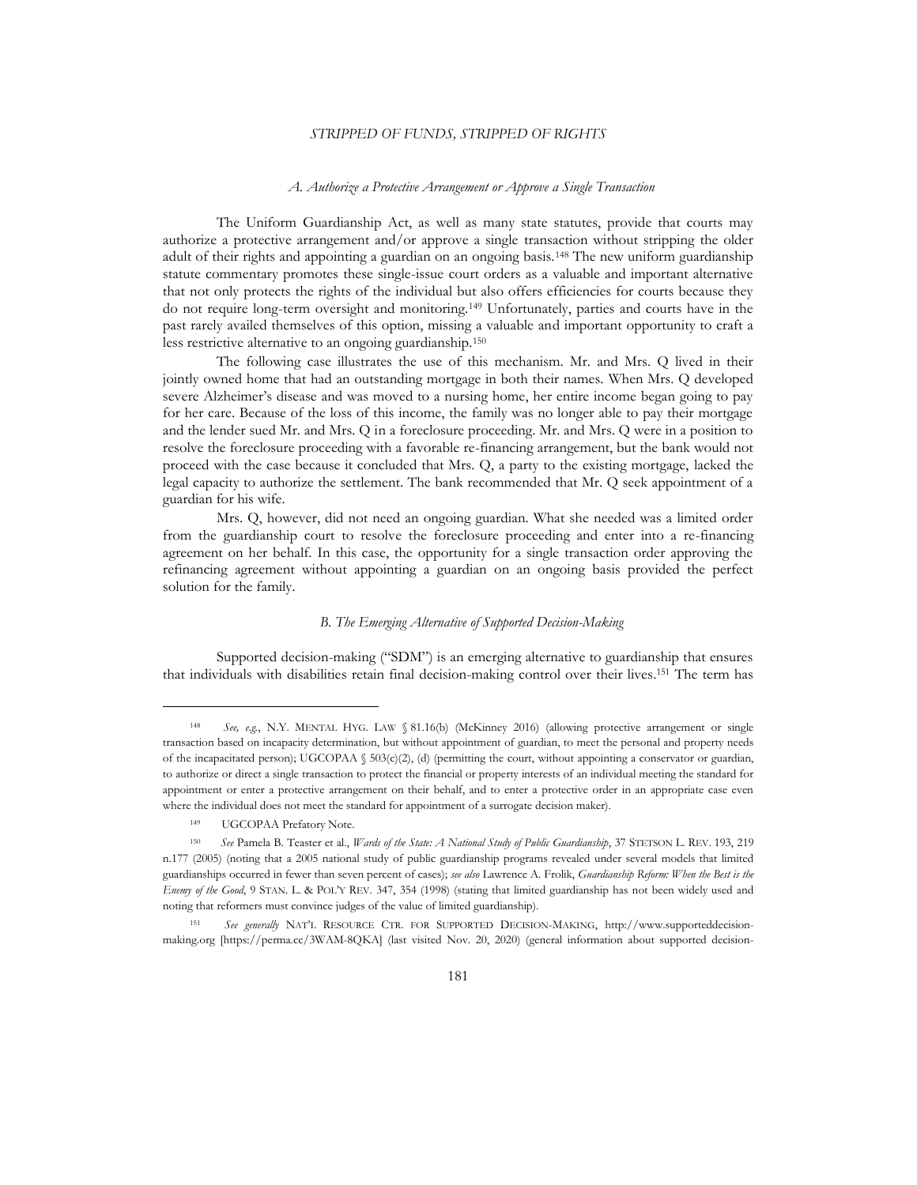### *A. Authorize a Protective Arrangement or Approve a Single Transaction*

The Uniform Guardianship Act, as well as many state statutes, provide that courts may authorize a protective arrangement and/or approve a single transaction without stripping the older adult of their rights and appointing a guardian on an ongoing basis.[148] The new uniform guardianship statute commentary promotes these single-issue court orders as a valuable and important alternative that not only protects the rights of the individual but also offers efficiencies for courts because they do not require long-term oversight and monitoring.[149] Unfortunately, parties and courts have in the past rarely availed themselves of this option, missing a valuable and important opportunity to craft a less restrictive alternative to an ongoing guardianship.[150]

The following case illustrates the use of this mechanism. Mr. and Mrs. Q lived in their jointly owned home that had an outstanding mortgage in both their names. When Mrs. Q developed severe Alzheimer's disease and was moved to a nursing home, her entire income began going to pay for her care. Because of the loss of this income, the family was no longer able to pay their mortgage and the lender sued Mr. and Mrs. Q in a foreclosure proceeding. Mr. and Mrs. Q were in a position to resolve the foreclosure proceeding with a favorable re-financing arrangement, but the bank would not proceed with the case because it concluded that Mrs. Q, a party to the existing mortgage, lacked the legal capacity to authorize the settlement. The bank recommended that Mr. Q seek appointment of a guardian for his wife.

Mrs. Q, however, did not need an ongoing guardian. What she needed was a limited order from the guardianship court to resolve the foreclosure proceeding and enter into a re-financing agreement on her behalf. In this case, the opportunity for a single transaction order approving the refinancing agreement without appointing a guardian on an ongoing basis provided the perfect solution for the family.

### *B. The Emerging Alternative of Supported Decision-Making*

Supported decision-making ("SDM") is an emerging alternative to guardianship that ensures that individuals with disabilities retain final decision-making control over their lives.[151] The term has

---

[148] *See, e.g.*, N.Y. MENTAL HYG. LAW § 81.16(b) (McKinney 2016) (allowing protective arrangement or single transaction based on incapacity determination, but without appointment of guardian, to meet the personal and property needs of the incapacitated person); UGCOPAA § 503(c)(2), (d) (permitting the court, without appointing a conservator or guardian, to authorize or direct a single transaction to protect the financial or property interests of an individual meeting the standard for appointment or enter a protective arrangement on their behalf, and to enter a protective order in an appropriate case even where the individual does not meet the standard for appointment of a surrogate decision maker).

[149] UGCOPAA Prefatory Note.

[150] *See* Pamela B. Teaster et al., *Wards of the State: A National Study of Public Guardianship*, 37 STETSON L. REV. 193, 219 n.177 (2005) (noting that a 2005 national study of public guardianship programs revealed under several models that limited guardianships occurred in fewer than seven percent of cases); *see also* Lawrence A. Frolik, *Guardianship Reform: When the Best is the Enemy of the Good*, 9 STAN. L. & POL'Y REV. 347, 354 (1998) (stating that limited guardianship has not been widely used and noting that reformers must convince judges of the value of limited guardianship).

[151] *See generally* NAT'L RESOURCE CTR. FOR SUPPORTED DECISION-MAKING, http://www.supporteddecision-making.org [https://perma.cc/3WAM-8QKA] (last visited Nov. 20, 2020) (general information about supported decision-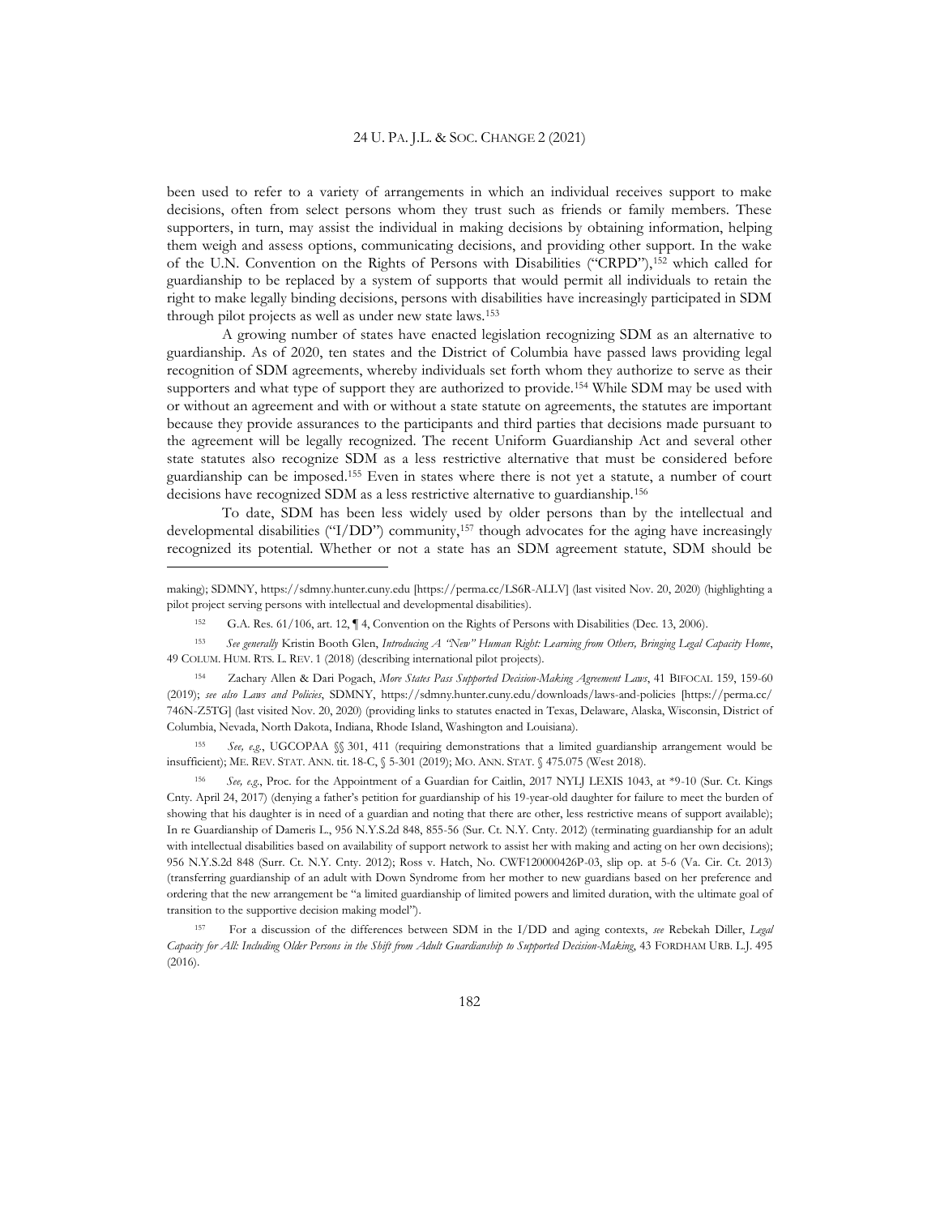been used to refer to a variety of arrangements in which an individual receives support to make decisions, often from select persons whom they trust such as friends or family members. These supporters, in turn, may assist the individual in making decisions by obtaining information, helping them weigh and assess options, communicating decisions, and providing other support. In the wake of the U.N. Convention on the Rights of Persons with Disabilities ("CRPD"),[152] which called for guardianship to be replaced by a system of supports that would permit all individuals to retain the right to make legally binding decisions, persons with disabilities have increasingly participated in SDM through pilot projects as well as under new state laws.[153]

A growing number of states have enacted legislation recognizing SDM as an alternative to guardianship. As of 2020, ten states and the District of Columbia have passed laws providing legal recognition of SDM agreements, whereby individuals set forth whom they authorize to serve as their supporters and what type of support they are authorized to provide.[154] While SDM may be used with or without an agreement and with or without a state statute on agreements, the statutes are important because they provide assurances to the participants and third parties that decisions made pursuant to the agreement will be legally recognized. The recent Uniform Guardianship Act and several other state statutes also recognize SDM as a less restrictive alternative that must be considered before guardianship can be imposed.[155] Even in states where there is not yet a statute, a number of court decisions have recognized SDM as a less restrictive alternative to guardianship.[156]

To date, SDM has been less widely used by older persons than by the intellectual and developmental disabilities ("I/DD") community,[157] though advocates for the aging have increasingly recognized its potential. Whether or not a state has an SDM agreement statute, SDM should be

---

making); SDMNY, https://sdmny.hunter.cuny.edu [https://perma.cc/LS6R-ALLV] (last visited Nov. 20, 2020) (highlighting a pilot project serving persons with intellectual and developmental disabilities).

[152] G.A. Res. 61/106, art. 12, ¶ 4, Convention on the Rights of Persons with Disabilities (Dec. 13, 2006).

[153] *See generally* Kristin Booth Glen, *Introducing A "New" Human Right: Learning from Others, Bringing Legal Capacity Home*, 49 COLUM. HUM. RTS. L. REV. 1 (2018) (describing international pilot projects).

[154] Zachary Allen & Dari Pogach, *More States Pass Supported Decision-Making Agreement Laws*, 41 BIFOCAL 159, 159-60 (2019); *see also Laws and Policies*, SDMNY, https://sdmny.hunter.cuny.edu/downloads/laws-and-policies [https://perma.cc/746N-Z5TG] (last visited Nov. 20, 2020) (providing links to statutes enacted in Texas, Delaware, Alaska, Wisconsin, District of Columbia, Nevada, North Dakota, Indiana, Rhode Island, Washington and Louisiana).

[155] *See, e.g.*, UGCOPAA §§ 301, 411 (requiring demonstrations that a limited guardianship arrangement would be insufficient); ME. REV. STAT. ANN. tit. 18-C, § 5-301 (2019); MO. ANN. STAT. § 475.075 (West 2018).

[156] *See, e.g.*, Proc. for the Appointment of a Guardian for Caitlin, 2017 NYLJ LEXIS 1043, at *9-10 (Sur. Ct. Kings Cnty. April 24, 2017) (denying a father's petition for guardianship of his 19-year-old daughter for failure to meet the burden of showing that his daughter is in need of a guardian and noting that there are other, less restrictive means of support available); In re Guardianship of Dameris L., 956 N.Y.S.2d 848, 855-56 (Sur. Ct. N.Y. Cnty. 2012) (terminating guardianship for an adult with intellectual disabilities based on availability of support network to assist her with making and acting on her own decisions); 956 N.Y.S.2d 848 (Surr. Ct. N.Y. Cnty. 2012); Ross v. Hatch, No. CWF120000426P-03, slip op. at 5-6 (Va. Cir. Ct. 2013) (transferring guardianship of an adult with Down Syndrome from her mother to new guardians based on her preference and ordering that the new arrangement be "a limited guardianship of limited powers and limited duration, with the ultimate goal of transition to the supportive decision making model").

[157] For a discussion of the differences between SDM in the I/DD and aging contexts, *see* Rebekah Diller, *Legal Capacity for All: Including Older Persons in the Shift from Adult Guardianship to Supported Decision-Making*, 43 FORDHAM URB. L.J. 495 (2016).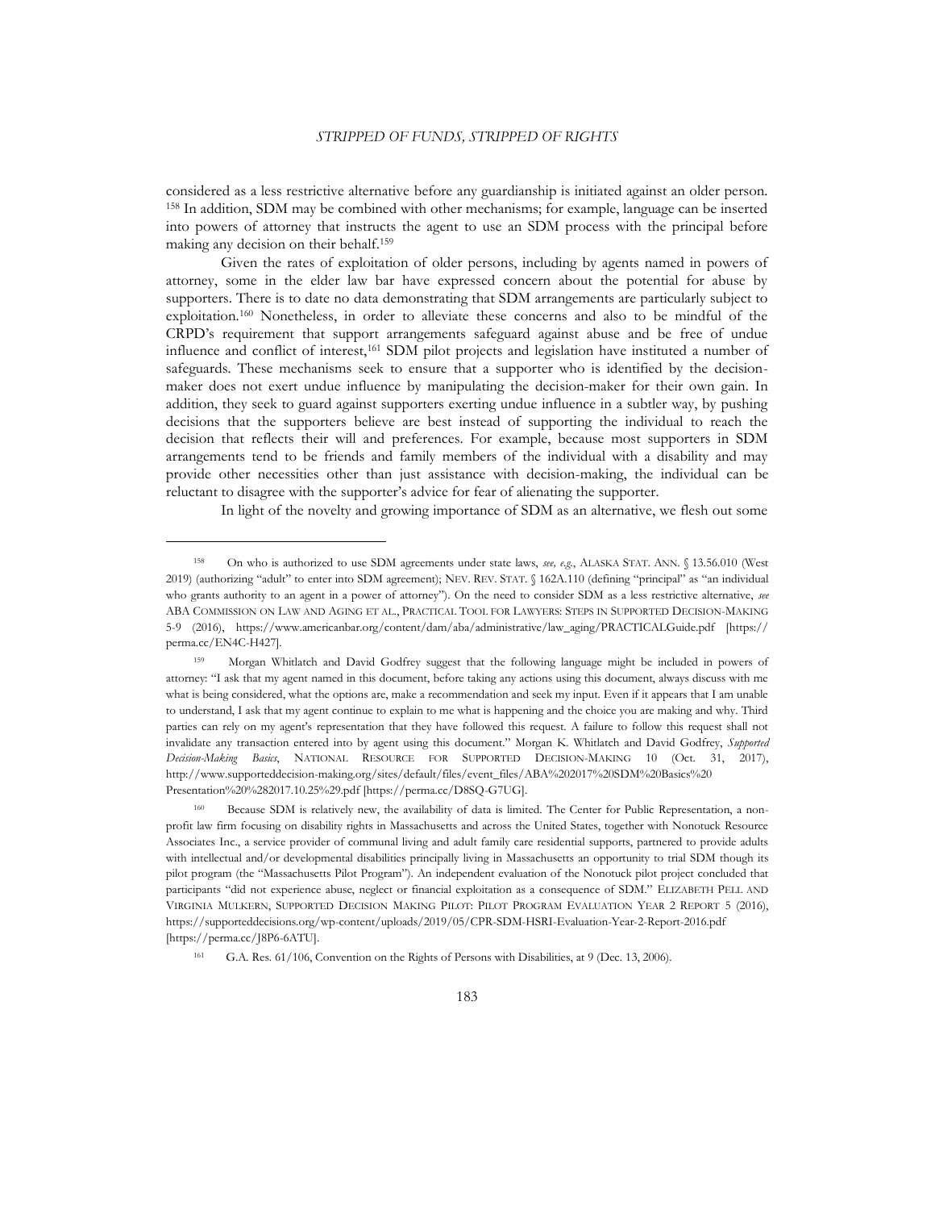considered as a less restrictive alternative before any guardianship is initiated against an older person. [158] In addition, SDM may be combined with other mechanisms; for example, language can be inserted into powers of attorney that instructs the agent to use an SDM process with the principal before making any decision on their behalf.[159]

Given the rates of exploitation of older persons, including by agents named in powers of attorney, some in the elder law bar have expressed concern about the potential for abuse by supporters. There is to date no data demonstrating that SDM arrangements are particularly subject to exploitation.[160] Nonetheless, in order to alleviate these concerns and also to be mindful of the CRPD's requirement that support arrangements safeguard against abuse and be free of undue influence and conflict of interest,[161] SDM pilot projects and legislation have instituted a number of safeguards. These mechanisms seek to ensure that a supporter who is identified by the decision-maker does not exert undue influence by manipulating the decision-maker for their own gain. In addition, they seek to guard against supporters exerting undue influence in a subtler way, by pushing decisions that the supporters believe are best instead of supporting the individual to reach the decision that reflects their will and preferences. For example, because most supporters in SDM arrangements tend to be friends and family members of the individual with a disability and may provide other necessities other than just assistance with decision-making, the individual can be reluctant to disagree with the supporter's advice for fear of alienating the supporter.

In light of the novelty and growing importance of SDM as an alternative, we flesh out some

---

[158] On who is authorized to use SDM agreements under state laws, *see, e.g.*, ALASKA STAT. ANN. § 13.56.010 (West 2019) (authorizing "adult" to enter into SDM agreement); NEV. REV. STAT. § 162A.110 (defining "principal" as "an individual who grants authority to an agent in a power of attorney"). On the need to consider SDM as a less restrictive alternative, *see* ABA COMMISSION ON LAW AND AGING ET AL., PRACTICAL TOOL FOR LAWYERS: STEPS IN SUPPORTED DECISION-MAKING 5-9 (2016), https://www.americanbar.org/content/dam/aba/administrative/law_aging/PRACTICALGuide.pdf [https://perma.cc/EN4C-H427].

[159] Morgan Whitlatch and David Godfrey suggest that the following language might be included in powers of attorney: "I ask that my agent named in this document, before taking any actions using this document, always discuss with me what is being considered, what the options are, make a recommendation and seek my input. Even if it appears that I am unable to understand, I ask that my agent continue to explain to me what is happening and the choice you are making and why. Third parties can rely on my agent's representation that they have followed this request. A failure to follow this request shall not invalidate any transaction entered into by agent using this document." Morgan K. Whitlatch and David Godfrey, *Supported Decision-Making Basics*, NATIONAL RESOURCE FOR SUPPORTED DECISION-MAKING 10 (Oct. 31, 2017), http://www.supporteddecision-making.org/sites/default/files/event_files/ABA%202017%20SDM%20Basics%20 Presentation%20%282017.10.25%29.pdf [https://perma.cc/D8SQ-G7UG].

[160] Because SDM is relatively new, the availability of data is limited. The Center for Public Representation, a non-profit law firm focusing on disability rights in Massachusetts and across the United States, together with Nonotuck Resource Associates Inc., a service provider of communal living and adult family care residential supports, partnered to provide adults with intellectual and/or developmental disabilities principally living in Massachusetts an opportunity to trial SDM though its pilot program (the "Massachusetts Pilot Program"). An independent evaluation of the Nonotuck pilot project concluded that participants "did not experience abuse, neglect or financial exploitation as a consequence of SDM." ELIZABETH PELL AND VIRGINIA MULKERN, SUPPORTED DECISION MAKING PILOT: PILOT PROGRAM EVALUATION YEAR 2 REPORT 5 (2016), https://supporteddecisions.org/wp-content/uploads/2019/05/CPR-SDM-HSRI-Evaluation-Year-2-Report-2016.pdf [https://perma.cc/J8P6-6ATU].

[161] G.A. Res. 61/106, Convention on the Rights of Persons with Disabilities, at 9 (Dec. 13, 2006).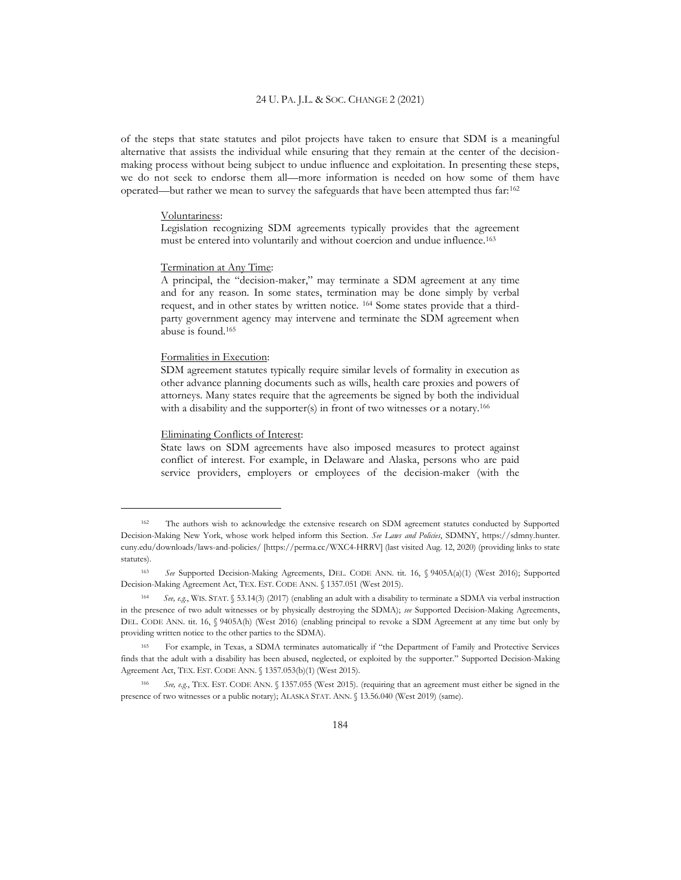of the steps that state statutes and pilot projects have taken to ensure that SDM is a meaningful alternative that assists the individual while ensuring that they remain at the center of the decision-making process without being subject to undue influence and exploitation. In presenting these steps, we do not seek to endorse them all—more information is needed on how some of them have operated—but rather we mean to survey the safeguards that have been attempted thus far:[162]

> <u>Voluntariness</u>:
> Legislation recognizing SDM agreements typically provides that the agreement must be entered into voluntarily and without coercion and undue influence.[163]
>
> <u>Termination at Any Time</u>:
> A principal, the "decision-maker," may terminate a SDM agreement at any time and for any reason. In some states, termination may be done simply by verbal request, and in other states by written notice. [164] Some states provide that a third-party government agency may intervene and terminate the SDM agreement when abuse is found.[165]
>
> <u>Formalities in Execution</u>:
> SDM agreement statutes typically require similar levels of formality in execution as other advance planning documents such as wills, health care proxies and powers of attorneys. Many states require that the agreements be signed by both the individual with a disability and the supporter(s) in front of two witnesses or a notary.[166]
>
> <u>Eliminating Conflicts of Interest</u>:
> State laws on SDM agreements have also imposed measures to protect against conflict of interest. For example, in Delaware and Alaska, persons who are paid service providers, employers or employees of the decision-maker (with the

---

[162] The authors wish to acknowledge the extensive research on SDM agreement statutes conducted by Supported Decision-Making New York, whose work helped inform this Section. *See Laws and Policies*, SDMNY, https://sdmny.hunter.cuny.edu/downloads/laws-and-policies/ [https://perma.cc/WXC4-HRRV] (last visited Aug. 12, 2020) (providing links to state statutes).

[163] *See* Supported Decision-Making Agreements, DEL. CODE ANN. tit. 16, § 9405A(a)(1) (West 2016); Supported Decision-Making Agreement Act, TEX. EST. CODE ANN. § 1357.051 (West 2015).

[164] *See, e.g.*, WIS. STAT. § 53.14(3) (2017) (enabling an adult with a disability to terminate a SDMA via verbal instruction in the presence of two adult witnesses or by physically destroying the SDMA); *see* Supported Decision-Making Agreements, DEL. CODE ANN. tit. 16, § 9405A(h) (West 2016) (enabling principal to revoke a SDM Agreement at any time but only by providing written notice to the other parties to the SDMA).

[165] For example, in Texas, a SDMA terminates automatically if "the Department of Family and Protective Services finds that the adult with a disability has been abused, neglected, or exploited by the supporter." Supported Decision-Making Agreement Act, TEX. EST. CODE ANN. § 1357.053(b)(1) (West 2015).

[166] *See, e.g.*, TEX. EST. CODE ANN. § 1357.055 (West 2015). (requiring that an agreement must either be signed in the presence of two witnesses or a public notary); ALASKA STAT. ANN. § 13.56.040 (West 2019) (same).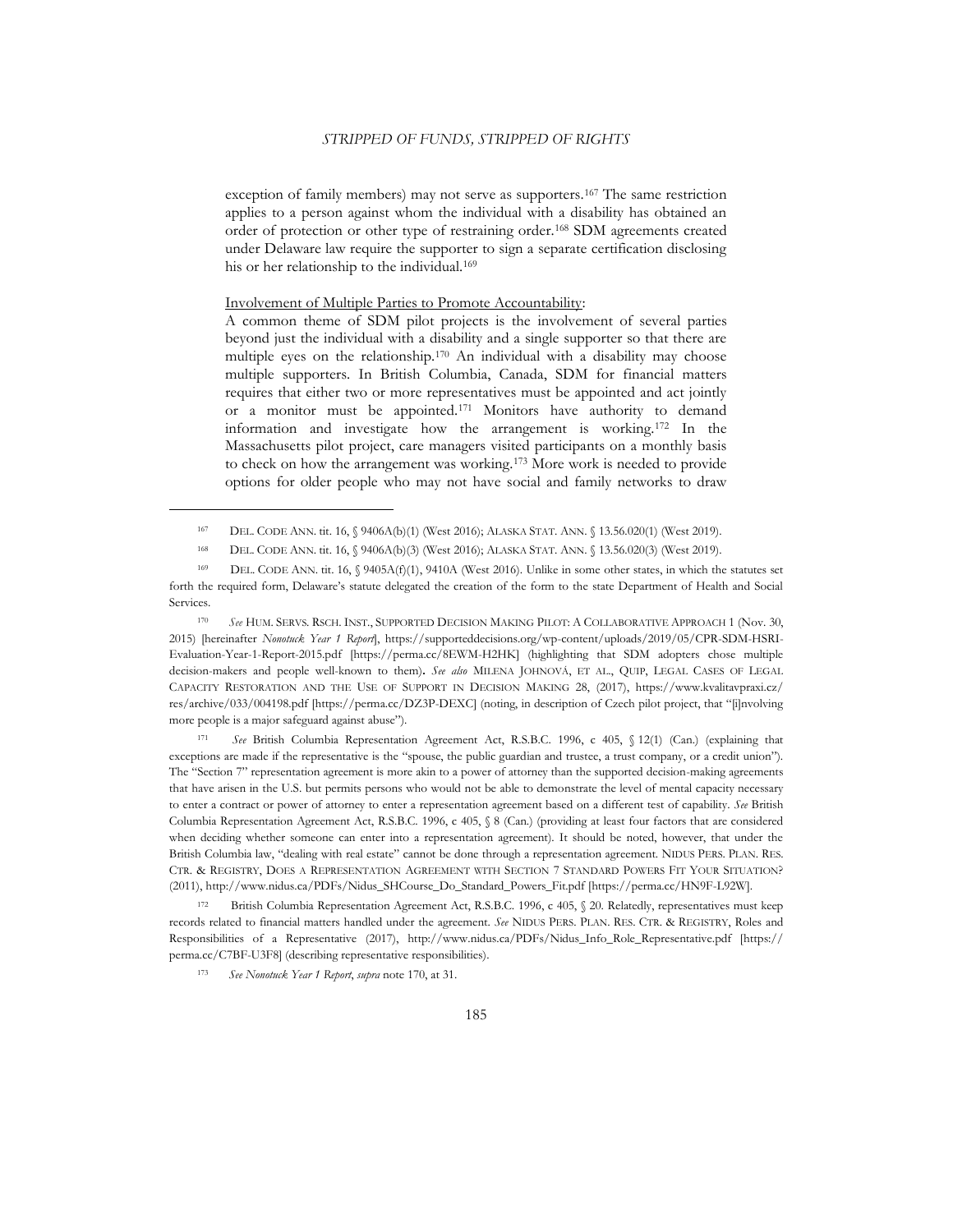exception of family members) may not serve as supporters.[167] The same restriction applies to a person against whom the individual with a disability has obtained an order of protection or other type of restraining order.[168] SDM agreements created under Delaware law require the supporter to sign a separate certification disclosing his or her relationship to the individual.[169]

Involvement of Multiple Parties to Promote Accountability:

A common theme of SDM pilot projects is the involvement of several parties beyond just the individual with a disability and a single supporter so that there are multiple eyes on the relationship.[170] An individual with a disability may choose multiple supporters. In British Columbia, Canada, SDM for financial matters requires that either two or more representatives must be appointed and act jointly or a monitor must be appointed.[171] Monitors have authority to demand information and investigate how the arrangement is working.[172] In the Massachusetts pilot project, care managers visited participants on a monthly basis to check on how the arrangement was working.[173] More work is needed to provide options for older people who may not have social and family networks to draw

---

[167] DEL. CODE ANN. tit. 16, § 9406A(b)(1) (West 2016); ALASKA STAT. ANN. § 13.56.020(1) (West 2019).

[168] DEL. CODE ANN. tit. 16, § 9406A(b)(3) (West 2016); ALASKA STAT. ANN. § 13.56.020(3) (West 2019).

[169] DEL. CODE ANN. tit. 16, § 9405A(f)(1), 9410A (West 2016). Unlike in some other states, in which the statutes set forth the required form, Delaware's statute delegated the creation of the form to the state Department of Health and Social Services.

[170] *See* HUM. SERVS. RSCH. INST., SUPPORTED DECISION MAKING PILOT: A COLLABORATIVE APPROACH 1 (Nov. 30, 2015) [hereinafter *Nonotuck Year 1 Report*], https://supporteddecisions.org/wp-content/uploads/2019/05/CPR-SDM-HSRI-Evaluation-Year-1-Report-2015.pdf [https://perma.cc/8EWM-H2HK] (highlighting that SDM adopters chose multiple decision-makers and people well-known to them). *See also* MILENA JOHNOVÁ, ET AL., QUIP, LEGAL CASES OF LEGAL CAPACITY RESTORATION AND THE USE OF SUPPORT IN DECISION MAKING 28, (2017), https://www.kvalitavpraxi.cz/res/archive/033/004198.pdf [https://perma.cc/DZ3P-DEXC] (noting, in description of Czech pilot project, that "[i]nvolving more people is a major safeguard against abuse").

[171] *See* British Columbia Representation Agreement Act, R.S.B.C. 1996, c 405, § 12(1) (Can.) (explaining that exceptions are made if the representative is the "spouse, the public guardian and trustee, a trust company, or a credit union"). The "Section 7" representation agreement is more akin to a power of attorney than the supported decision-making agreements that have arisen in the U.S. but permits persons who would not be able to demonstrate the level of mental capacity necessary to enter a contract or power of attorney to enter a representation agreement based on a different test of capability. *See* British Columbia Representation Agreement Act, R.S.B.C. 1996, c 405, § 8 (Can.) (providing at least four factors that are considered when deciding whether someone can enter into a representation agreement). It should be noted, however, that under the British Columbia law, "dealing with real estate" cannot be done through a representation agreement. NIDUS PERS. PLAN. RES. CTR. & REGISTRY, DOES A REPRESENTATION AGREEMENT WITH SECTION 7 STANDARD POWERS FIT YOUR SITUATION? (2011), http://www.nidus.ca/PDFs/Nidus_SHCourse_Do_Standard_Powers_Fit.pdf [https://perma.cc/HN9F-L92W].

[172] British Columbia Representation Agreement Act, R.S.B.C. 1996, c 405, § 20. Relatedly, representatives must keep records related to financial matters handled under the agreement. *See* NIDUS PERS. PLAN. RES. CTR. & REGISTRY, Roles and Responsibilities of a Representative (2017), http://www.nidus.ca/PDFs/Nidus_Info_Role_Representative.pdf [https://perma.cc/C7BF-U3F8] (describing representative responsibilities).

[173] *See Nonotuck Year 1 Report*, *supra* note 170, at 31.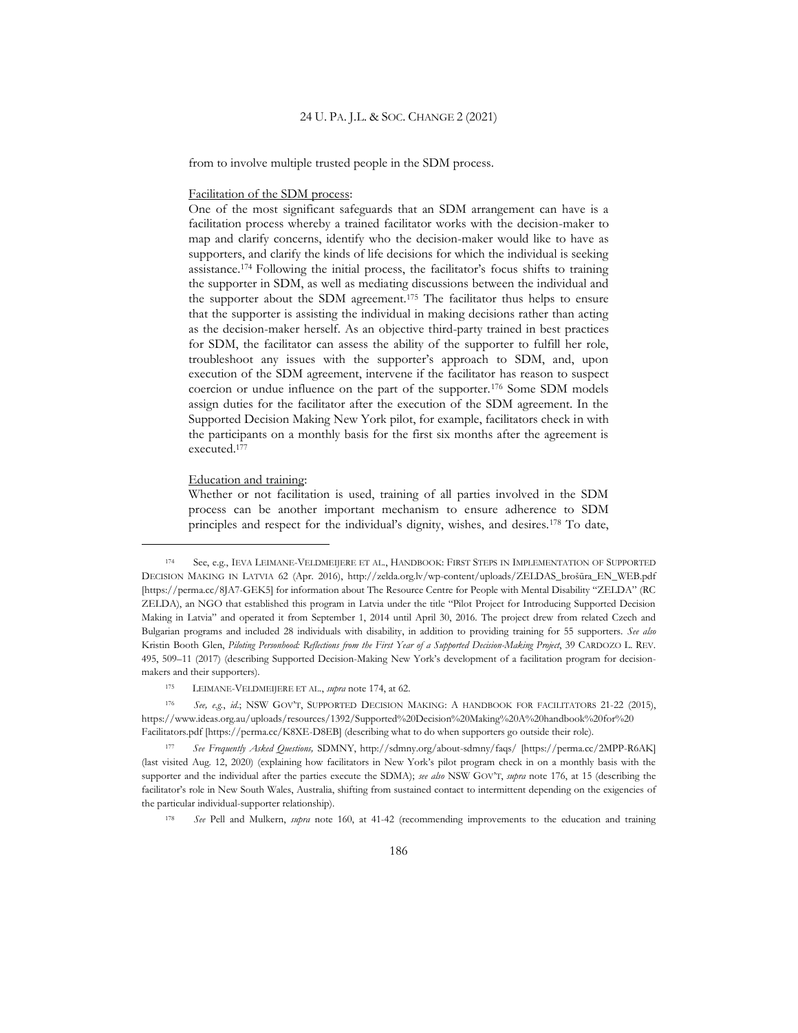from to involve multiple trusted people in the SDM process.

Facilitation of the SDM process:

One of the most significant safeguards that an SDM arrangement can have is a facilitation process whereby a trained facilitator works with the decision-maker to map and clarify concerns, identify who the decision-maker would like to have as supporters, and clarify the kinds of life decisions for which the individual is seeking assistance.[174] Following the initial process, the facilitator's focus shifts to training the supporter in SDM, as well as mediating discussions between the individual and the supporter about the SDM agreement.[175] The facilitator thus helps to ensure that the supporter is assisting the individual in making decisions rather than acting as the decision-maker herself. As an objective third-party trained in best practices for SDM, the facilitator can assess the ability of the supporter to fulfill her role, troubleshoot any issues with the supporter's approach to SDM, and, upon execution of the SDM agreement, intervene if the facilitator has reason to suspect coercion or undue influence on the part of the supporter.[176] Some SDM models assign duties for the facilitator after the execution of the SDM agreement. In the Supported Decision Making New York pilot, for example, facilitators check in with the participants on a monthly basis for the first six months after the agreement is executed.[177]

Education and training:

Whether or not facilitation is used, training of all parties involved in the SDM process can be another important mechanism to ensure adherence to SDM principles and respect for the individual's dignity, wishes, and desires.[178] To date,

---

[174] See, e.g., IEVA LEIMANE-VELDMEIJERE ET AL., HANDBOOK: FIRST STEPS IN IMPLEMENTATION OF SUPPORTED DECISION MAKING IN LATVIA 62 (Apr. 2016), http://zelda.org.lv/wp-content/uploads/ZELDAS_brošūra_EN_WEB.pdf [https://perma.cc/8JA7-GEK5] for information about The Resource Centre for People with Mental Disability "ZELDA" (RC ZELDA), an NGO that established this program in Latvia under the title "Pilot Project for Introducing Supported Decision Making in Latvia" and operated it from September 1, 2014 until April 30, 2016. The project drew from related Czech and Bulgarian programs and included 28 individuals with disability, in addition to providing training for 55 supporters. *See also* Kristin Booth Glen, *Piloting Personhood: Reflections from the First Year of a Supported Decision-Making Project*, 39 CARDOZO L. REV. 495, 509–11 (2017) (describing Supported Decision-Making New York's development of a facilitation program for decision-makers and their supporters).

[175] LEIMANE-VELDMEIJERE ET AL., *supra* note 174, at 62.

[176] *See, e.g.*, *id.*; NSW GOV'T, SUPPORTED DECISION MAKING: A HANDBOOK FOR FACILITATORS 21-22 (2015), https://www.ideas.org.au/uploads/resources/1392/Supported%20Decision%20Making%20A%20handbook%20for%20Facilitators.pdf [https://perma.cc/K8XE-D8EB] (describing what to do when supporters go outside their role).

[177] *See Frequently Asked Questions,* SDMNY, http://sdmny.org/about-sdmny/faqs/ [https://perma.cc/2MPP-R6AK] (last visited Aug. 12, 2020) (explaining how facilitators in New York's pilot program check in on a monthly basis with the supporter and the individual after the parties execute the SDMA); *see also* NSW GOV'T, *supra* note 176, at 15 (describing the facilitator's role in New South Wales, Australia, shifting from sustained contact to intermittent depending on the exigencies of the particular individual-supporter relationship).

[178] *See* Pell and Mulkern, *supra* note 160, at 41-42 (recommending improvements to the education and training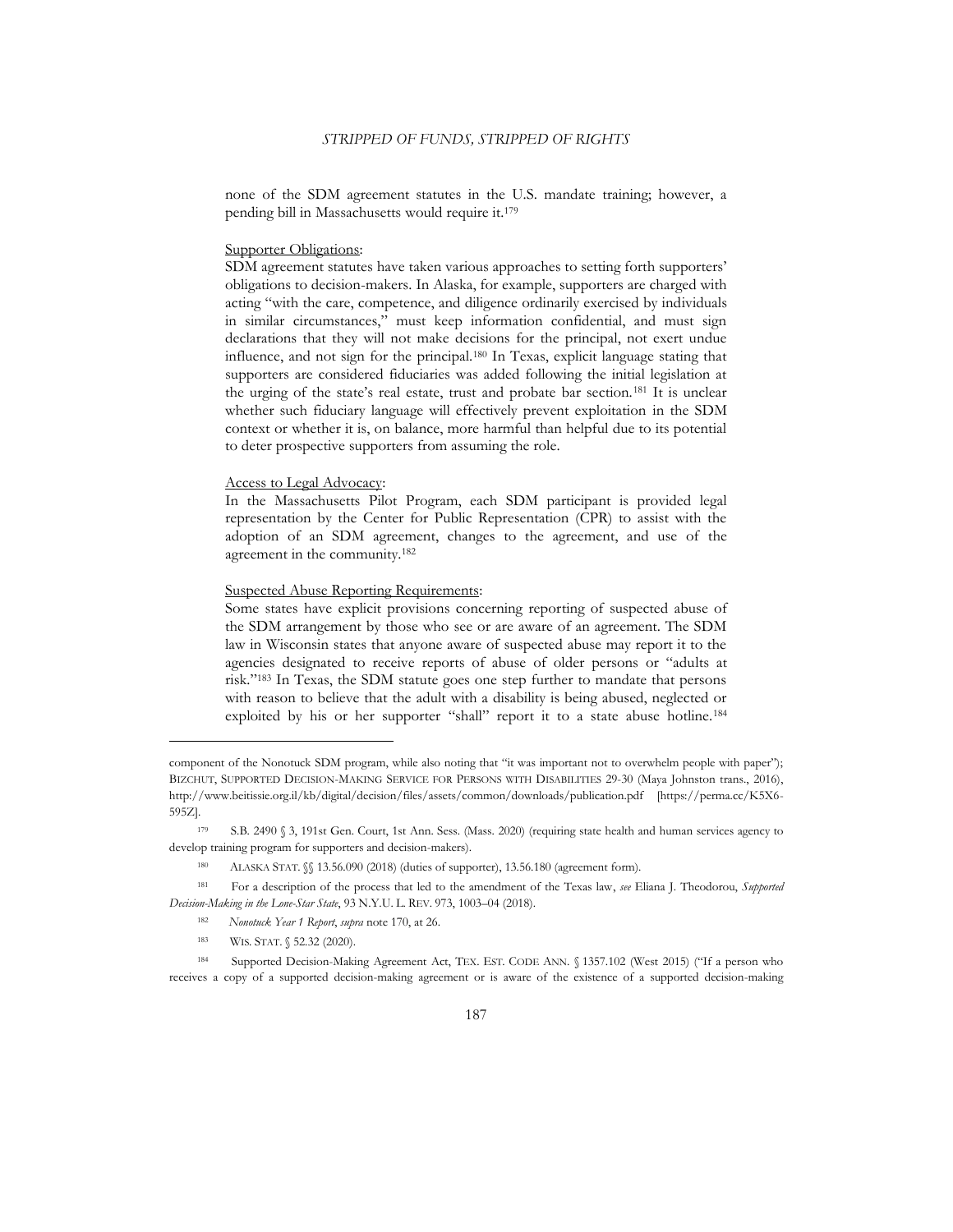none of the SDM agreement statutes in the U.S. mandate training; however, a pending bill in Massachusetts would require it.[179]

Supporter Obligations:

SDM agreement statutes have taken various approaches to setting forth supporters' obligations to decision-makers. In Alaska, for example, supporters are charged with acting "with the care, competence, and diligence ordinarily exercised by individuals in similar circumstances," must keep information confidential, and must sign declarations that they will not make decisions for the principal, not exert undue influence, and not sign for the principal.[180] In Texas, explicit language stating that supporters are considered fiduciaries was added following the initial legislation at the urging of the state's real estate, trust and probate bar section.[181] It is unclear whether such fiduciary language will effectively prevent exploitation in the SDM context or whether it is, on balance, more harmful than helpful due to its potential to deter prospective supporters from assuming the role.

Access to Legal Advocacy:

In the Massachusetts Pilot Program, each SDM participant is provided legal representation by the Center for Public Representation (CPR) to assist with the adoption of an SDM agreement, changes to the agreement, and use of the agreement in the community.[182]

Suspected Abuse Reporting Requirements:

Some states have explicit provisions concerning reporting of suspected abuse of the SDM arrangement by those who see or are aware of an agreement. The SDM law in Wisconsin states that anyone aware of suspected abuse may report it to the agencies designated to receive reports of abuse of older persons or "adults at risk."[183] In Texas, the SDM statute goes one step further to mandate that persons with reason to believe that the adult with a disability is being abused, neglected or exploited by his or her supporter "shall" report it to a state abuse hotline.[184]

---

component of the Nonotuck SDM program, while also noting that "it was important not to overwhelm people with paper"); BIZCHUT, SUPPORTED DECISION-MAKING SERVICE FOR PERSONS WITH DISABILITIES 29-30 (Maya Johnston trans., 2016), http://www.beitissie.org.il/kb/digital/decision/files/assets/common/downloads/publication.pdf [https://perma.cc/K5X6-595Z].

[179] S.B. 2490 § 3, 191st Gen. Court, 1st Ann. Sess. (Mass. 2020) (requiring state health and human services agency to develop training program for supporters and decision-makers).

[180] ALASKA STAT. §§ 13.56.090 (2018) (duties of supporter), 13.56.180 (agreement form).

[181] For a description of the process that led to the amendment of the Texas law, *see* Eliana J. Theodorou, *Supported Decision-Making in the Lone-Star State*, 93 N.Y.U. L. REV. 973, 1003–04 (2018).

[182] *Nonotuck Year 1 Report*, *supra* note 170, at 26.

[183] WIS. STAT. § 52.32 (2020).

[184] Supported Decision-Making Agreement Act, TEX. EST. CODE ANN. § 1357.102 (West 2015) ("If a person who receives a copy of a supported decision-making agreement or is aware of the existence of a supported decision-making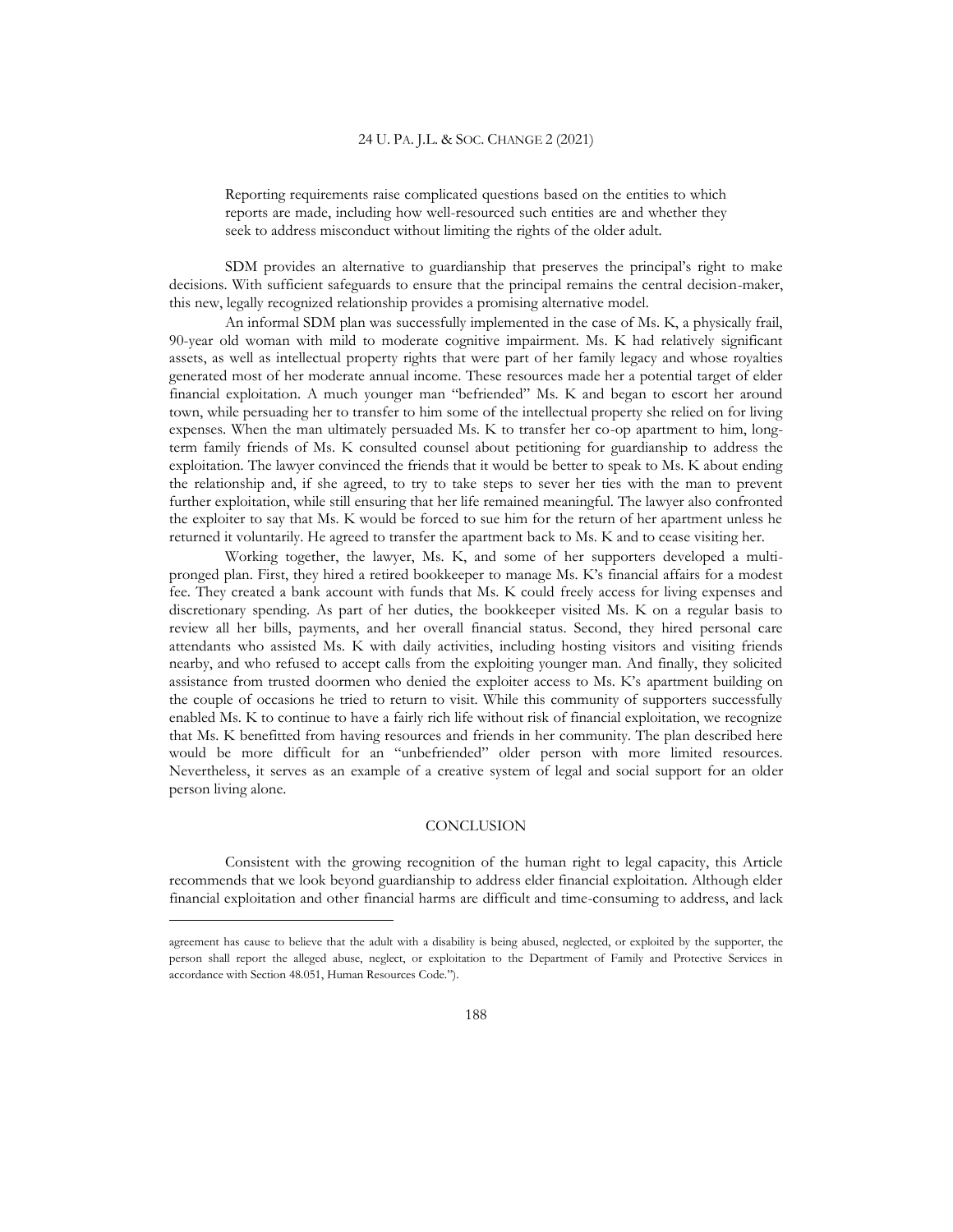> Reporting requirements raise complicated questions based on the entities to which reports are made, including how well-resourced such entities are and whether they seek to address misconduct without limiting the rights of the older adult.

SDM provides an alternative to guardianship that preserves the principal's right to make decisions. With sufficient safeguards to ensure that the principal remains the central decision-maker, this new, legally recognized relationship provides a promising alternative model.

An informal SDM plan was successfully implemented in the case of Ms. K, a physically frail, 90-year old woman with mild to moderate cognitive impairment. Ms. K had relatively significant assets, as well as intellectual property rights that were part of her family legacy and whose royalties generated most of her moderate annual income. These resources made her a potential target of elder financial exploitation. A much younger man "befriended" Ms. K and began to escort her around town, while persuading her to transfer to him some of the intellectual property she relied on for living expenses. When the man ultimately persuaded Ms. K to transfer her co-op apartment to him, long-term family friends of Ms. K consulted counsel about petitioning for guardianship to address the exploitation. The lawyer convinced the friends that it would be better to speak to Ms. K about ending the relationship and, if she agreed, to try to take steps to sever her ties with the man to prevent further exploitation, while still ensuring that her life remained meaningful. The lawyer also confronted the exploiter to say that Ms. K would be forced to sue him for the return of her apartment unless he returned it voluntarily. He agreed to transfer the apartment back to Ms. K and to cease visiting her.

Working together, the lawyer, Ms. K, and some of her supporters developed a multi-pronged plan. First, they hired a retired bookkeeper to manage Ms. K's financial affairs for a modest fee. They created a bank account with funds that Ms. K could freely access for living expenses and discretionary spending. As part of her duties, the bookkeeper visited Ms. K on a regular basis to review all her bills, payments, and her overall financial status. Second, they hired personal care attendants who assisted Ms. K with daily activities, including hosting visitors and visiting friends nearby, and who refused to accept calls from the exploiting younger man. And finally, they solicited assistance from trusted doormen who denied the exploiter access to Ms. K's apartment building on the couple of occasions he tried to return to visit. While this community of supporters successfully enabled Ms. K to continue to have a fairly rich life without risk of financial exploitation, we recognize that Ms. K benefitted from having resources and friends in her community. The plan described here would be more difficult for an "unbefriended" older person with more limited resources. Nevertheless, it serves as an example of a creative system of legal and social support for an older person living alone.

## CONCLUSION

Consistent with the growing recognition of the human right to legal capacity, this Article recommends that we look beyond guardianship to address elder financial exploitation. Although elder financial exploitation and other financial harms are difficult and time-consuming to address, and lack

---

agreement has cause to believe that the adult with a disability is being abused, neglected, or exploited by the supporter, the person shall report the alleged abuse, neglect, or exploitation to the Department of Family and Protective Services in accordance with Section 48.051, Human Resources Code.").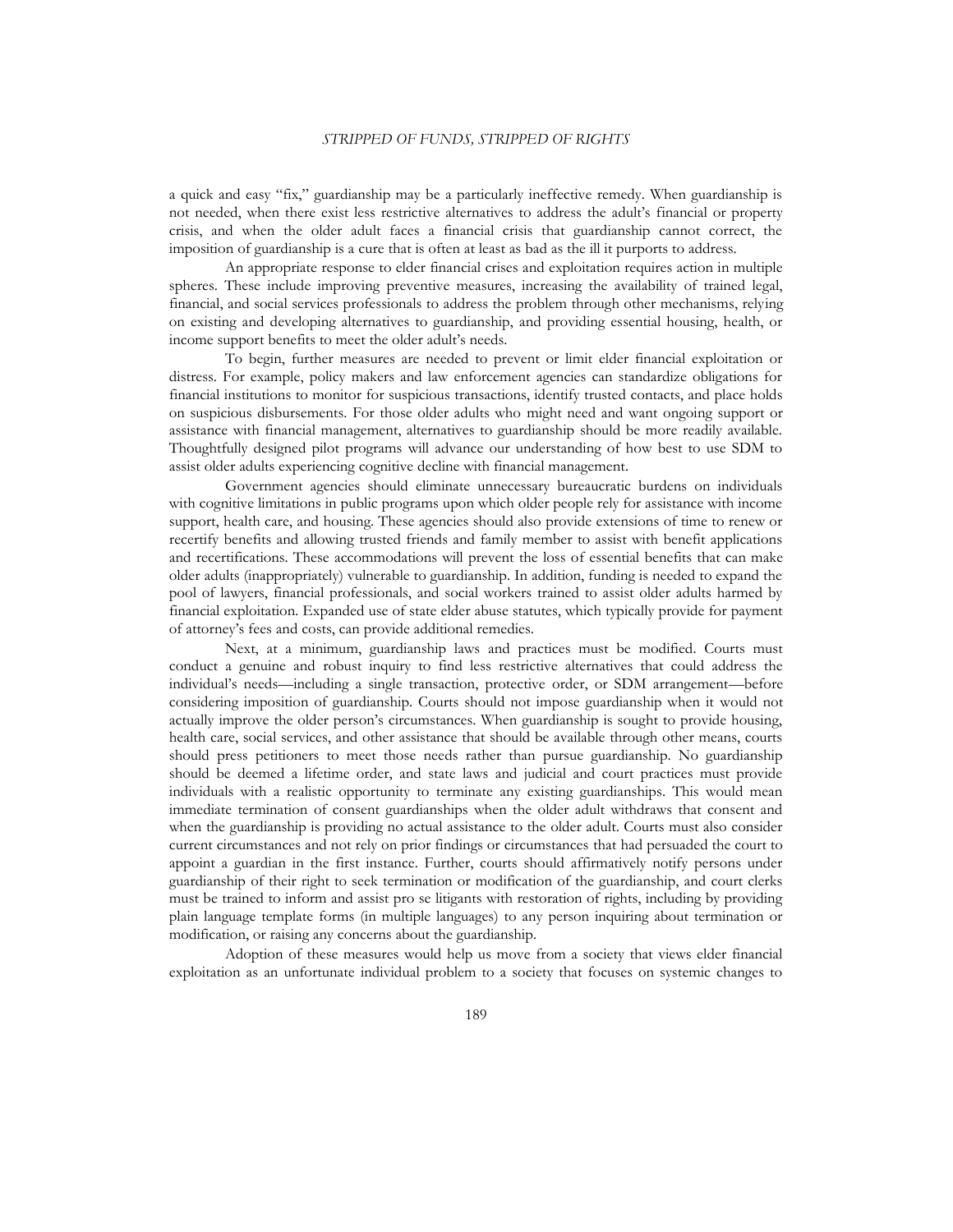a quick and easy "fix," guardianship may be a particularly ineffective remedy. When guardianship is not needed, when there exist less restrictive alternatives to address the adult's financial or property crisis, and when the older adult faces a financial crisis that guardianship cannot correct, the imposition of guardianship is a cure that is often at least as bad as the ill it purports to address.

An appropriate response to elder financial crises and exploitation requires action in multiple spheres. These include improving preventive measures, increasing the availability of trained legal, financial, and social services professionals to address the problem through other mechanisms, relying on existing and developing alternatives to guardianship, and providing essential housing, health, or income support benefits to meet the older adult's needs.

To begin, further measures are needed to prevent or limit elder financial exploitation or distress. For example, policy makers and law enforcement agencies can standardize obligations for financial institutions to monitor for suspicious transactions, identify trusted contacts, and place holds on suspicious disbursements. For those older adults who might need and want ongoing support or assistance with financial management, alternatives to guardianship should be more readily available. Thoughtfully designed pilot programs will advance our understanding of how best to use SDM to assist older adults experiencing cognitive decline with financial management.

Government agencies should eliminate unnecessary bureaucratic burdens on individuals with cognitive limitations in public programs upon which older people rely for assistance with income support, health care, and housing. These agencies should also provide extensions of time to renew or recertify benefits and allowing trusted friends and family member to assist with benefit applications and recertifications. These accommodations will prevent the loss of essential benefits that can make older adults (inappropriately) vulnerable to guardianship. In addition, funding is needed to expand the pool of lawyers, financial professionals, and social workers trained to assist older adults harmed by financial exploitation. Expanded use of state elder abuse statutes, which typically provide for payment of attorney's fees and costs, can provide additional remedies.

Next, at a minimum, guardianship laws and practices must be modified. Courts must conduct a genuine and robust inquiry to find less restrictive alternatives that could address the individual's needs—including a single transaction, protective order, or SDM arrangement—before considering imposition of guardianship. Courts should not impose guardianship when it would not actually improve the older person's circumstances. When guardianship is sought to provide housing, health care, social services, and other assistance that should be available through other means, courts should press petitioners to meet those needs rather than pursue guardianship. No guardianship should be deemed a lifetime order, and state laws and judicial and court practices must provide individuals with a realistic opportunity to terminate any existing guardianships. This would mean immediate termination of consent guardianships when the older adult withdraws that consent and when the guardianship is providing no actual assistance to the older adult. Courts must also consider current circumstances and not rely on prior findings or circumstances that had persuaded the court to appoint a guardian in the first instance. Further, courts should affirmatively notify persons under guardianship of their right to seek termination or modification of the guardianship, and court clerks must be trained to inform and assist pro se litigants with restoration of rights, including by providing plain language template forms (in multiple languages) to any person inquiring about termination or modification, or raising any concerns about the guardianship.

Adoption of these measures would help us move from a society that views elder financial exploitation as an unfortunate individual problem to a society that focuses on systemic changes to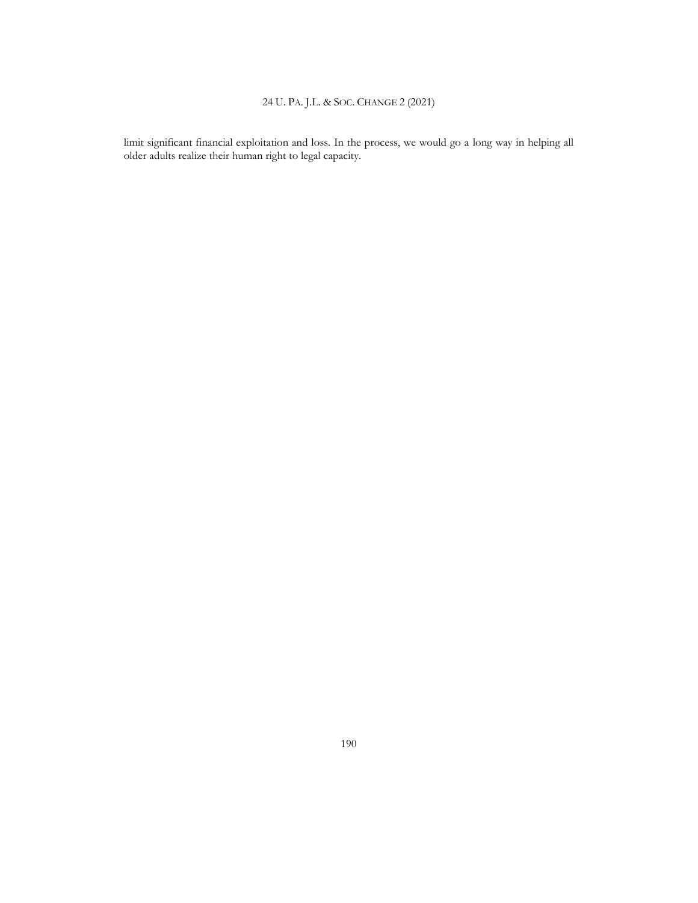limit significant financial exploitation and loss. In the process, we would go a long way in helping all older adults realize their human right to legal capacity.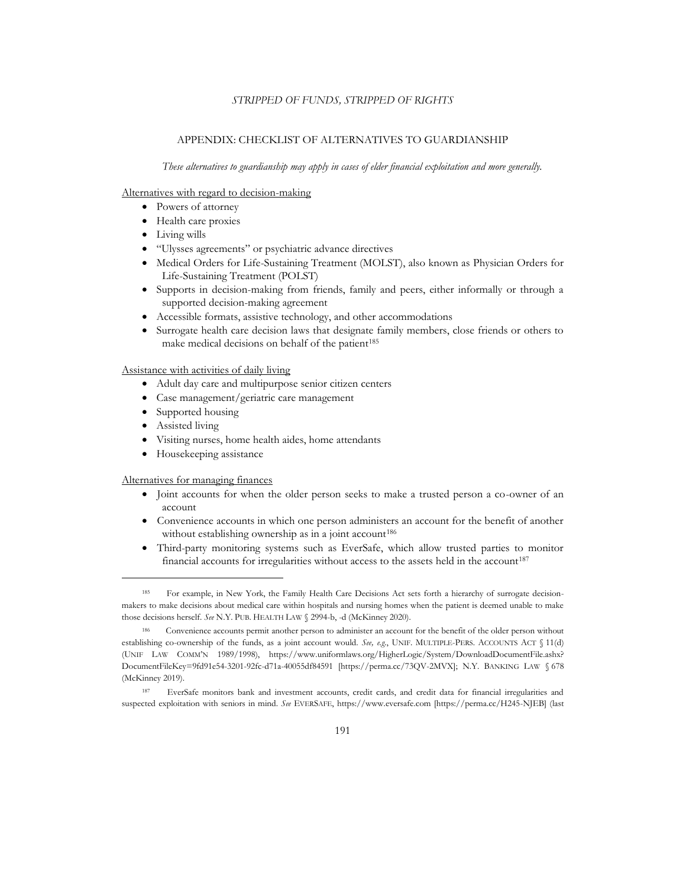## APPENDIX: CHECKLIST OF ALTERNATIVES TO GUARDIANSHIP

*These alternatives to guardianship may apply in cases of elder financial exploitation and more generally.*

Alternatives with regard to decision-making

- Powers of attorney
- Health care proxies
- Living wills
- "Ulysses agreements" or psychiatric advance directives
- Medical Orders for Life-Sustaining Treatment (MOLST), also known as Physician Orders for Life-Sustaining Treatment (POLST)
- Supports in decision-making from friends, family and peers, either informally or through a supported decision-making agreement
- Accessible formats, assistive technology, and other accommodations
- Surrogate health care decision laws that designate family members, close friends or others to make medical decisions on behalf of the patient[185]

Assistance with activities of daily living

- Adult day care and multipurpose senior citizen centers
- Case management/geriatric care management
- Supported housing
- Assisted living
- Visiting nurses, home health aides, home attendants
- Housekeeping assistance

Alternatives for managing finances

- Joint accounts for when the older person seeks to make a trusted person a co-owner of an account
- Convenience accounts in which one person administers an account for the benefit of another without establishing ownership as in a joint account[186]
- Third-party monitoring systems such as EverSafe, which allow trusted parties to monitor financial accounts for irregularities without access to the assets held in the account[187]

---

[185] For example, in New York, the Family Health Care Decisions Act sets forth a hierarchy of surrogate decision-makers to make decisions about medical care within hospitals and nursing homes when the patient is deemed unable to make those decisions herself. *See* N.Y. PUB. HEALTH LAW § 2994-b, -d (McKinney 2020).

[186] Convenience accounts permit another person to administer an account for the benefit of the older person without establishing co-ownership of the funds, as a joint account would. *See, e.g.*, UNIF. MULTIPLE-PERS. ACCOUNTS ACT § 11(d) (UNIF LAW COMM'N 1989/1998), https://www.uniformlaws.org/HigherLogic/System/DownloadDocumentFile.ashx?DocumentFileKey=9fd91e54-3201-92fc-d71a-40055df84591 [https://perma.cc/73QV-2MVX]; N.Y. BANKING LAW § 678 (McKinney 2019).

[187] EverSafe monitors bank and investment accounts, credit cards, and credit data for financial irregularities and suspected exploitation with seniors in mind. *See* EVERSAFE, https://www.eversafe.com [https://perma.cc/H245-NJEB] (last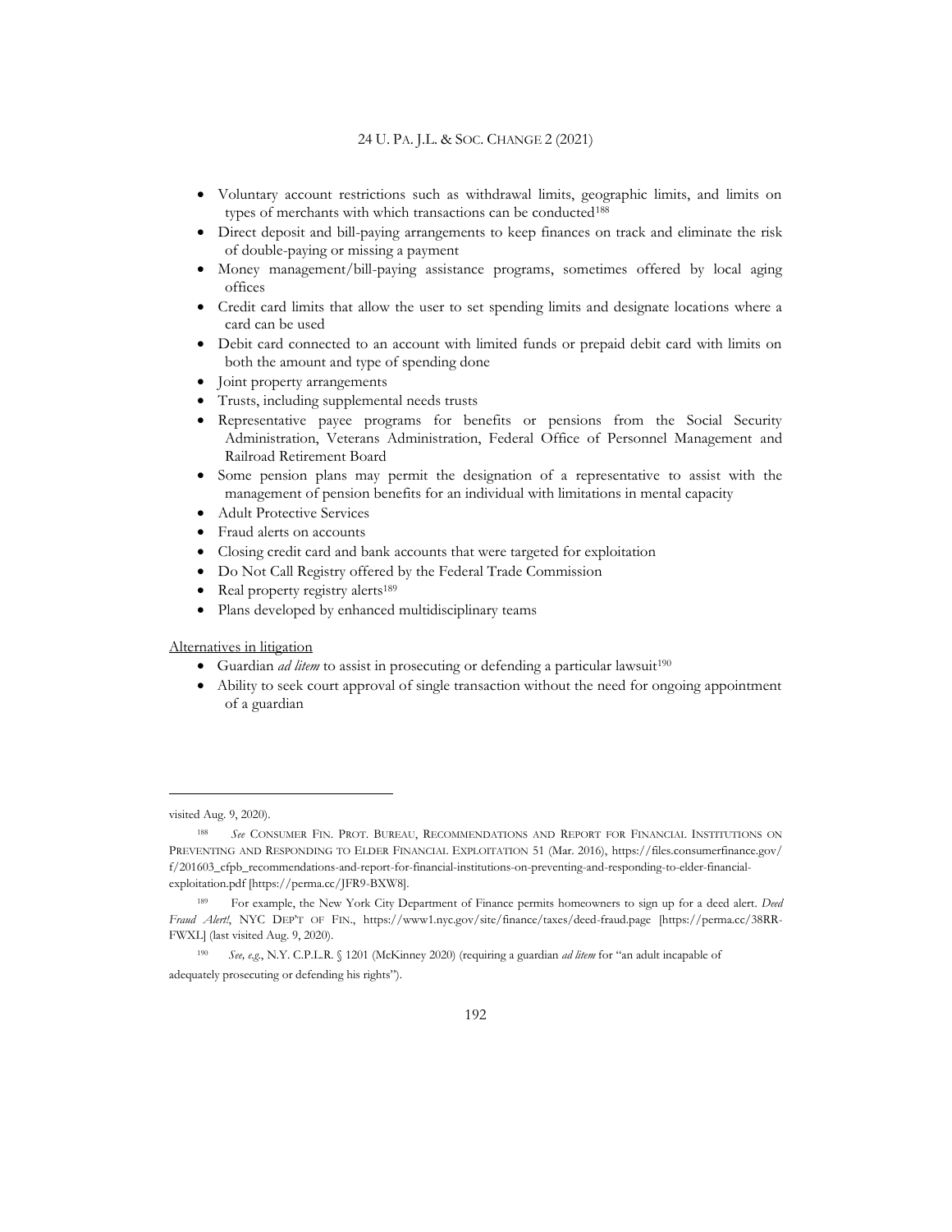- Voluntary account restrictions such as withdrawal limits, geographic limits, and limits on types of merchants with which transactions can be conducted[188]
- Direct deposit and bill-paying arrangements to keep finances on track and eliminate the risk of double-paying or missing a payment
- Money management/bill-paying assistance programs, sometimes offered by local aging offices
- Credit card limits that allow the user to set spending limits and designate locations where a card can be used
- Debit card connected to an account with limited funds or prepaid debit card with limits on both the amount and type of spending done
- Joint property arrangements
- Trusts, including supplemental needs trusts
- Representative payee programs for benefits or pensions from the Social Security Administration, Veterans Administration, Federal Office of Personnel Management and Railroad Retirement Board
- Some pension plans may permit the designation of a representative to assist with the management of pension benefits for an individual with limitations in mental capacity
- Adult Protective Services
- Fraud alerts on accounts
- Closing credit card and bank accounts that were targeted for exploitation
- Do Not Call Registry offered by the Federal Trade Commission
- Real property registry alerts[189]
- Plans developed by enhanced multidisciplinary teams

Alternatives in litigation

- Guardian *ad litem* to assist in prosecuting or defending a particular lawsuit[190]
- Ability to seek court approval of single transaction without the need for ongoing appointment of a guardian

---

visited Aug. 9, 2020).

[188] *See* CONSUMER FIN. PROT. BUREAU, RECOMMENDATIONS AND REPORT FOR FINANCIAL INSTITUTIONS ON PREVENTING AND RESPONDING TO ELDER FINANCIAL EXPLOITATION 51 (Mar. 2016), https://files.consumerfinance.gov/f/201603_cfpb_recommendations-and-report-for-financial-institutions-on-preventing-and-responding-to-elder-financial-exploitation.pdf [https://perma.cc/JFR9-BXW8].

[189] For example, the New York City Department of Finance permits homeowners to sign up for a deed alert. *Deed Fraud Alert!*, NYC DEP'T OF FIN., https://www1.nyc.gov/site/finance/taxes/deed-fraud.page [https://perma.cc/38RR-FWXL] (last visited Aug. 9, 2020).

[190] *See, e.g.*, N.Y. C.P.L.R. § 1201 (McKinney 2020) (requiring a guardian *ad litem* for "an adult incapable of adequately prosecuting or defending his rights").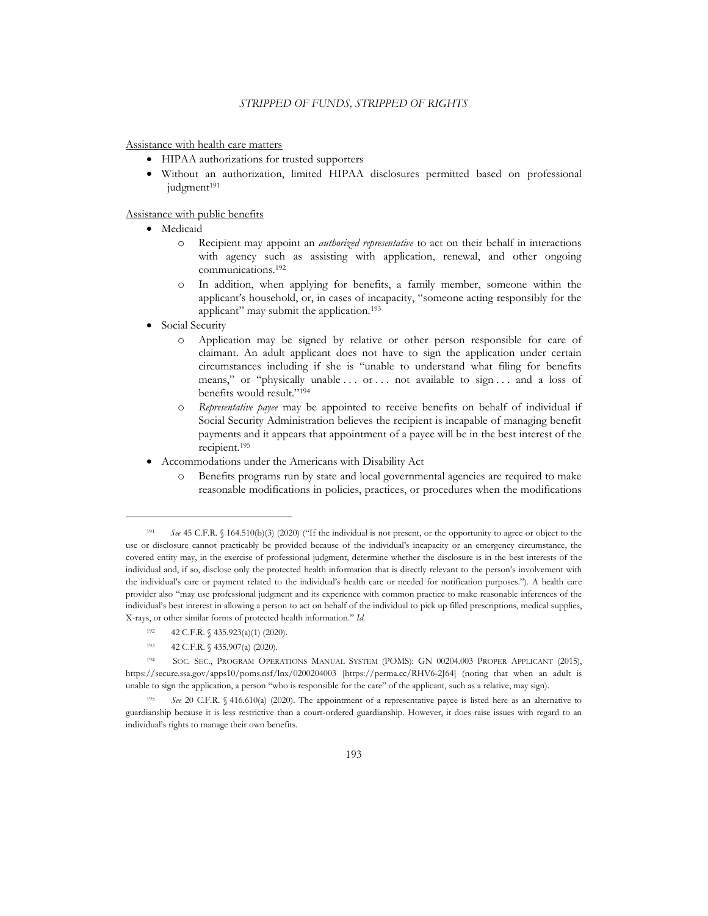Assistance with health care matters

- HIPAA authorizations for trusted supporters
- Without an authorization, limited HIPAA disclosures permitted based on professional judgment[191]

Assistance with public benefits

- Medicaid
  - Recipient may appoint an *authorized representative* to act on their behalf in interactions with agency such as assisting with application, renewal, and other ongoing communications.[192]
  - In addition, when applying for benefits, a family member, someone within the applicant's household, or, in cases of incapacity, "someone acting responsibly for the applicant" may submit the application.[193]
- Social Security
  - Application may be signed by relative or other person responsible for care of claimant. An adult applicant does not have to sign the application under certain circumstances including if she is "unable to understand what filing for benefits means," or "physically unable . . . or . . . not available to sign . . . and a loss of benefits would result."[194]
  - *Representative payee* may be appointed to receive benefits on behalf of individual if Social Security Administration believes the recipient is incapable of managing benefit payments and it appears that appointment of a payee will be in the best interest of the recipient.[195]
- Accommodations under the Americans with Disability Act
  - Benefits programs run by state and local governmental agencies are required to make reasonable modifications in policies, practices, or procedures when the modifications

---

[191] *See* 45 C.F.R. § 164.510(b)(3) (2020) ("If the individual is not present, or the opportunity to agree or object to the use or disclosure cannot practicably be provided because of the individual's incapacity or an emergency circumstance, the covered entity may, in the exercise of professional judgment, determine whether the disclosure is in the best interests of the individual and, if so, disclose only the protected health information that is directly relevant to the person's involvement with the individual's care or payment related to the individual's health care or needed for notification purposes."). A health care provider also "may use professional judgment and its experience with common practice to make reasonable inferences of the individual's best interest in allowing a person to act on behalf of the individual to pick up filled prescriptions, medical supplies, X-rays, or other similar forms of protected health information." *Id.*

[192] 42 C.F.R. § 435.923(a)(1) (2020).

[193] 42 C.F.R. § 435.907(a) (2020).

[194] SOC. SEC., PROGRAM OPERATIONS MANUAL SYSTEM (POMS): GN 00204.003 PROPER APPLICANT (2015), https://secure.ssa.gov/apps10/poms.nsf/lnx/0200204003 [https://perma.cc/RHV6-2J64] (noting that when an adult is unable to sign the application, a person "who is responsible for the care" of the applicant, such as a relative, may sign).

[195] *See* 20 C.F.R. § 416.610(a) (2020). The appointment of a representative payee is listed here as an alternative to guardianship because it is less restrictive than a court-ordered guardianship. However, it does raise issues with regard to an individual's rights to manage their own benefits.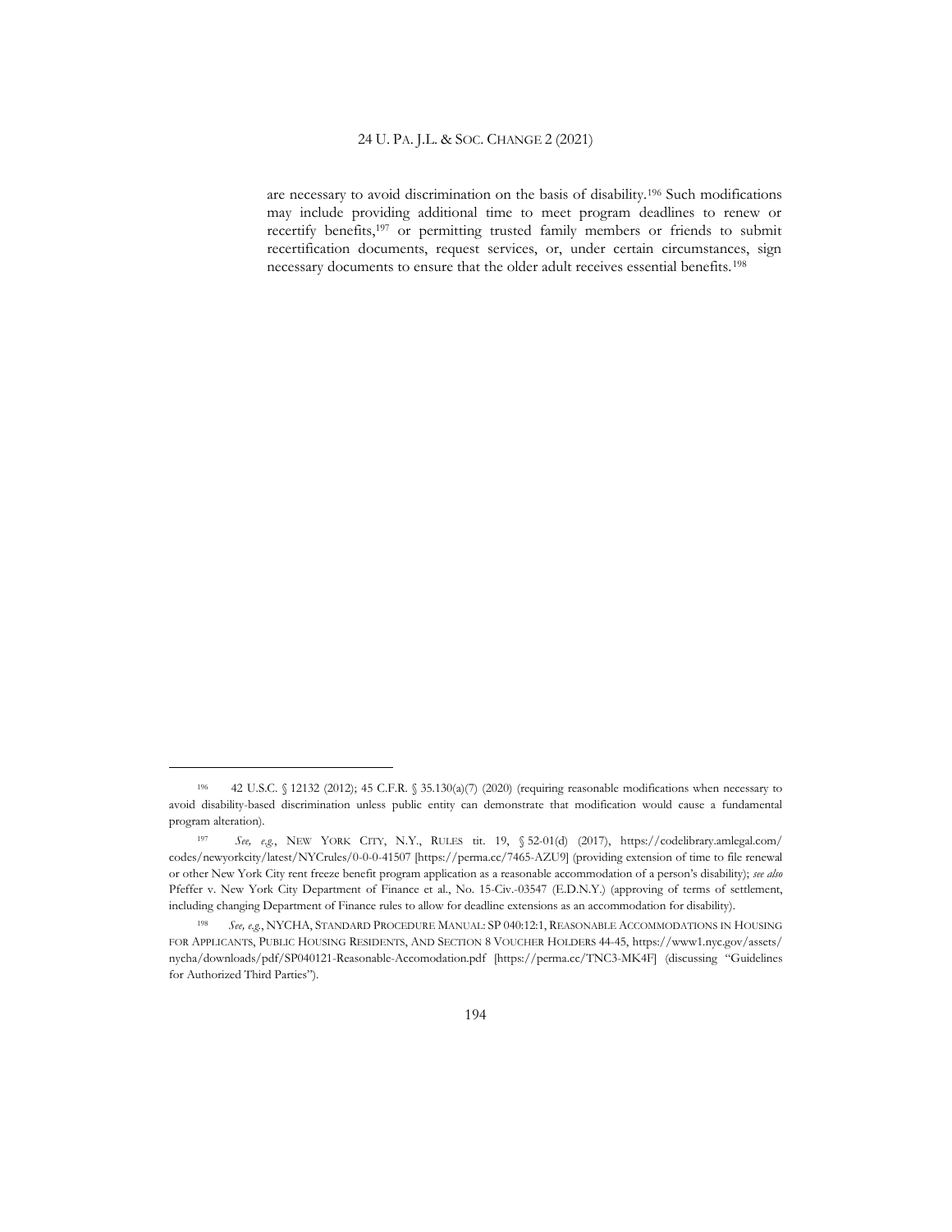are necessary to avoid discrimination on the basis of disability.[196] Such modifications may include providing additional time to meet program deadlines to renew or recertify benefits,[197] or permitting trusted family members or friends to submit recertification documents, request services, or, under certain circumstances, sign necessary documents to ensure that the older adult receives essential benefits.[198]

---

[196] 42 U.S.C. § 12132 (2012); 45 C.F.R. § 35.130(a)(7) (2020) (requiring reasonable modifications when necessary to avoid disability-based discrimination unless public entity can demonstrate that modification would cause a fundamental program alteration).

[197] *See, e.g.*, NEW YORK CITY, N.Y., RULES tit. 19, § 52-01(d) (2017), https://codelibrary.amlegal.com/codes/newyorkcity/latest/NYCrules/0-0-0-41507 [https://perma.cc/7465-AZU9] (providing extension of time to file renewal or other New York City rent freeze benefit program application as a reasonable accommodation of a person's disability); *see also* Pfeffer v. New York City Department of Finance et al., No. 15-Civ.-03547 (E.D.N.Y.) (approving of terms of settlement, including changing Department of Finance rules to allow for deadline extensions as an accommodation for disability).

[198] *See, e.g.*, NYCHA, STANDARD PROCEDURE MANUAL: SP 040:12:1, REASONABLE ACCOMMODATIONS IN HOUSING FOR APPLICANTS, PUBLIC HOUSING RESIDENTS, AND SECTION 8 VOUCHER HOLDERS 44-45, https://www1.nyc.gov/assets/nycha/downloads/pdf/SP040121-Reasonable-Accomodation.pdf [https://perma.cc/TNC3-MK4F] (discussing "Guidelines for Authorized Third Parties").